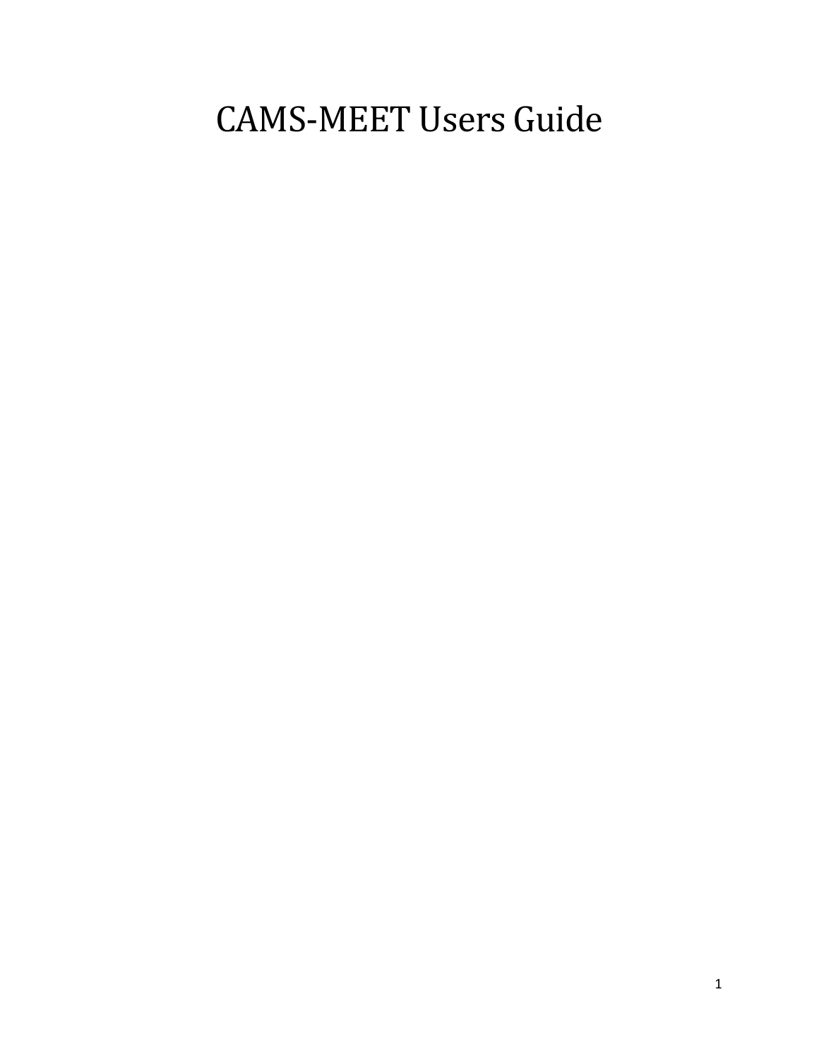# CAMS-MEET Users Guide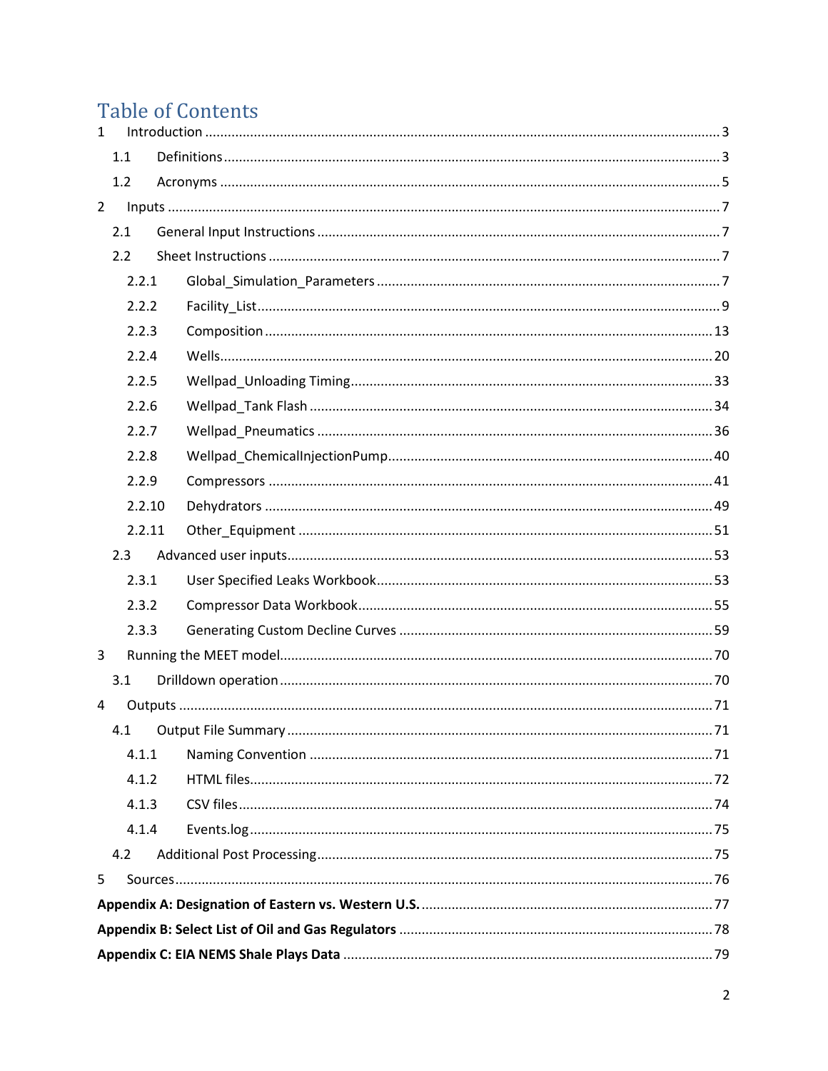# Table of Contents

1 Introduction ..... 3
  1.1 Definitions ..... 3
  1.2 Acronyms ..... 5
2 Inputs ..... 7
  2.1 General Input Instructions ..... 7
  2.2 Sheet Instructions ..... 7
    2.2.1 Global_Simulation_Parameters ..... 7
    2.2.2 Facility_List ..... 9
    2.2.3 Composition ..... 13
    2.2.4 Wells ..... 20
    2.2.5 Wellpad_Unloading Timing ..... 33
    2.2.6 Wellpad_Tank Flash ..... 34
    2.2.7 Wellpad_Pneumatics ..... 36
    2.2.8 Wellpad_ChemicalInjectionPump ..... 40
    2.2.9 Compressors ..... 41
    2.2.10 Dehydrators ..... 49
    2.2.11 Other_Equipment ..... 51
  2.3 Advanced user inputs ..... 53
    2.3.1 User Specified Leaks Workbook ..... 53
    2.3.2 Compressor Data Workbook ..... 55
    2.3.3 Generating Custom Decline Curves ..... 59
3 Running the MEET model ..... 70
  3.1 Drilldown operation ..... 70
4 Outputs ..... 71
  4.1 Output File Summary ..... 71
    4.1.1 Naming Convention ..... 71
    4.1.2 HTML files ..... 72
    4.1.3 CSV files ..... 74
    4.1.4 Events.log ..... 75
  4.2 Additional Post Processing ..... 75
5 Sources ..... 76

**Appendix A: Designation of Eastern vs. Western U.S.** ..... 77

**Appendix B: Select List of Oil and Gas Regulators** ..... 78

**Appendix C: EIA NEMS Shale Plays Data** ..... 79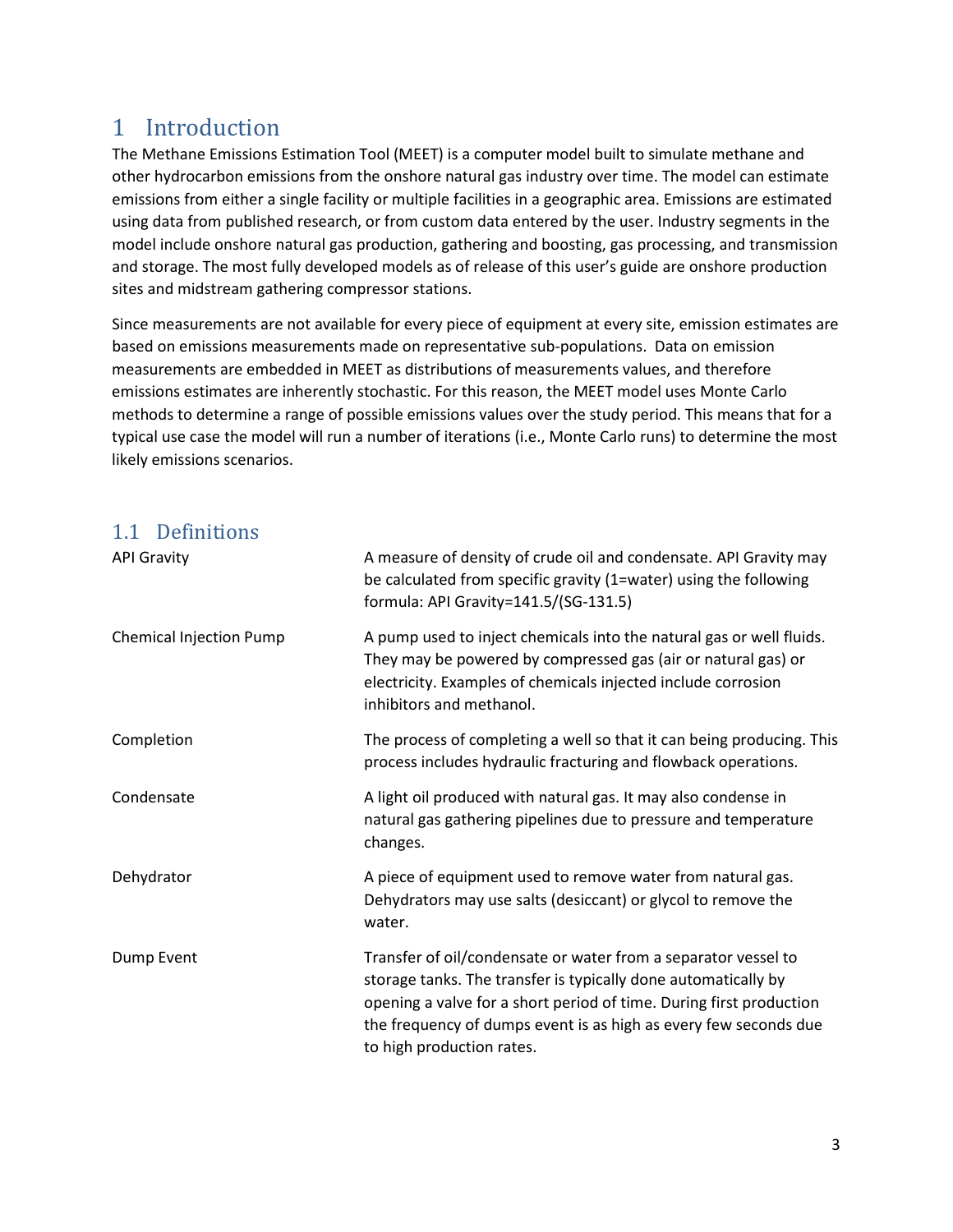# 1 Introduction

The Methane Emissions Estimation Tool (MEET) is a computer model built to simulate methane and other hydrocarbon emissions from the onshore natural gas industry over time. The model can estimate emissions from either a single facility or multiple facilities in a geographic area. Emissions are estimated using data from published research, or from custom data entered by the user. Industry segments in the model include onshore natural gas production, gathering and boosting, gas processing, and transmission and storage. The most fully developed models as of release of this user's guide are onshore production sites and midstream gathering compressor stations.

Since measurements are not available for every piece of equipment at every site, emission estimates are based on emissions measurements made on representative sub-populations. Data on emission measurements are embedded in MEET as distributions of measurements values, and therefore emissions estimates are inherently stochastic. For this reason, the MEET model uses Monte Carlo methods to determine a range of possible emissions values over the study period. This means that for a typical use case the model will run a number of iterations (i.e., Monte Carlo runs) to determine the most likely emissions scenarios.

## 1.1 Definitions

| | |
|---|---|
| API Gravity | A measure of density of crude oil and condensate. API Gravity may be calculated from specific gravity (1=water) using the following formula: API Gravity=141.5/(SG-131.5) |
| Chemical Injection Pump | A pump used to inject chemicals into the natural gas or well fluids. They may be powered by compressed gas (air or natural gas) or electricity. Examples of chemicals injected include corrosion inhibitors and methanol. |
| Completion | The process of completing a well so that it can being producing. This process includes hydraulic fracturing and flowback operations. |
| Condensate | A light oil produced with natural gas. It may also condense in natural gas gathering pipelines due to pressure and temperature changes. |
| Dehydrator | A piece of equipment used to remove water from natural gas. Dehydrators may use salts (desiccant) or glycol to remove the water. |
| Dump Event | Transfer of oil/condensate or water from a separator vessel to storage tanks. The transfer is typically done automatically by opening a valve for a short period of time. During first production the frequency of dumps event is as high as every few seconds due to high production rates. |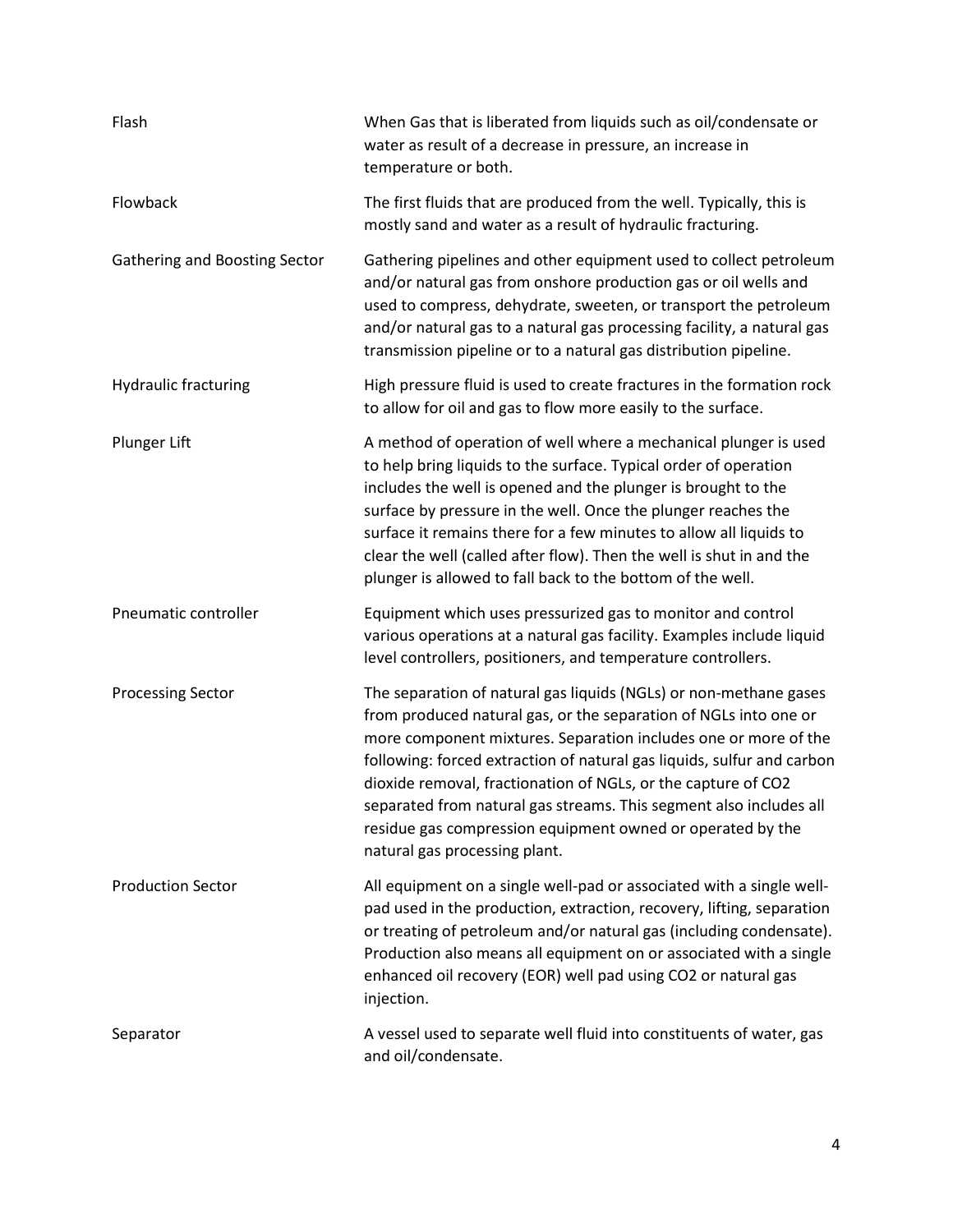| | |
|---|---|
| Flash | When Gas that is liberated from liquids such as oil/condensate or water as result of a decrease in pressure, an increase in temperature or both. |
| Flowback | The first fluids that are produced from the well. Typically, this is mostly sand and water as a result of hydraulic fracturing. |
| Gathering and Boosting Sector | Gathering pipelines and other equipment used to collect petroleum and/or natural gas from onshore production gas or oil wells and used to compress, dehydrate, sweeten, or transport the petroleum and/or natural gas to a natural gas processing facility, a natural gas transmission pipeline or to a natural gas distribution pipeline. |
| Hydraulic fracturing | High pressure fluid is used to create fractures in the formation rock to allow for oil and gas to flow more easily to the surface. |
| Plunger Lift | A method of operation of well where a mechanical plunger is used to help bring liquids to the surface. Typical order of operation includes the well is opened and the plunger is brought to the surface by pressure in the well. Once the plunger reaches the surface it remains there for a few minutes to allow all liquids to clear the well (called after flow). Then the well is shut in and the plunger is allowed to fall back to the bottom of the well. |
| Pneumatic controller | Equipment which uses pressurized gas to monitor and control various operations at a natural gas facility. Examples include liquid level controllers, positioners, and temperature controllers. |
| Processing Sector | The separation of natural gas liquids (NGLs) or non-methane gases from produced natural gas, or the separation of NGLs into one or more component mixtures. Separation includes one or more of the following: forced extraction of natural gas liquids, sulfur and carbon dioxide removal, fractionation of NGLs, or the capture of $CO_2$ separated from natural gas streams. This segment also includes all residue gas compression equipment owned or operated by the natural gas processing plant. |
| Production Sector | All equipment on a single well-pad or associated with a single well-pad used in the production, extraction, recovery, lifting, separation or treating of petroleum and/or natural gas (including condensate). Production also means all equipment on or associated with a single enhanced oil recovery (EOR) well pad using $CO_2$ or natural gas injection. |
| Separator | A vessel used to separate well fluid into constituents of water, gas and oil/condensate. |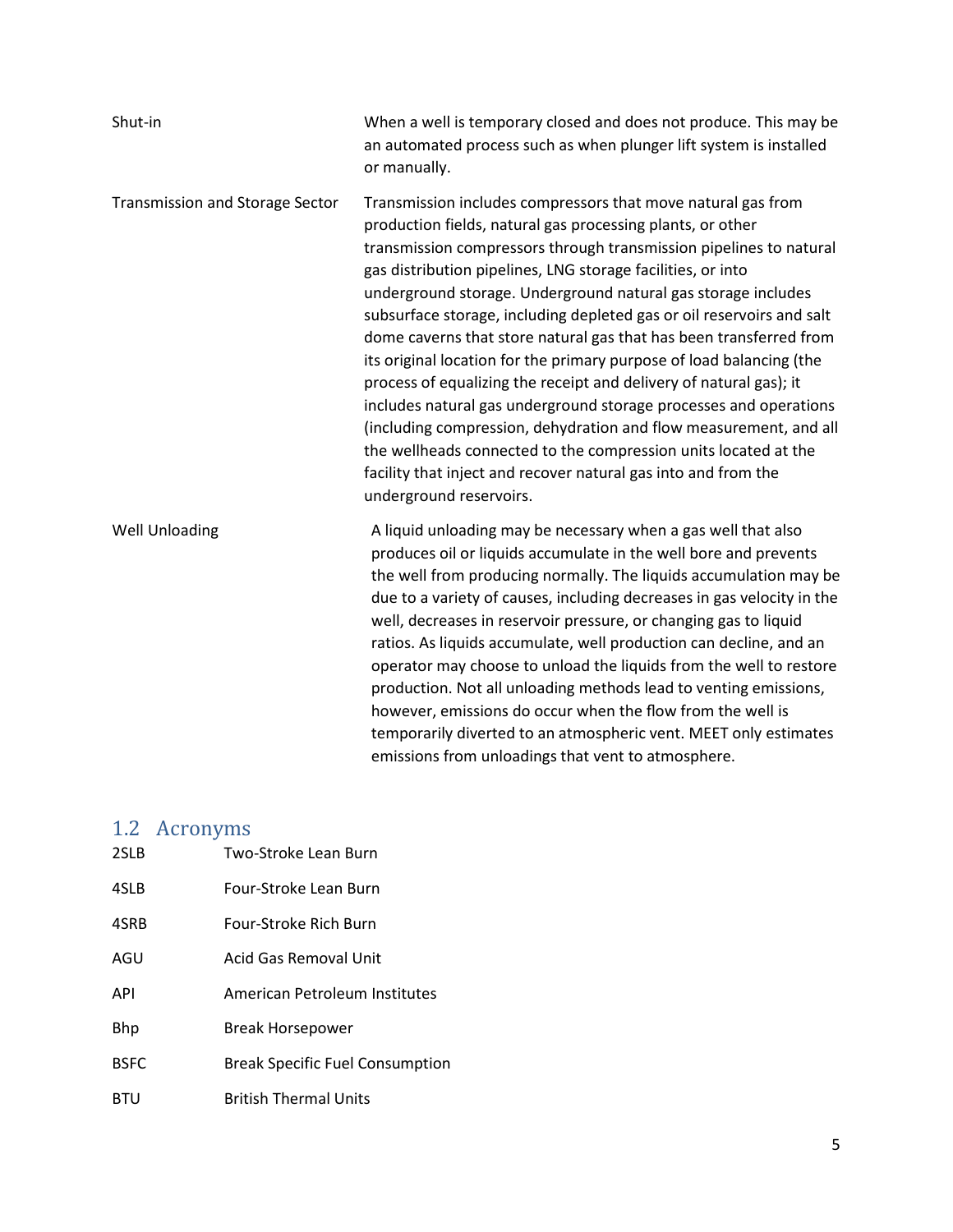| | |
|---|---|
| Shut-in | When a well is temporary closed and does not produce. This may be an automated process such as when plunger lift system is installed or manually. |
| Transmission and Storage Sector | Transmission includes compressors that move natural gas from production fields, natural gas processing plants, or other transmission compressors through transmission pipelines to natural gas distribution pipelines, LNG storage facilities, or into underground storage. Underground natural gas storage includes subsurface storage, including depleted gas or oil reservoirs and salt dome caverns that store natural gas that has been transferred from its original location for the primary purpose of load balancing (the process of equalizing the receipt and delivery of natural gas); it includes natural gas underground storage processes and operations (including compression, dehydration and flow measurement, and all the wellheads connected to the compression units located at the facility that inject and recover natural gas into and from the underground reservoirs. |
| Well Unloading | A liquid unloading may be necessary when a gas well that also produces oil or liquids accumulate in the well bore and prevents the well from producing normally. The liquids accumulation may be due to a variety of causes, including decreases in gas velocity in the well, decreases in reservoir pressure, or changing gas to liquid ratios. As liquids accumulate, well production can decline, and an operator may choose to unload the liquids from the well to restore production. Not all unloading methods lead to venting emissions, however, emissions do occur when the flow from the well is temporarily diverted to an atmospheric vent. MEET only estimates emissions from unloadings that vent to atmosphere. |

## 1.2 Acronyms

| | |
|---|---|
| 2SLB | Two-Stroke Lean Burn |
| 4SLB | Four-Stroke Lean Burn |
| 4SRB | Four-Stroke Rich Burn |
| AGU | Acid Gas Removal Unit |
| API | American Petroleum Institutes |
| Bhp | Break Horsepower |
| BSFC | Break Specific Fuel Consumption |
| BTU | British Thermal Units |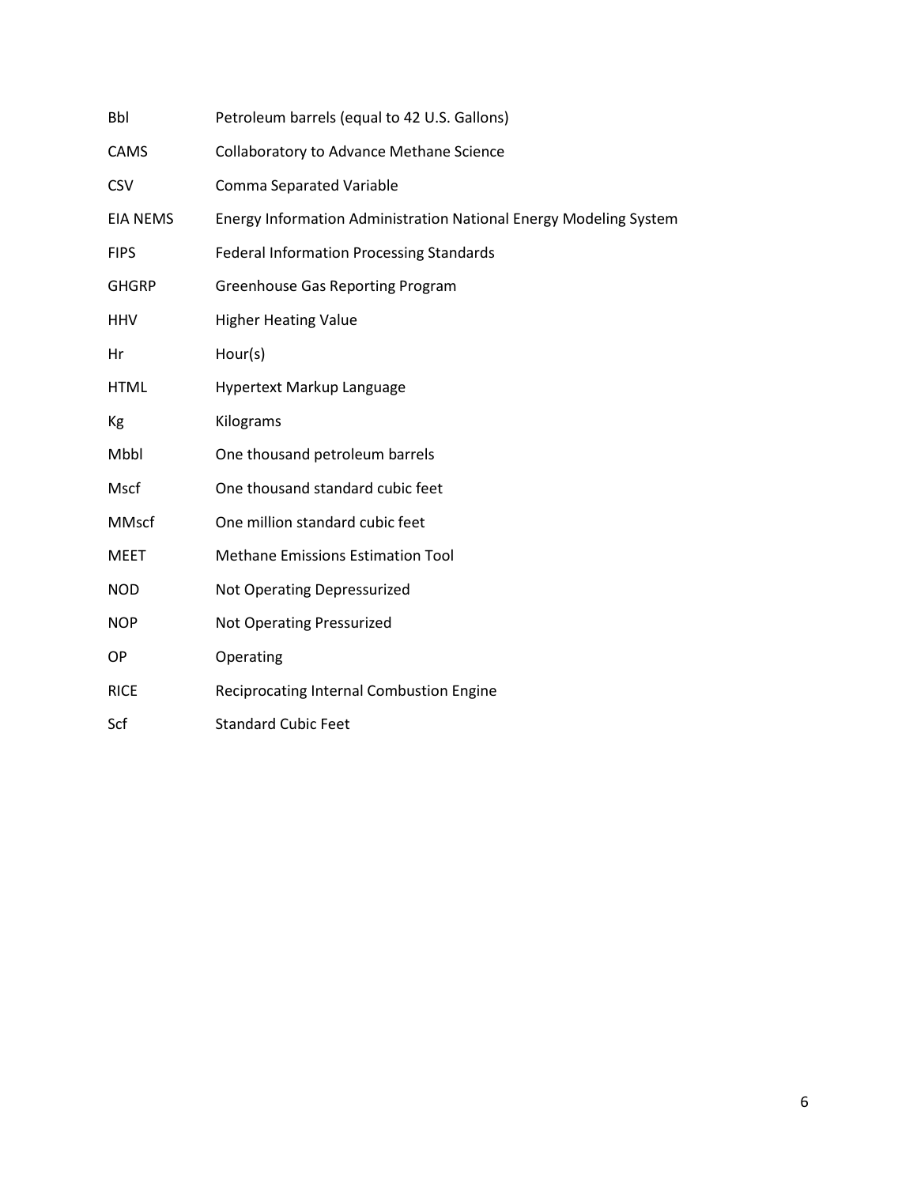| | |
|---|---|
| Bbl | Petroleum barrels (equal to 42 U.S. Gallons) |
| CAMS | Collaboratory to Advance Methane Science |
| CSV | Comma Separated Variable |
| EIA NEMS | Energy Information Administration National Energy Modeling System |
| FIPS | Federal Information Processing Standards |
| GHGRP | Greenhouse Gas Reporting Program |
| HHV | Higher Heating Value |
| Hr | Hour(s) |
| HTML | Hypertext Markup Language |
| Kg | Kilograms |
| Mbbl | One thousand petroleum barrels |
| Mscf | One thousand standard cubic feet |
| MMscf | One million standard cubic feet |
| MEET | Methane Emissions Estimation Tool |
| NOD | Not Operating Depressurized |
| NOP | Not Operating Pressurized |
| OP | Operating |
| RICE | Reciprocating Internal Combustion Engine |
| Scf | Standard Cubic Feet |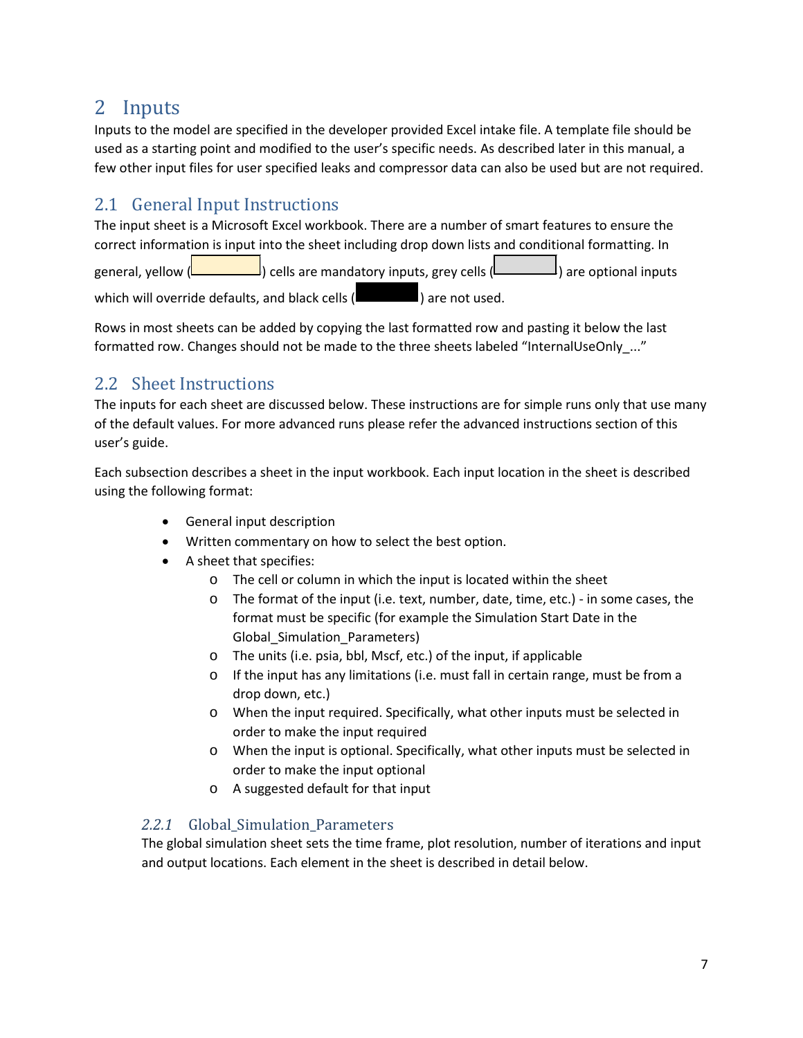# 2 Inputs

Inputs to the model are specified in the developer provided Excel intake file. A template file should be used as a starting point and modified to the user's specific needs. As described later in this manual, a few other input files for user specified leaks and compressor data can also be used but are not required.

## 2.1 General Input Instructions

The input sheet is a Microsoft Excel workbook. There are a number of smart features to ensure the correct information is input into the sheet including drop down lists and conditional formatting. In general, yellow ( ) cells are mandatory inputs, grey cells ( ) are optional inputs which will override defaults, and black cells ( ) are not used.

Rows in most sheets can be added by copying the last formatted row and pasting it below the last formatted row. Changes should not be made to the three sheets labeled "InternalUseOnly_..."

## 2.2 Sheet Instructions

The inputs for each sheet are discussed below. These instructions are for simple runs only that use many of the default values. For more advanced runs please refer the advanced instructions section of this user's guide.

Each subsection describes a sheet in the input workbook. Each input location in the sheet is described using the following format:

- General input description
- Written commentary on how to select the best option.
- A sheet that specifies:
  - The cell or column in which the input is located within the sheet
  - The format of the input (i.e. text, number, date, time, etc.) - in some cases, the format must be specific (for example the Simulation Start Date in the Global_Simulation_Parameters)
  - The units (i.e. psia, bbl, Mscf, etc.) of the input, if applicable
  - If the input has any limitations (i.e. must fall in certain range, must be from a drop down, etc.)
  - When the input required. Specifically, what other inputs must be selected in order to make the input required
  - When the input is optional. Specifically, what other inputs must be selected in order to make the input optional
  - A suggested default for that input

### *2.2.1* Global_Simulation_Parameters

The global simulation sheet sets the time frame, plot resolution, number of iterations and input and output locations. Each element in the sheet is described in detail below.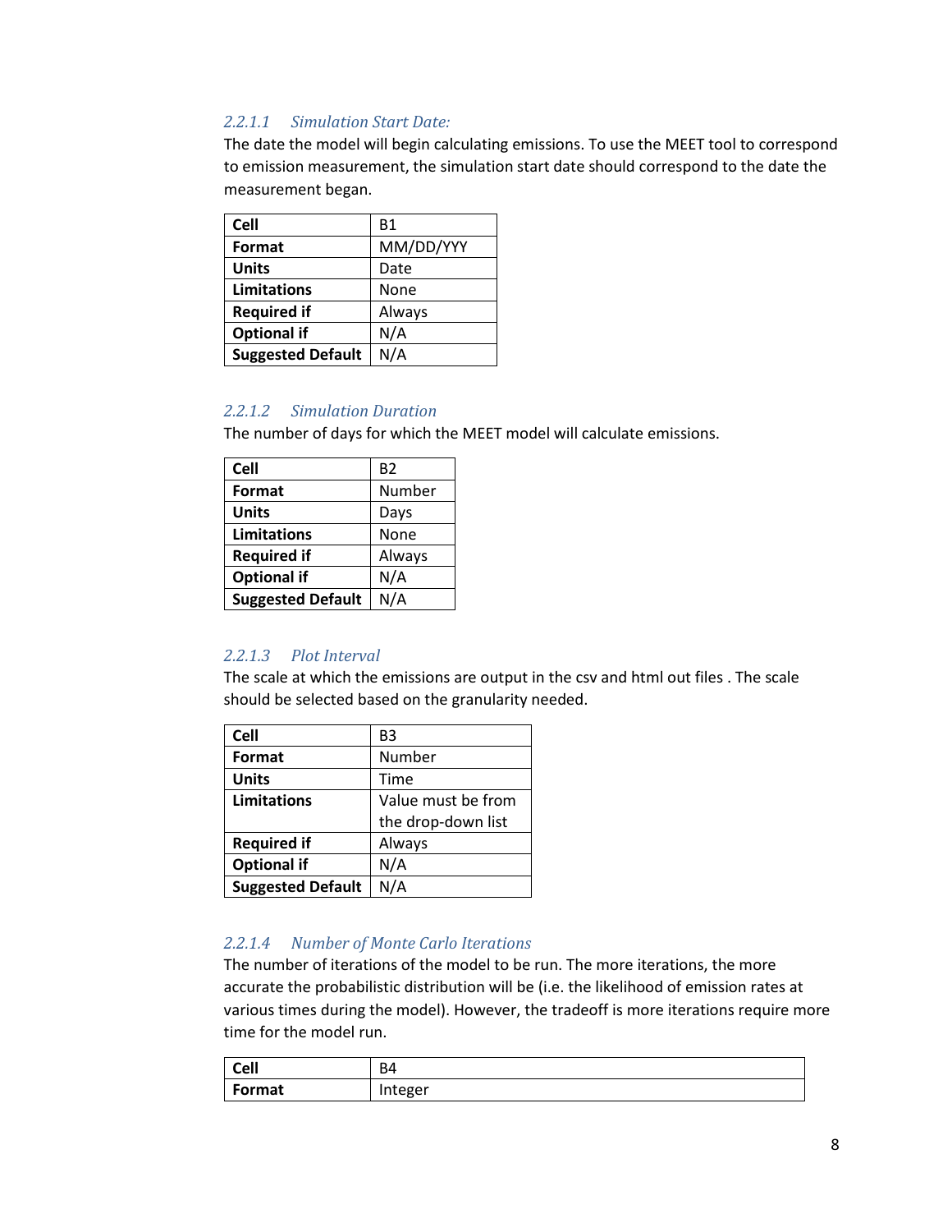#### 2.2.1.1 Simulation Start Date:

The date the model will begin calculating emissions. To use the MEET tool to correspond to emission measurement, the simulation start date should correspond to the date the measurement began.

| **Cell** | B1 |
|---|---|
| **Format** | MM/DD/YYY |
| **Units** | Date |
| **Limitations** | None |
| **Required if** | Always |
| **Optional if** | N/A |
| **Suggested Default** | N/A |

#### 2.2.1.2 Simulation Duration

The number of days for which the MEET model will calculate emissions.

| **Cell** | B2 |
|---|---|
| **Format** | Number |
| **Units** | Days |
| **Limitations** | None |
| **Required if** | Always |
| **Optional if** | N/A |
| **Suggested Default** | N/A |

#### 2.2.1.3 Plot Interval

The scale at which the emissions are output in the csv and html out files . The scale should be selected based on the granularity needed.

| **Cell** | B3 |
|---|---|
| **Format** | Number |
| **Units** | Time |
| **Limitations** | Value must be from the drop-down list |
| **Required if** | Always |
| **Optional if** | N/A |
| **Suggested Default** | N/A |

#### 2.2.1.4 Number of Monte Carlo Iterations

The number of iterations of the model to be run. The more iterations, the more accurate the probabilistic distribution will be (i.e. the likelihood of emission rates at various times during the model). However, the tradeoff is more iterations require more time for the model run.

| **Cell** | B4 |
|---|---|
| **Format** | Integer |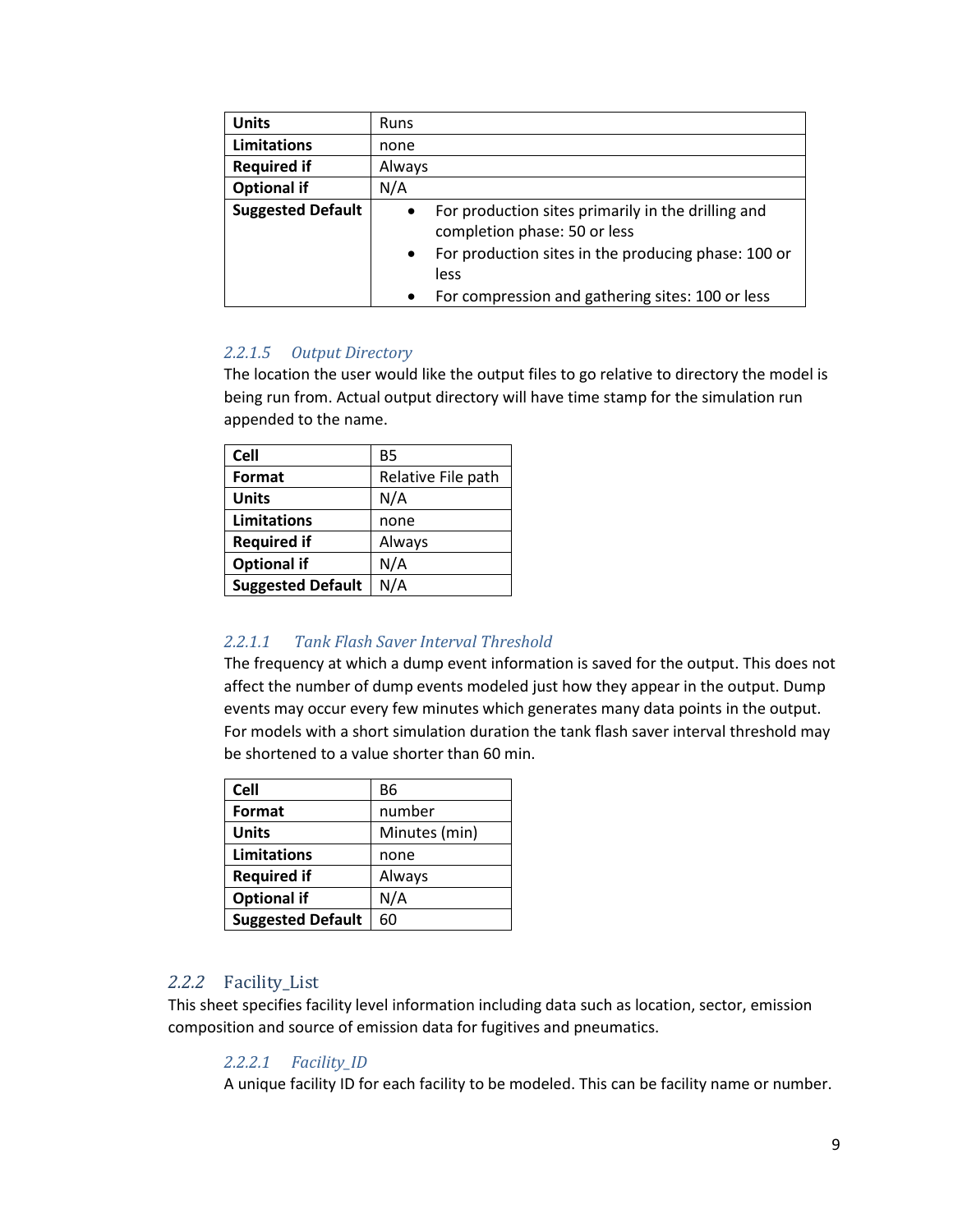| | |
|---|---|
| **Units** | Runs |
| **Limitations** | none |
| **Required if** | Always |
| **Optional if** | N/A |
| **Suggested Default** | • For production sites primarily in the drilling and completion phase: 50 or less<br>• For production sites in the producing phase: 100 or less<br>• For compression and gathering sites: 100 or less |

#### *2.2.1.5 Output Directory*

The location the user would like the output files to go relative to directory the model is being run from. Actual output directory will have time stamp for the simulation run appended to the name.

| | |
|---|---|
| **Cell** | B5 |
| **Format** | Relative File path |
| **Units** | N/A |
| **Limitations** | none |
| **Required if** | Always |
| **Optional if** | N/A |
| **Suggested Default** | N/A |

#### *2.2.1.1 Tank Flash Saver Interval Threshold*

The frequency at which a dump event information is saved for the output. This does not affect the number of dump events modeled just how they appear in the output. Dump events may occur every few minutes which generates many data points in the output. For models with a short simulation duration the tank flash saver interval threshold may be shortened to a value shorter than 60 min.

| | |
|---|---|
| **Cell** | B6 |
| **Format** | number |
| **Units** | Minutes (min) |
| **Limitations** | none |
| **Required if** | Always |
| **Optional if** | N/A |
| **Suggested Default** | 60 |

### *2.2.2* Facility_List

This sheet specifies facility level information including data such as location, sector, emission composition and source of emission data for fugitives and pneumatics.

#### *2.2.2.1 Facility_ID*

A unique facility ID for each facility to be modeled. This can be facility name or number.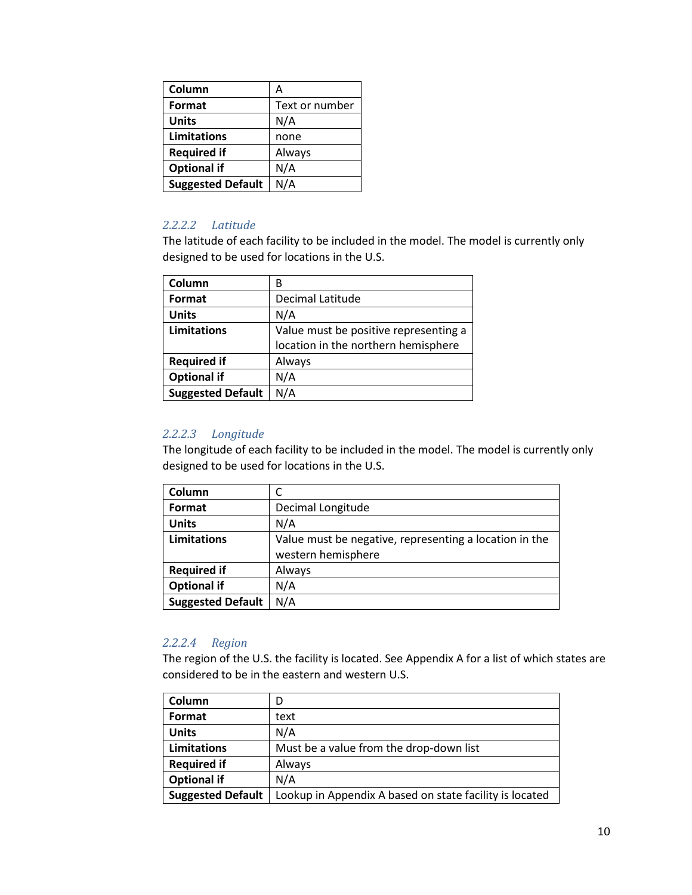| Column | A |
|---|---|
| Format | Text or number |
| Units | N/A |
| Limitations | none |
| Required if | Always |
| Optional if | N/A |
| Suggested Default | N/A |

#### 2.2.2.2 Latitude

The latitude of each facility to be included in the model. The model is currently only designed to be used for locations in the U.S.

| Column | B |
|---|---|
| Format | Decimal Latitude |
| Units | N/A |
| Limitations | Value must be positive representing a location in the northern hemisphere |
| Required if | Always |
| Optional if | N/A |
| Suggested Default | N/A |

#### 2.2.2.3 Longitude

The longitude of each facility to be included in the model. The model is currently only designed to be used for locations in the U.S.

| Column | C |
|---|---|
| Format | Decimal Longitude |
| Units | N/A |
| Limitations | Value must be negative, representing a location in the western hemisphere |
| Required if | Always |
| Optional if | N/A |
| Suggested Default | N/A |

#### 2.2.2.4 Region

The region of the U.S. the facility is located. See Appendix A for a list of which states are considered to be in the eastern and western U.S.

| Column | D |
|---|---|
| Format | text |
| Units | N/A |
| Limitations | Must be a value from the drop-down list |
| Required if | Always |
| Optional if | N/A |
| Suggested Default | Lookup in Appendix A based on state facility is located |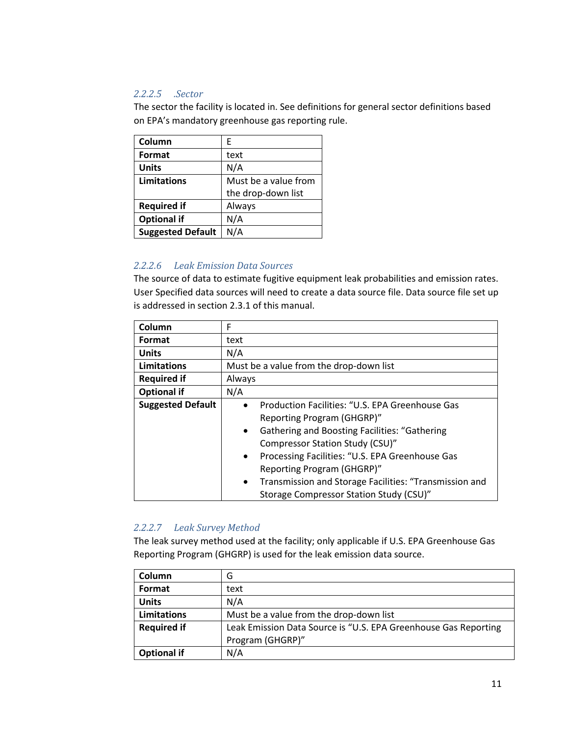#### 2.2.2.5 .Sector

The sector the facility is located in. See definitions for general sector definitions based on EPA's mandatory greenhouse gas reporting rule.

| Column | E |
|---|---|
| Format | text |
| Units | N/A |
| Limitations | Must be a value from the drop-down list |
| Required if | Always |
| Optional if | N/A |
| Suggested Default | N/A |

#### 2.2.2.6 Leak Emission Data Sources

The source of data to estimate fugitive equipment leak probabilities and emission rates. User Specified data sources will need to create a data source file. Data source file set up is addressed in section 2.3.1 of this manual.

| Column | F |
|---|---|
| Format | text |
| Units | N/A |
| Limitations | Must be a value from the drop-down list |
| Required if | Always |
| Optional if | N/A |
| Suggested Default | • Production Facilities: "U.S. EPA Greenhouse Gas Reporting Program (GHGRP)"<br>• Gathering and Boosting Facilities: "Gathering Compressor Station Study (CSU)"<br>• Processing Facilities: "U.S. EPA Greenhouse Gas Reporting Program (GHGRP)"<br>• Transmission and Storage Facilities: "Transmission and Storage Compressor Station Study (CSU)" |

#### 2.2.2.7 Leak Survey Method

The leak survey method used at the facility; only applicable if U.S. EPA Greenhouse Gas Reporting Program (GHGRP) is used for the leak emission data source.

| Column | G |
|---|---|
| Format | text |
| Units | N/A |
| Limitations | Must be a value from the drop-down list |
| Required if | Leak Emission Data Source is "U.S. EPA Greenhouse Gas Reporting Program (GHGRP)" |
| Optional if | N/A |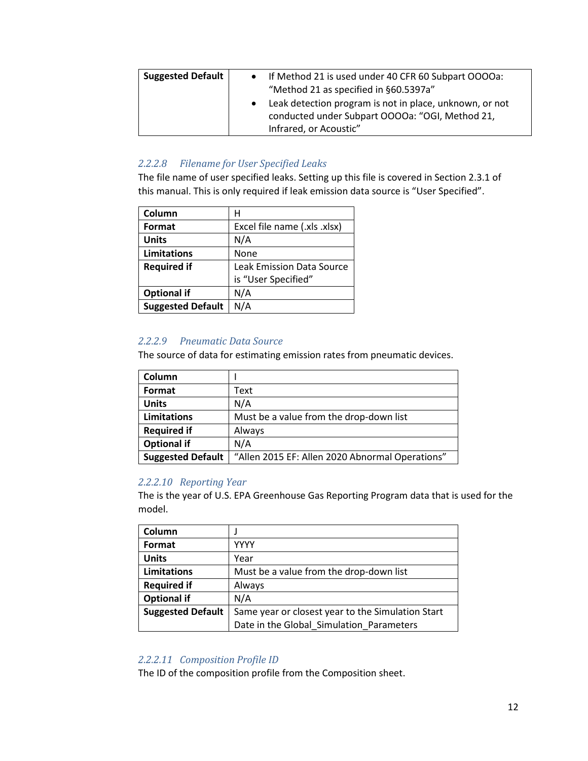| Suggested Default | • If Method 21 is used under 40 CFR 60 Subpart OOOOa: "Method 21 as specified in §60.5397a"<br>• Leak detection program is not in place, unknown, or not conducted under Subpart OOOOa: "OGI, Method 21, Infrared, or Acoustic" |
|---|---|

#### *2.2.2.8 Filename for User Specified Leaks*

The file name of user specified leaks. Setting up this file is covered in Section 2.3.1 of this manual. This is only required if leak emission data source is "User Specified".

| Column | H |
|---|---|
| Format | Excel file name (.xls .xlsx) |
| Units | N/A |
| Limitations | None |
| Required if | Leak Emission Data Source is "User Specified" |
| Optional if | N/A |
| Suggested Default | N/A |

#### *2.2.2.9 Pneumatic Data Source*

The source of data for estimating emission rates from pneumatic devices.

| Column | I |
|---|---|
| Format | Text |
| Units | N/A |
| Limitations | Must be a value from the drop-down list |
| Required if | Always |
| Optional if | N/A |
| Suggested Default | "Allen 2015 EF: Allen 2020 Abnormal Operations" |

#### *2.2.2.10 Reporting Year*

The is the year of U.S. EPA Greenhouse Gas Reporting Program data that is used for the model.

| Column | J |
|---|---|
| Format | YYYY |
| Units | Year |
| Limitations | Must be a value from the drop-down list |
| Required if | Always |
| Optional if | N/A |
| Suggested Default | Same year or closest year to the Simulation Start Date in the Global_Simulation_Parameters |

#### *2.2.2.11 Composition Profile ID*

The ID of the composition profile from the Composition sheet.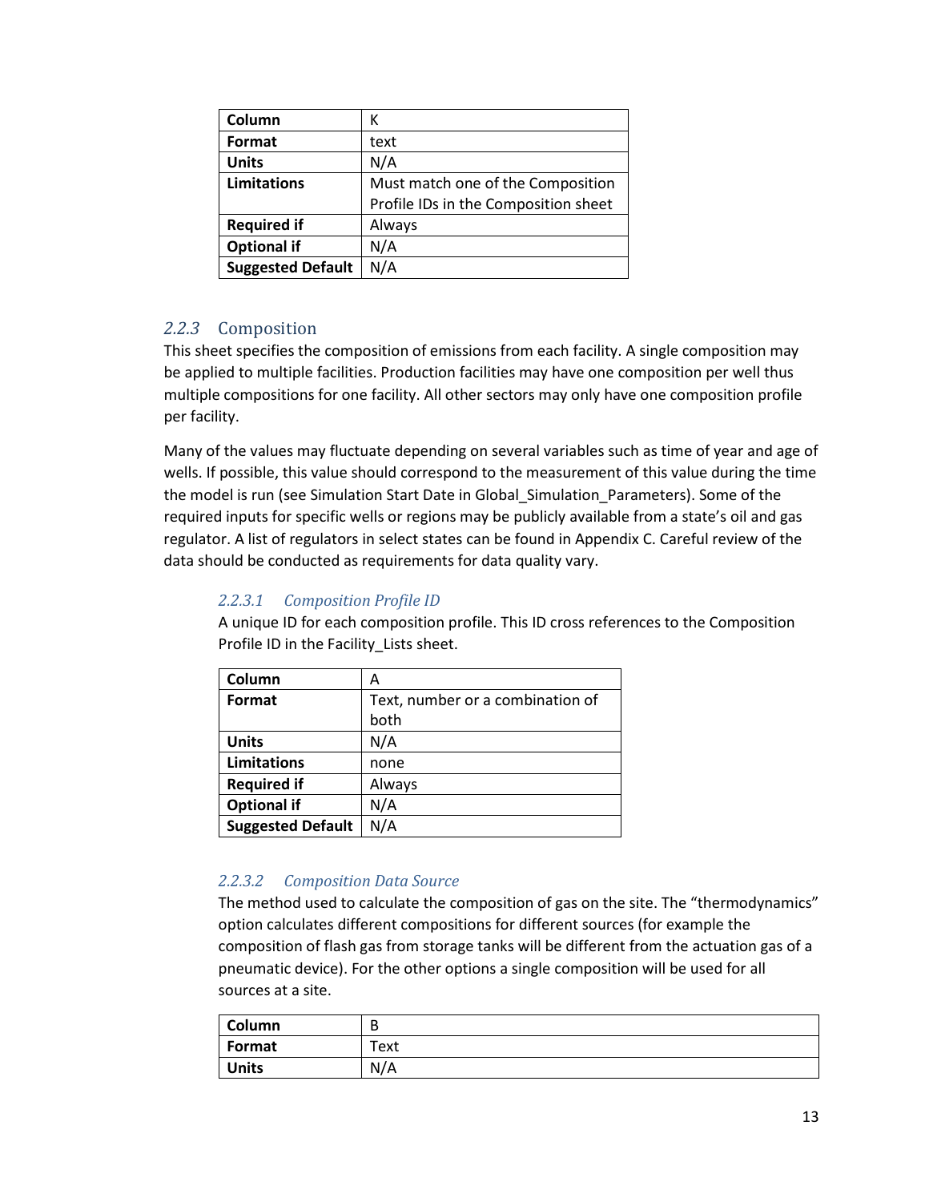| Column | K |
| --- | --- |
| **Format** | text |
| **Units** | N/A |
| **Limitations** | Must match one of the Composition Profile IDs in the Composition sheet |
| **Required if** | Always |
| **Optional if** | N/A |
| **Suggested Default** | N/A |

### *2.2.3* Composition

This sheet specifies the composition of emissions from each facility. A single composition may be applied to multiple facilities. Production facilities may have one composition per well thus multiple compositions for one facility. All other sectors may only have one composition profile per facility.

Many of the values may fluctuate depending on several variables such as time of year and age of wells. If possible, this value should correspond to the measurement of this value during the time the model is run (see Simulation Start Date in Global_Simulation_Parameters). Some of the required inputs for specific wells or regions may be publicly available from a state's oil and gas regulator. A list of regulators in select states can be found in Appendix C. Careful review of the data should be conducted as requirements for data quality vary.

#### *2.2.3.1 Composition Profile ID*

A unique ID for each composition profile. This ID cross references to the Composition Profile ID in the Facility_Lists sheet.

| Column | A |
| --- | --- |
| **Format** | Text, number or a combination of both |
| **Units** | N/A |
| **Limitations** | none |
| **Required if** | Always |
| **Optional if** | N/A |
| **Suggested Default** | N/A |

#### *2.2.3.2 Composition Data Source*

The method used to calculate the composition of gas on the site. The "thermodynamics" option calculates different compositions for different sources (for example the composition of flash gas from storage tanks will be different from the actuation gas of a pneumatic device). For the other options a single composition will be used for all sources at a site.

| Column | B |
| --- | --- |
| **Format** | Text |
| **Units** | N/A |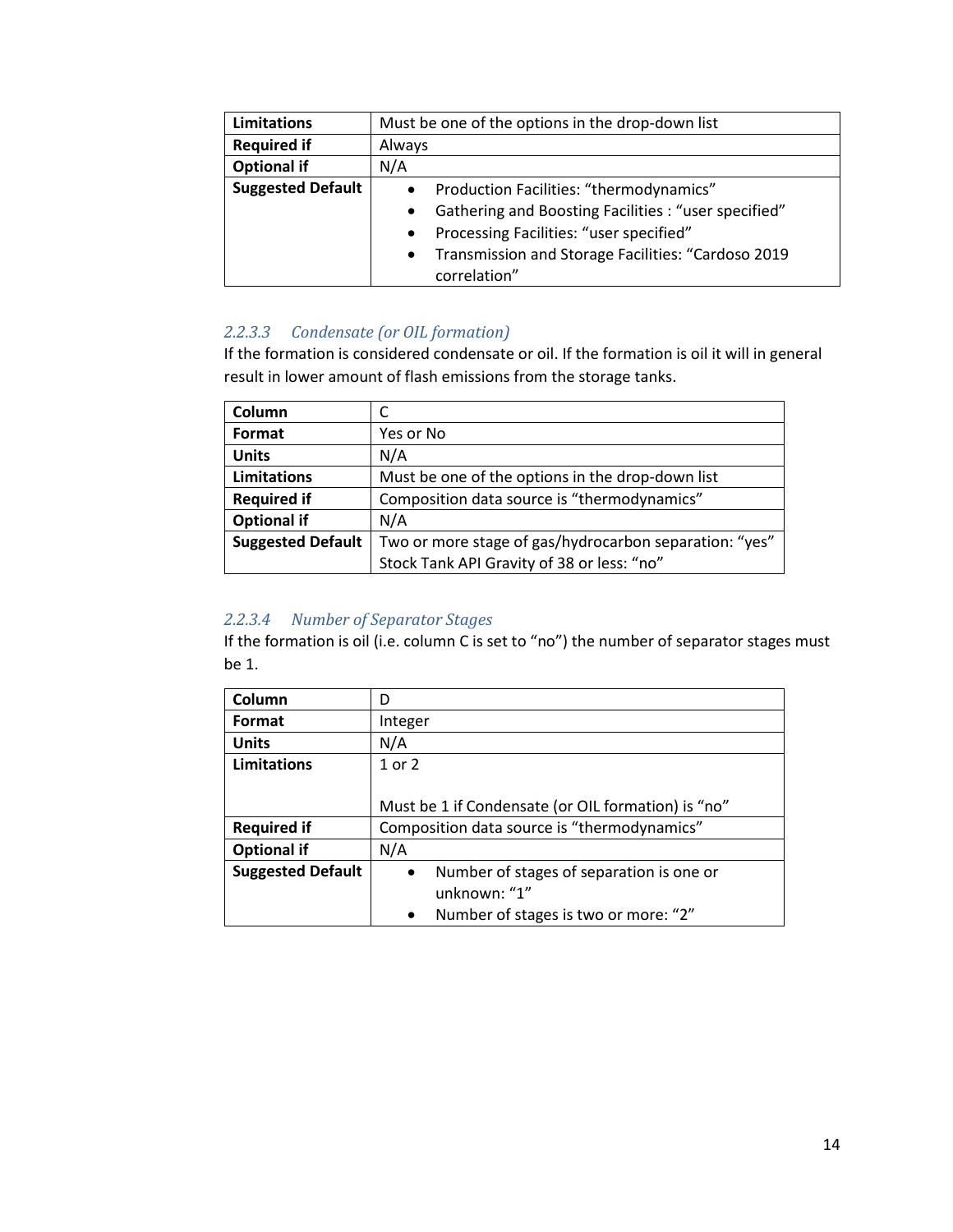| | |
|---|---|
| **Limitations** | Must be one of the options in the drop-down list |
| **Required if** | Always |
| **Optional if** | N/A |
| **Suggested Default** | • Production Facilities: “thermodynamics”<br>• Gathering and Boosting Facilities : “user specified”<br>• Processing Facilities: “user specified”<br>• Transmission and Storage Facilities: “Cardoso 2019 correlation” |

### *2.2.3.3 Condensate (or OIL formation)*

If the formation is considered condensate or oil. If the formation is oil it will in general result in lower amount of flash emissions from the storage tanks.

| | |
|---|---|
| **Column** | C |
| **Format** | Yes or No |
| **Units** | N/A |
| **Limitations** | Must be one of the options in the drop-down list |
| **Required if** | Composition data source is “thermodynamics” |
| **Optional if** | N/A |
| **Suggested Default** | Two or more stage of gas/hydrocarbon separation: “yes”<br>Stock Tank API Gravity of 38 or less: “no” |

### *2.2.3.4 Number of Separator Stages*

If the formation is oil (i.e. column C is set to “no”) the number of separator stages must be 1.

| | |
|---|---|
| **Column** | D |
| **Format** | Integer |
| **Units** | N/A |
| **Limitations** | 1 or 2<br><br>Must be 1 if Condensate (or OIL formation) is “no” |
| **Required if** | Composition data source is “thermodynamics” |
| **Optional if** | N/A |
| **Suggested Default** | • Number of stages of separation is one or unknown: “1”<br>• Number of stages is two or more: “2” |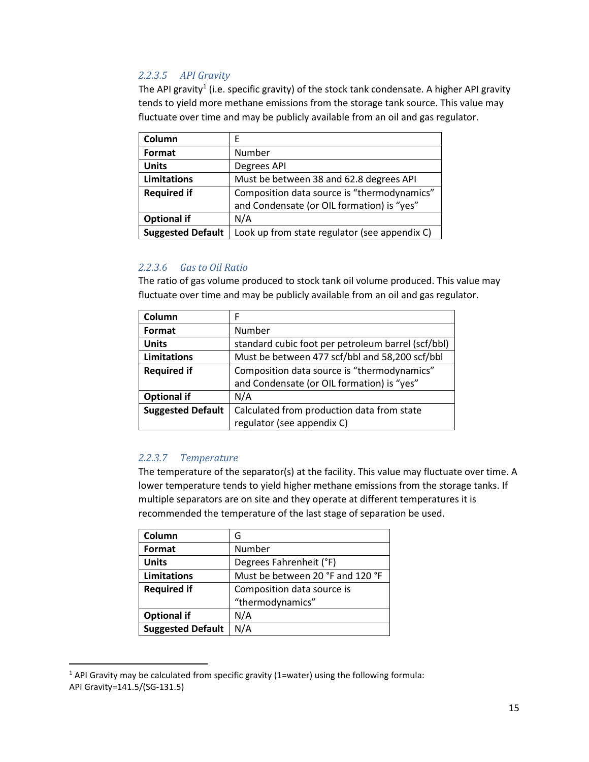#### 2.2.3.5 API Gravity

The API gravity[1] (i.e. specific gravity) of the stock tank condensate. A higher API gravity tends to yield more methane emissions from the storage tank source. This value may fluctuate over time and may be publicly available from an oil and gas regulator.

| **Column** | E |
|---|---|
| **Format** | Number |
| **Units** | Degrees API |
| **Limitations** | Must be between 38 and 62.8 degrees API |
| **Required if** | Composition data source is "thermodynamics" and Condensate (or OIL formation) is "yes" |
| **Optional if** | N/A |
| **Suggested Default** | Look up from state regulator (see appendix C) |

#### 2.2.3.6 Gas to Oil Ratio

The ratio of gas volume produced to stock tank oil volume produced. This value may fluctuate over time and may be publicly available from an oil and gas regulator.

| **Column** | F |
|---|---|
| **Format** | Number |
| **Units** | standard cubic foot per petroleum barrel (scf/bbl) |
| **Limitations** | Must be between 477 scf/bbl and 58,200 scf/bbl |
| **Required if** | Composition data source is "thermodynamics" and Condensate (or OIL formation) is "yes" |
| **Optional if** | N/A |
| **Suggested Default** | Calculated from production data from state regulator (see appendix C) |

#### 2.2.3.7 Temperature

The temperature of the separator(s) at the facility. This value may fluctuate over time. A lower temperature tends to yield higher methane emissions from the storage tanks. If multiple separators are on site and they operate at different temperatures it is recommended the temperature of the last stage of separation be used.

| **Column** | G |
|---|---|
| **Format** | Number |
| **Units** | Degrees Fahrenheit (°F) |
| **Limitations** | Must be between 20 °F and 120 °F |
| **Required if** | Composition data source is "thermodynamics" |
| **Optional if** | N/A |
| **Suggested Default** | N/A |

---

[1] API Gravity may be calculated from specific gravity (1=water) using the following formula: API Gravity=141.5/(SG-131.5)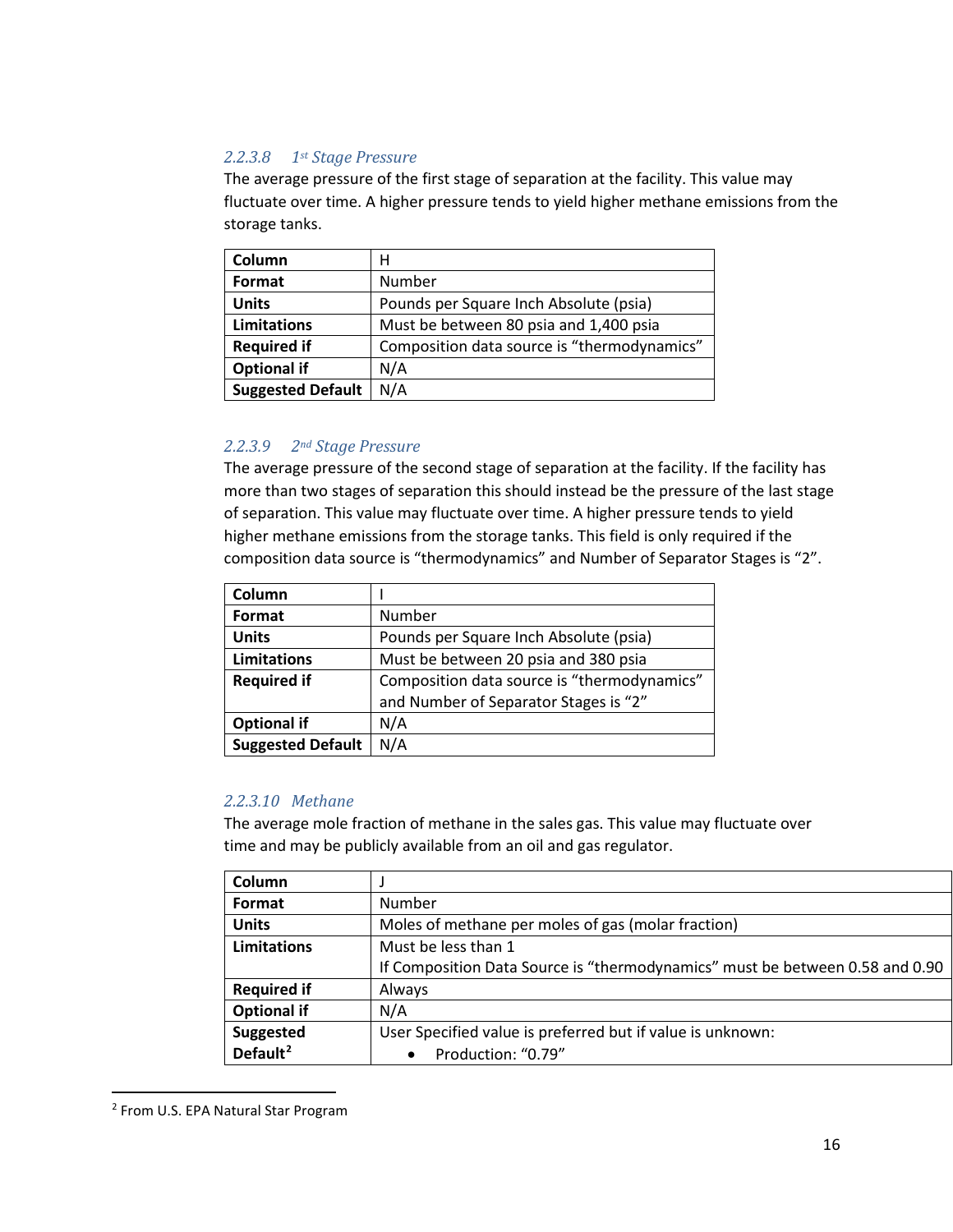#### 2.2.3.8 1st Stage Pressure

The average pressure of the first stage of separation at the facility. This value may fluctuate over time. A higher pressure tends to yield higher methane emissions from the storage tanks.

| | |
|---|---|
| **Column** | H |
| **Format** | Number |
| **Units** | Pounds per Square Inch Absolute (psia) |
| **Limitations** | Must be between 80 psia and 1,400 psia |
| **Required if** | Composition data source is "thermodynamics" |
| **Optional if** | N/A |
| **Suggested Default** | N/A |

#### 2.2.3.9 2nd Stage Pressure

The average pressure of the second stage of separation at the facility. If the facility has more than two stages of separation this should instead be the pressure of the last stage of separation. This value may fluctuate over time. A higher pressure tends to yield higher methane emissions from the storage tanks. This field is only required if the composition data source is "thermodynamics" and Number of Separator Stages is "2".

| | |
|---|---|
| **Column** | I |
| **Format** | Number |
| **Units** | Pounds per Square Inch Absolute (psia) |
| **Limitations** | Must be between 20 psia and 380 psia |
| **Required if** | Composition data source is "thermodynamics" and Number of Separator Stages is "2" |
| **Optional if** | N/A |
| **Suggested Default** | N/A |

#### 2.2.3.10 Methane

The average mole fraction of methane in the sales gas. This value may fluctuate over time and may be publicly available from an oil and gas regulator.

| | |
|---|---|
| **Column** | J |
| **Format** | Number |
| **Units** | Moles of methane per moles of gas (molar fraction) |
| **Limitations** | Must be less than 1<br>If Composition Data Source is "thermodynamics" must be between 0.58 and 0.90 |
| **Required if** | Always |
| **Optional if** | N/A |
| **Suggested Default**[2] | User Specified value is preferred but if value is unknown:<br>• Production: "0.79" |

[2] From U.S. EPA Natural Star Program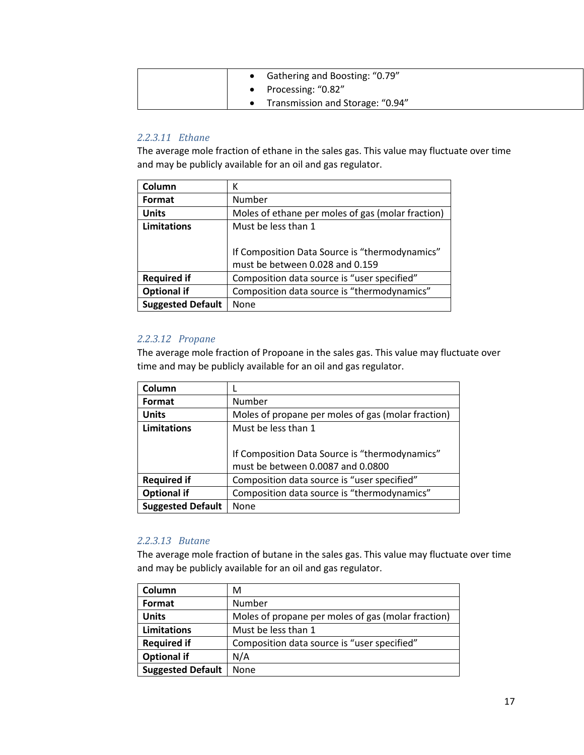| | |
|---|---|
| | • Gathering and Boosting: “0.79”<br>• Processing: “0.82”<br>• Transmission and Storage: “0.94” |

#### 2.2.3.11 Ethane

The average mole fraction of ethane in the sales gas. This value may fluctuate over time and may be publicly available for an oil and gas regulator.

| | |
|---|---|
| **Column** | K |
| **Format** | Number |
| **Units** | Moles of ethane per moles of gas (molar fraction) |
| **Limitations** | Must be less than 1<br><br>If Composition Data Source is “thermodynamics” must be between 0.028 and 0.159 |
| **Required if** | Composition data source is “user specified” |
| **Optional if** | Composition data source is “thermodynamics” |
| **Suggested Default** | None |

#### 2.2.3.12 Propane

The average mole fraction of Propoane in the sales gas. This value may fluctuate over time and may be publicly available for an oil and gas regulator.

| | |
|---|---|
| **Column** | L |
| **Format** | Number |
| **Units** | Moles of propane per moles of gas (molar fraction) |
| **Limitations** | Must be less than 1<br><br>If Composition Data Source is “thermodynamics” must be between 0.0087 and 0.0800 |
| **Required if** | Composition data source is “user specified” |
| **Optional if** | Composition data source is “thermodynamics” |
| **Suggested Default** | None |

#### 2.2.3.13 Butane

The average mole fraction of butane in the sales gas. This value may fluctuate over time and may be publicly available for an oil and gas regulator.

| | |
|---|---|
| **Column** | M |
| **Format** | Number |
| **Units** | Moles of propane per moles of gas (molar fraction) |
| **Limitations** | Must be less than 1 |
| **Required if** | Composition data source is “user specified” |
| **Optional if** | N/A |
| **Suggested Default** | None |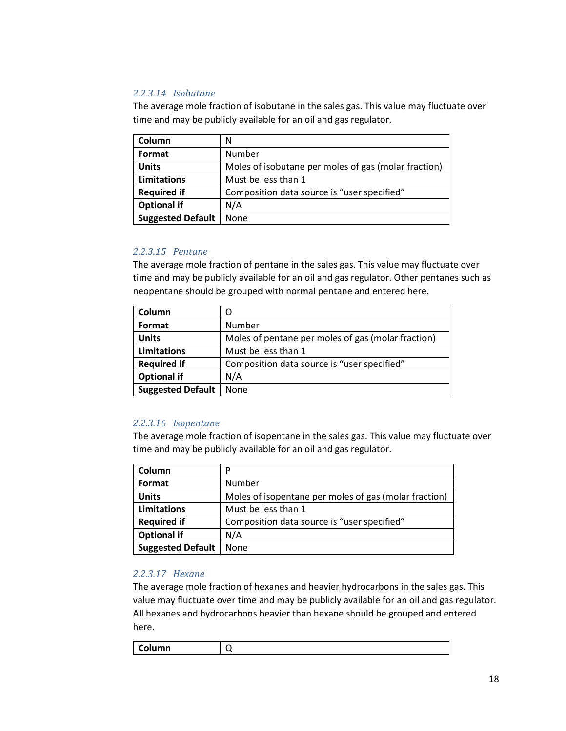#### 2.2.3.14 Isobutane

The average mole fraction of isobutane in the sales gas. This value may fluctuate over time and may be publicly available for an oil and gas regulator.

| | |
|---|---|
| **Column** | N |
| **Format** | Number |
| **Units** | Moles of isobutane per moles of gas (molar fraction) |
| **Limitations** | Must be less than 1 |
| **Required if** | Composition data source is “user specified” |
| **Optional if** | N/A |
| **Suggested Default** | None |

#### 2.2.3.15 Pentane

The average mole fraction of pentane in the sales gas. This value may fluctuate over time and may be publicly available for an oil and gas regulator. Other pentanes such as neopentane should be grouped with normal pentane and entered here.

| | |
|---|---|
| **Column** | O |
| **Format** | Number |
| **Units** | Moles of pentane per moles of gas (molar fraction) |
| **Limitations** | Must be less than 1 |
| **Required if** | Composition data source is “user specified” |
| **Optional if** | N/A |
| **Suggested Default** | None |

#### 2.2.3.16 Isopentane

The average mole fraction of isopentane in the sales gas. This value may fluctuate over time and may be publicly available for an oil and gas regulator.

| | |
|---|---|
| **Column** | P |
| **Format** | Number |
| **Units** | Moles of isopentane per moles of gas (molar fraction) |
| **Limitations** | Must be less than 1 |
| **Required if** | Composition data source is “user specified” |
| **Optional if** | N/A |
| **Suggested Default** | None |

#### 2.2.3.17 Hexane

The average mole fraction of hexanes and heavier hydrocarbons in the sales gas. This value may fluctuate over time and may be publicly available for an oil and gas regulator. All hexanes and hydrocarbons heavier than hexane should be grouped and entered here.

| | |
|---|---|
| **Column** | Q |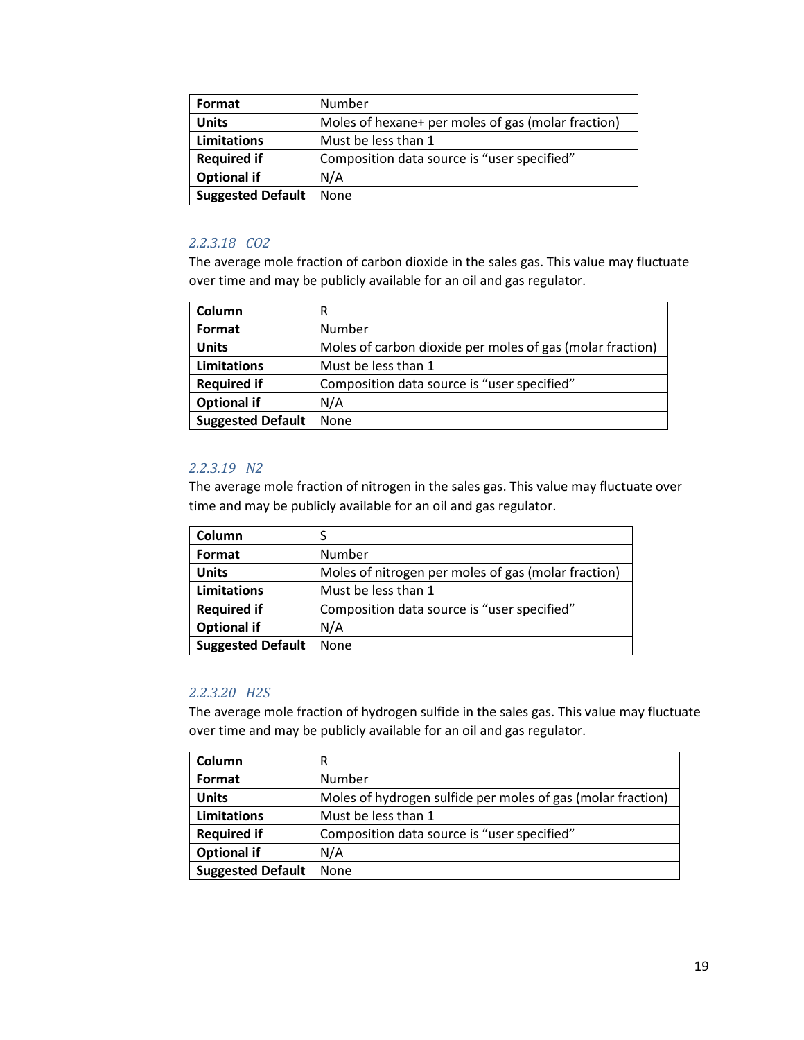| Format | Number |
|---|---|
| Units | Moles of hexane+ per moles of gas (molar fraction) |
| Limitations | Must be less than 1 |
| Required if | Composition data source is “user specified” |
| Optional if | N/A |
| Suggested Default | None |

#### *2.2.3.18 CO2*

The average mole fraction of carbon dioxide in the sales gas. This value may fluctuate over time and may be publicly available for an oil and gas regulator.

| Column | R |
|---|---|
| Format | Number |
| Units | Moles of carbon dioxide per moles of gas (molar fraction) |
| Limitations | Must be less than 1 |
| Required if | Composition data source is “user specified” |
| Optional if | N/A |
| Suggested Default | None |

#### *2.2.3.19 N2*

The average mole fraction of nitrogen in the sales gas. This value may fluctuate over time and may be publicly available for an oil and gas regulator.

| Column | S |
|---|---|
| Format | Number |
| Units | Moles of nitrogen per moles of gas (molar fraction) |
| Limitations | Must be less than 1 |
| Required if | Composition data source is “user specified” |
| Optional if | N/A |
| Suggested Default | None |

#### *2.2.3.20 H2S*

The average mole fraction of hydrogen sulfide in the sales gas. This value may fluctuate over time and may be publicly available for an oil and gas regulator.

| Column | R |
|---|---|
| Format | Number |
| Units | Moles of hydrogen sulfide per moles of gas (molar fraction) |
| Limitations | Must be less than 1 |
| Required if | Composition data source is “user specified” |
| Optional if | N/A |
| Suggested Default | None |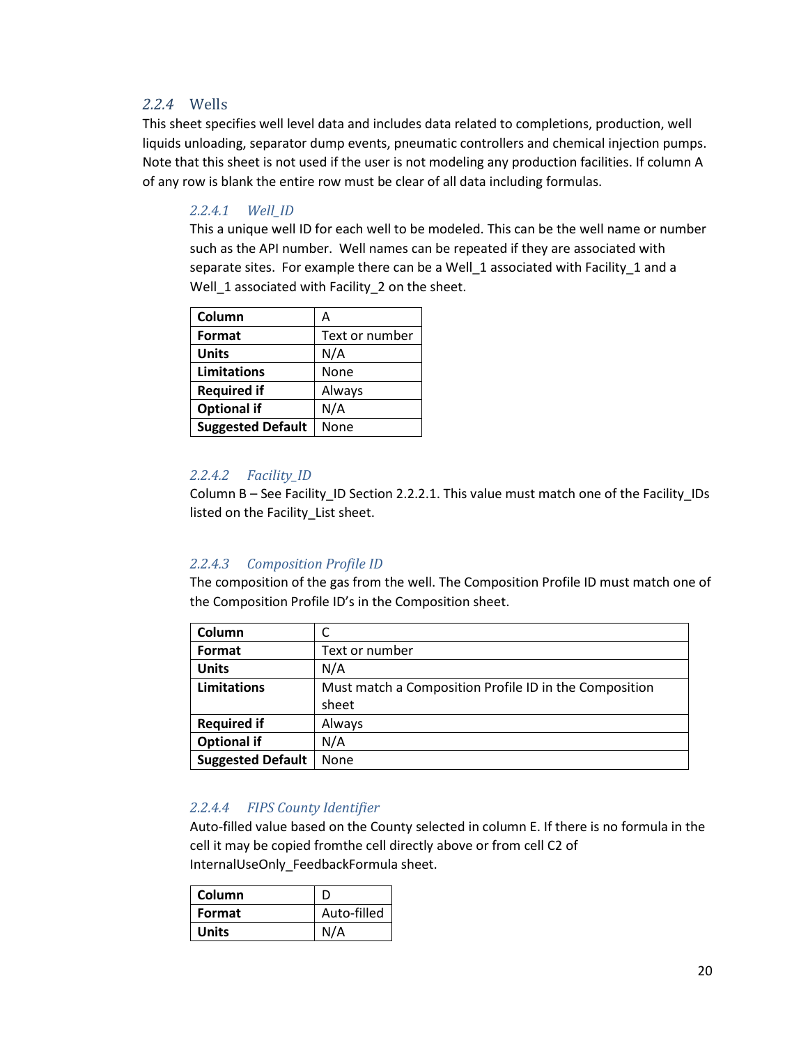### 2.2.4 Wells

This sheet specifies well level data and includes data related to completions, production, well liquids unloading, separator dump events, pneumatic controllers and chemical injection pumps. Note that this sheet is not used if the user is not modeling any production facilities. If column A of any row is blank the entire row must be clear of all data including formulas.

#### *2.2.4.1 Well_ID*

This a unique well ID for each well to be modeled. This can be the well name or number such as the API number. Well names can be repeated if they are associated with separate sites. For example there can be a Well_1 associated with Facility_1 and a Well_1 associated with Facility_2 on the sheet.

| **Column** | A |
|---|---|
| **Format** | Text or number |
| **Units** | N/A |
| **Limitations** | None |
| **Required if** | Always |
| **Optional if** | N/A |
| **Suggested Default** | None |

#### *2.2.4.2 Facility_ID*

Column B – See Facility_ID Section 2.2.2.1. This value must match one of the Facility_IDs listed on the Facility_List sheet.

#### *2.2.4.3 Composition Profile ID*

The composition of the gas from the well. The Composition Profile ID must match one of the Composition Profile ID's in the Composition sheet.

| **Column** | C |
|---|---|
| **Format** | Text or number |
| **Units** | N/A |
| **Limitations** | Must match a Composition Profile ID in the Composition sheet |
| **Required if** | Always |
| **Optional if** | N/A |
| **Suggested Default** | None |

#### *2.2.4.4 FIPS County Identifier*

Auto-filled value based on the County selected in column E. If there is no formula in the cell it may be copied fromthe cell directly above or from cell C2 of InternalUseOnly_FeedbackFormula sheet.

| **Column** | D |
|---|---|
| **Format** | Auto-filled |
| **Units** | N/A |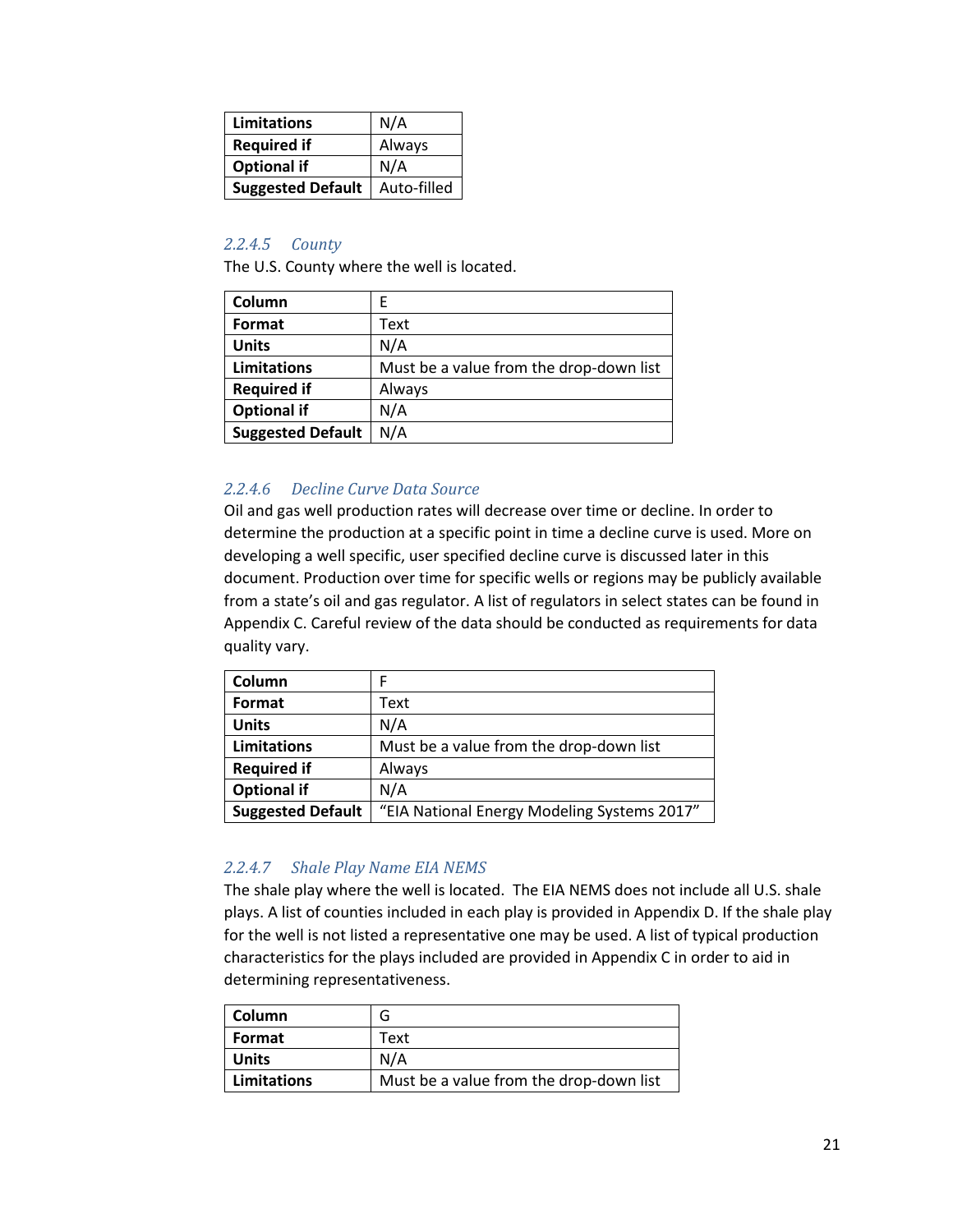| Limitations | N/A |
| --- | --- |
| Required if | Always |
| Optional if | N/A |
| Suggested Default | Auto-filled |

#### *2.2.4.5 County*

The U.S. County where the well is located.

| Column | E |
| --- | --- |
| Format | Text |
| Units | N/A |
| Limitations | Must be a value from the drop-down list |
| Required if | Always |
| Optional if | N/A |
| Suggested Default | N/A |

#### *2.2.4.6 Decline Curve Data Source*

Oil and gas well production rates will decrease over time or decline. In order to determine the production at a specific point in time a decline curve is used. More on developing a well specific, user specified decline curve is discussed later in this document. Production over time for specific wells or regions may be publicly available from a state's oil and gas regulator. A list of regulators in select states can be found in Appendix C. Careful review of the data should be conducted as requirements for data quality vary.

| Column | F |
| --- | --- |
| Format | Text |
| Units | N/A |
| Limitations | Must be a value from the drop-down list |
| Required if | Always |
| Optional if | N/A |
| Suggested Default | "EIA National Energy Modeling Systems 2017" |

#### *2.2.4.7 Shale Play Name EIA NEMS*

The shale play where the well is located. The EIA NEMS does not include all U.S. shale plays. A list of counties included in each play is provided in Appendix D. If the shale play for the well is not listed a representative one may be used. A list of typical production characteristics for the plays included are provided in Appendix C in order to aid in determining representativeness.

| Column | G |
| --- | --- |
| Format | Text |
| Units | N/A |
| Limitations | Must be a value from the drop-down list |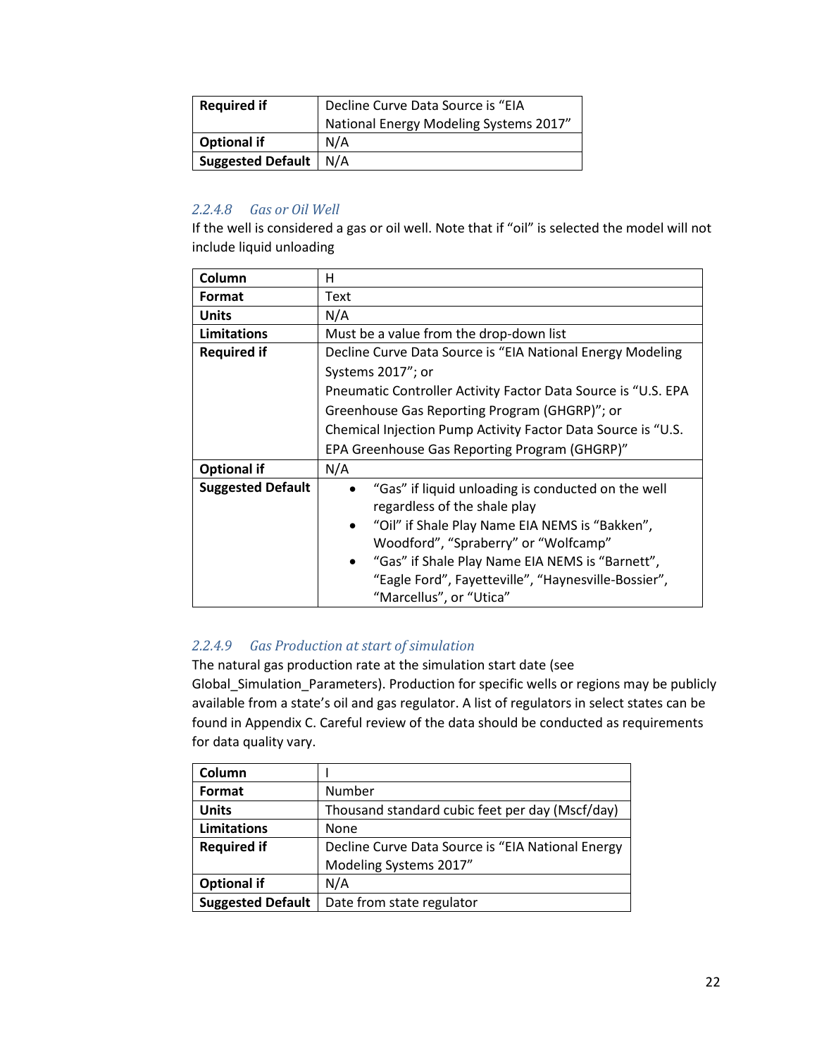| Required if | Decline Curve Data Source is “EIA National Energy Modeling Systems 2017” |
|---|---|
| Optional if | N/A |
| Suggested Default | N/A |

### 2.2.4.8 Gas or Oil Well

If the well is considered a gas or oil well. Note that if “oil” is selected the model will not include liquid unloading

| Column | H |
|---|---|
| Format | Text |
| Units | N/A |
| Limitations | Must be a value from the drop-down list |
| Required if | Decline Curve Data Source is “EIA National Energy Modeling Systems 2017”; or Pneumatic Controller Activity Factor Data Source is “U.S. EPA Greenhouse Gas Reporting Program (GHGRP)”; or Chemical Injection Pump Activity Factor Data Source is “U.S. EPA Greenhouse Gas Reporting Program (GHGRP)” |
| Optional if | N/A |
| Suggested Default | • “Gas” if liquid unloading is conducted on the well regardless of the shale play<br>• “Oil” if Shale Play Name EIA NEMS is “Bakken”, Woodford”, “Spraberry” or “Wolfcamp”<br>• “Gas” if Shale Play Name EIA NEMS is “Barnett”, “Eagle Ford”, Fayetteville”, “Haynesville-Bossier”, “Marcellus”, or “Utica” |

### 2.2.4.9 Gas Production at start of simulation

The natural gas production rate at the simulation start date (see Global_Simulation_Parameters). Production for specific wells or regions may be publicly available from a state’s oil and gas regulator. A list of regulators in select states can be found in Appendix C. Careful review of the data should be conducted as requirements for data quality vary.

| Column | I |
|---|---|
| Format | Number |
| Units | Thousand standard cubic feet per day (Mscf/day) |
| Limitations | None |
| Required if | Decline Curve Data Source is “EIA National Energy Modeling Systems 2017” |
| Optional if | N/A |
| Suggested Default | Date from state regulator |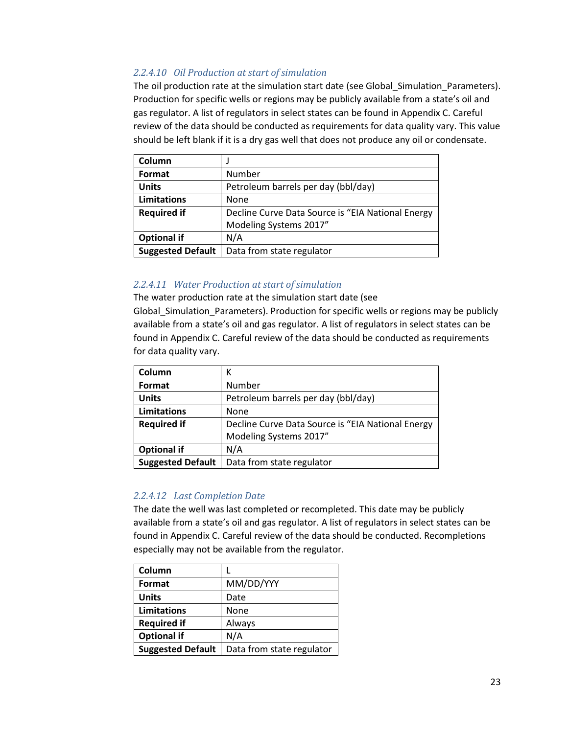#### *2.2.4.10 Oil Production at start of simulation*

The oil production rate at the simulation start date (see Global_Simulation_Parameters). Production for specific wells or regions may be publicly available from a state's oil and gas regulator. A list of regulators in select states can be found in Appendix C. Careful review of the data should be conducted as requirements for data quality vary. This value should be left blank if it is a dry gas well that does not produce any oil or condensate.

| **Column** | J |
|---|---|
| **Format** | Number |
| **Units** | Petroleum barrels per day (bbl/day) |
| **Limitations** | None |
| **Required if** | Decline Curve Data Source is "EIA National Energy Modeling Systems 2017" |
| **Optional if** | N/A |
| **Suggested Default** | Data from state regulator |

#### *2.2.4.11 Water Production at start of simulation*

The water production rate at the simulation start date (see Global_Simulation_Parameters). Production for specific wells or regions may be publicly available from a state's oil and gas regulator. A list of regulators in select states can be found in Appendix C. Careful review of the data should be conducted as requirements for data quality vary.

| **Column** | K |
|---|---|
| **Format** | Number |
| **Units** | Petroleum barrels per day (bbl/day) |
| **Limitations** | None |
| **Required if** | Decline Curve Data Source is "EIA National Energy Modeling Systems 2017" |
| **Optional if** | N/A |
| **Suggested Default** | Data from state regulator |

#### *2.2.4.12 Last Completion Date*

The date the well was last completed or recompleted. This date may be publicly available from a state's oil and gas regulator. A list of regulators in select states can be found in Appendix C. Careful review of the data should be conducted. Recompletions especially may not be available from the regulator.

| **Column** | L |
|---|---|
| **Format** | MM/DD/YYY |
| **Units** | Date |
| **Limitations** | None |
| **Required if** | Always |
| **Optional if** | N/A |
| **Suggested Default** | Data from state regulator |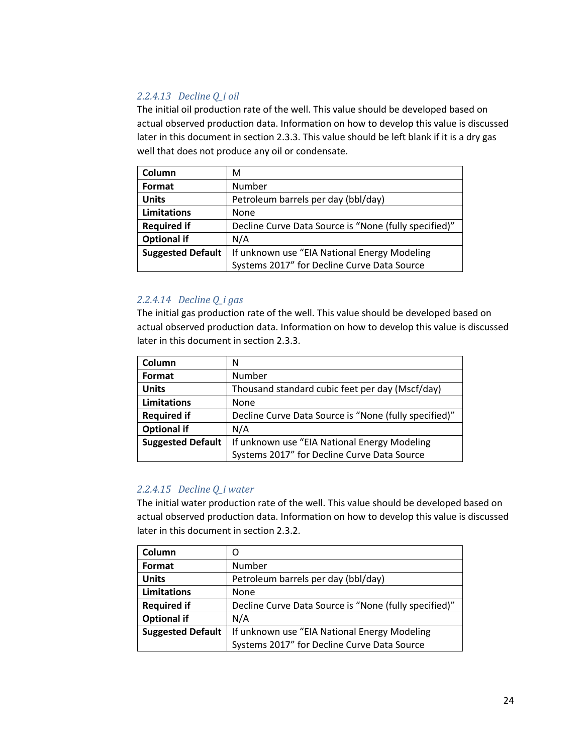#### 2.2.4.13 Decline Q_i oil

The initial oil production rate of the well. This value should be developed based on actual observed production data. Information on how to develop this value is discussed later in this document in section 2.3.3. This value should be left blank if it is a dry gas well that does not produce any oil or condensate.

| **Column** | M |
|---|---|
| **Format** | Number |
| **Units** | Petroleum barrels per day (bbl/day) |
| **Limitations** | None |
| **Required if** | Decline Curve Data Source is "None (fully specified)" |
| **Optional if** | N/A |
| **Suggested Default** | If unknown use "EIA National Energy Modeling Systems 2017" for Decline Curve Data Source |

#### 2.2.4.14 Decline Q_i gas

The initial gas production rate of the well. This value should be developed based on actual observed production data. Information on how to develop this value is discussed later in this document in section 2.3.3.

| **Column** | N |
|---|---|
| **Format** | Number |
| **Units** | Thousand standard cubic feet per day (Mscf/day) |
| **Limitations** | None |
| **Required if** | Decline Curve Data Source is "None (fully specified)" |
| **Optional if** | N/A |
| **Suggested Default** | If unknown use "EIA National Energy Modeling Systems 2017" for Decline Curve Data Source |

#### 2.2.4.15 Decline Q_i water

The initial water production rate of the well. This value should be developed based on actual observed production data. Information on how to develop this value is discussed later in this document in section 2.3.2.

| **Column** | O |
|---|---|
| **Format** | Number |
| **Units** | Petroleum barrels per day (bbl/day) |
| **Limitations** | None |
| **Required if** | Decline Curve Data Source is "None (fully specified)" |
| **Optional if** | N/A |
| **Suggested Default** | If unknown use "EIA National Energy Modeling Systems 2017" for Decline Curve Data Source |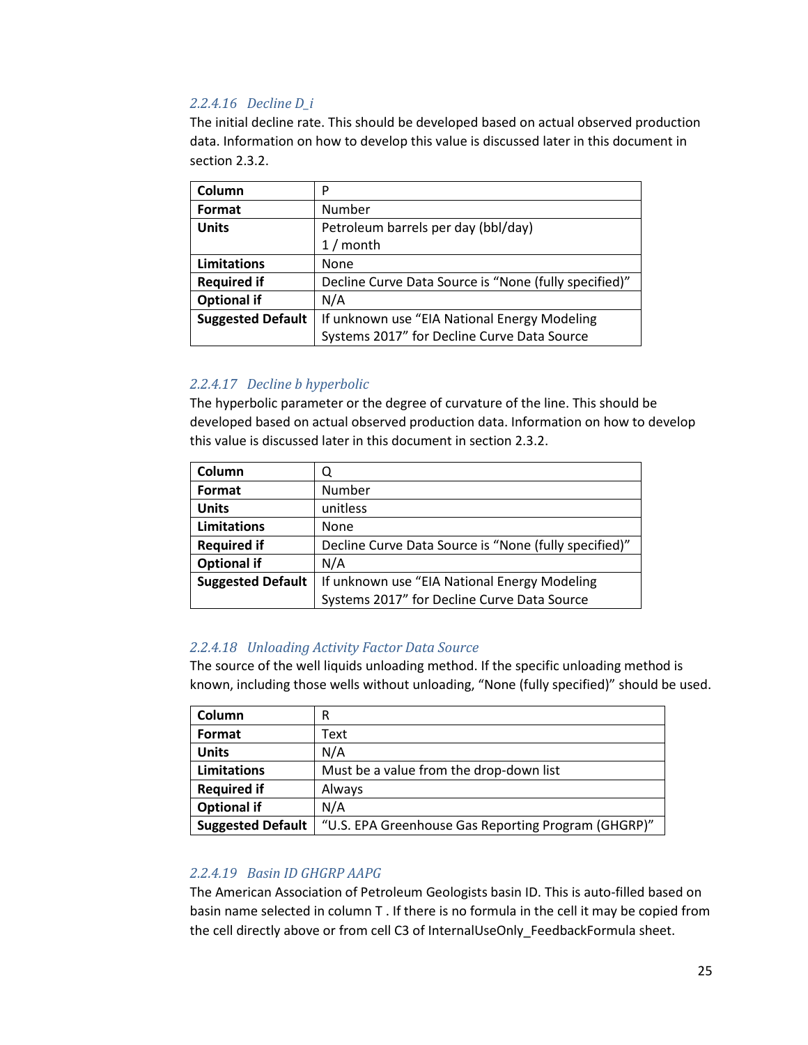#### *2.2.4.16 Decline D_i*

The initial decline rate. This should be developed based on actual observed production data. Information on how to develop this value is discussed later in this document in section 2.3.2.

| **Column** | P |
|---|---|
| **Format** | Number |
| **Units** | Petroleum barrels per day (bbl/day)<br>1 / month |
| **Limitations** | None |
| **Required if** | Decline Curve Data Source is "None (fully specified)" |
| **Optional if** | N/A |
| **Suggested Default** | If unknown use "EIA National Energy Modeling Systems 2017" for Decline Curve Data Source |

#### *2.2.4.17 Decline b hyperbolic*

The hyperbolic parameter or the degree of curvature of the line. This should be developed based on actual observed production data. Information on how to develop this value is discussed later in this document in section 2.3.2.

| **Column** | Q |
|---|---|
| **Format** | Number |
| **Units** | unitless |
| **Limitations** | None |
| **Required if** | Decline Curve Data Source is "None (fully specified)" |
| **Optional if** | N/A |
| **Suggested Default** | If unknown use "EIA National Energy Modeling Systems 2017" for Decline Curve Data Source |

#### *2.2.4.18 Unloading Activity Factor Data Source*

The source of the well liquids unloading method. If the specific unloading method is known, including those wells without unloading, "None (fully specified)" should be used.

| **Column** | R |
|---|---|
| **Format** | Text |
| **Units** | N/A |
| **Limitations** | Must be a value from the drop-down list |
| **Required if** | Always |
| **Optional if** | N/A |
| **Suggested Default** | "U.S. EPA Greenhouse Gas Reporting Program (GHGRP)" |

#### *2.2.4.19 Basin ID GHGRP AAPG*

The American Association of Petroleum Geologists basin ID. This is auto-filled based on basin name selected in column T . If there is no formula in the cell it may be copied from the cell directly above or from cell C3 of InternalUseOnly_FeedbackFormula sheet.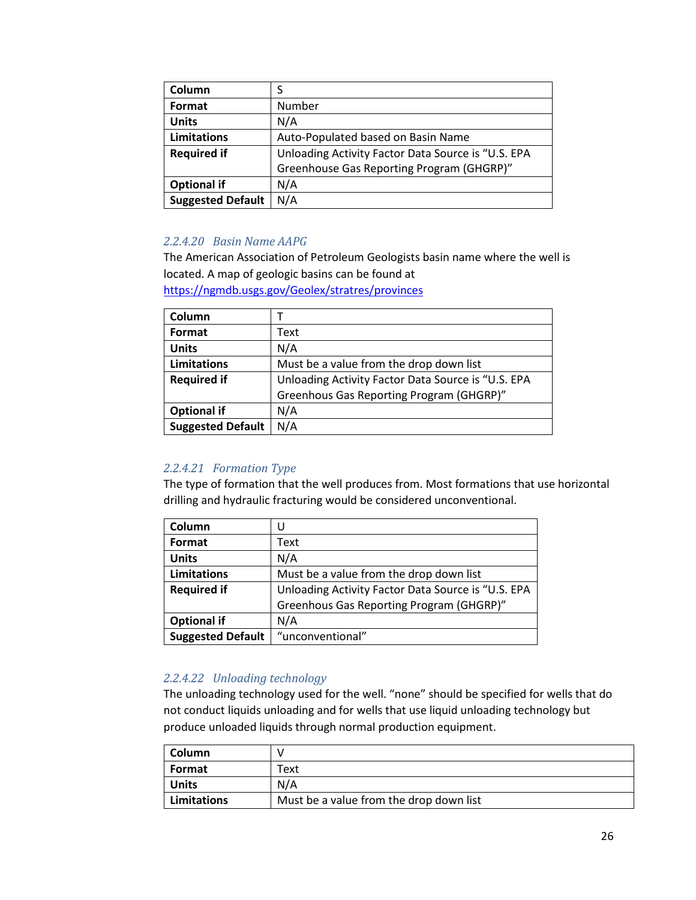| Column | S |
| --- | --- |
| Format | Number |
| Units | N/A |
| Limitations | Auto-Populated based on Basin Name |
| Required if | Unloading Activity Factor Data Source is “U.S. EPA Greenhouse Gas Reporting Program (GHGRP)” |
| Optional if | N/A |
| Suggested Default | N/A |

### *2.2.4.20 Basin Name AAPG*

The American Association of Petroleum Geologists basin name where the well is located. A map of geologic basins can be found at https://ngmdb.usgs.gov/Geolex/stratres/provinces

| Column | T |
| --- | --- |
| Format | Text |
| Units | N/A |
| Limitations | Must be a value from the drop down list |
| Required if | Unloading Activity Factor Data Source is “U.S. EPA Greenhous Gas Reporting Program (GHGRP)” |
| Optional if | N/A |
| Suggested Default | N/A |

### *2.2.4.21 Formation Type*

The type of formation that the well produces from. Most formations that use horizontal drilling and hydraulic fracturing would be considered unconventional.

| Column | U |
| --- | --- |
| Format | Text |
| Units | N/A |
| Limitations | Must be a value from the drop down list |
| Required if | Unloading Activity Factor Data Source is “U.S. EPA Greenhouse Gas Reporting Program (GHGRP)” |
| Optional if | N/A |
| Suggested Default | “unconventional” |

### *2.2.4.22 Unloading technology*

The unloading technology used for the well. “none” should be specified for wells that do not conduct liquids unloading and for wells that use liquid unloading technology but produce unloaded liquids through normal production equipment.

| Column | V |
| --- | --- |
| Format | Text |
| Units | N/A |
| Limitations | Must be a value from the drop down list |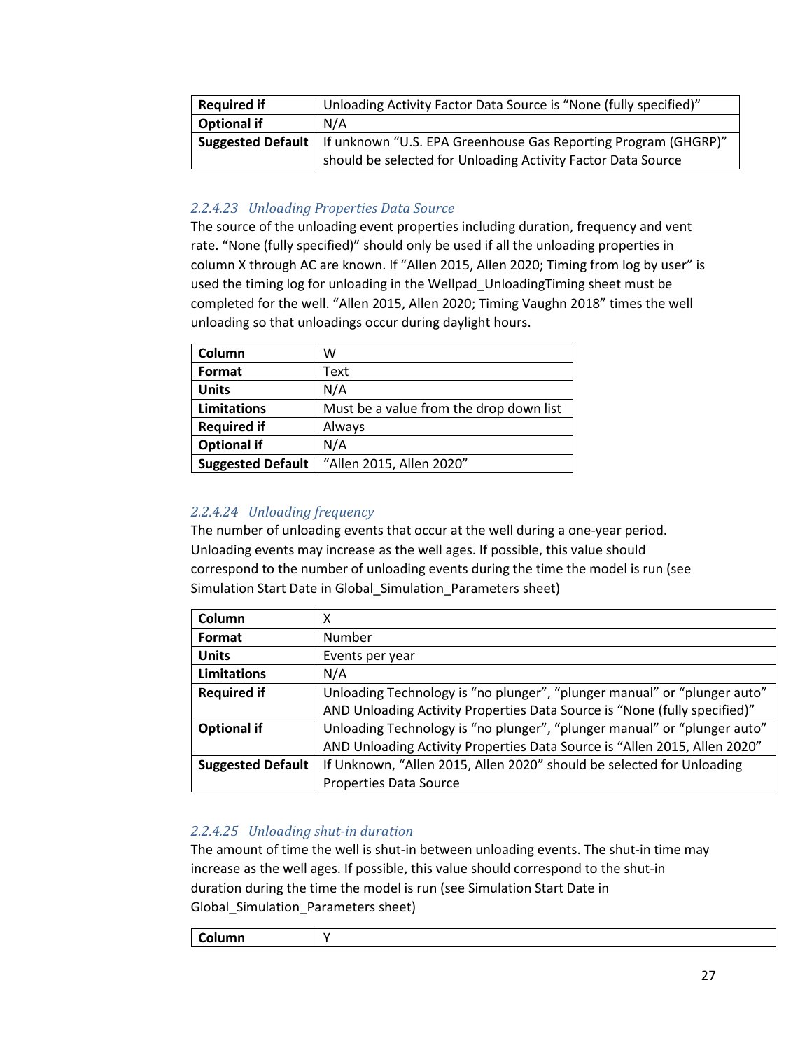| | |
|---|---|
| **Required if** | Unloading Activity Factor Data Source is "None (fully specified)" |
| **Optional if** | N/A |
| **Suggested Default** | If unknown "U.S. EPA Greenhouse Gas Reporting Program (GHGRP)" should be selected for Unloading Activity Factor Data Source |

### *2.2.4.23 Unloading Properties Data Source*

The source of the unloading event properties including duration, frequency and vent rate. "None (fully specified)" should only be used if all the unloading properties in column X through AC are known. If "Allen 2015, Allen 2020; Timing from log by user" is used the timing log for unloading in the Wellpad_UnloadingTiming sheet must be completed for the well. "Allen 2015, Allen 2020; Timing Vaughn 2018" times the well unloading so that unloadings occur during daylight hours.

| | |
|---|---|
| **Column** | W |
| **Format** | Text |
| **Units** | N/A |
| **Limitations** | Must be a value from the drop down list |
| **Required if** | Always |
| **Optional if** | N/A |
| **Suggested Default** | "Allen 2015, Allen 2020" |

### *2.2.4.24 Unloading frequency*

The number of unloading events that occur at the well during a one-year period. Unloading events may increase as the well ages. If possible, this value should correspond to the number of unloading events during the time the model is run (see Simulation Start Date in Global_Simulation_Parameters sheet)

| | |
|---|---|
| **Column** | X |
| **Format** | Number |
| **Units** | Events per year |
| **Limitations** | N/A |
| **Required if** | Unloading Technology is "no plunger", "plunger manual" or "plunger auto" AND Unloading Activity Properties Data Source is "None (fully specified)" |
| **Optional if** | Unloading Technology is "no plunger", "plunger manual" or "plunger auto" AND Unloading Activity Properties Data Source is "Allen 2015, Allen 2020" |
| **Suggested Default** | If Unknown, "Allen 2015, Allen 2020" should be selected for Unloading Properties Data Source |

### *2.2.4.25 Unloading shut-in duration*

The amount of time the well is shut-in between unloading events. The shut-in time may increase as the well ages. If possible, this value should correspond to the shut-in duration during the time the model is run (see Simulation Start Date in Global_Simulation_Parameters sheet)

| | |
|---|---|
| **Column** | Y |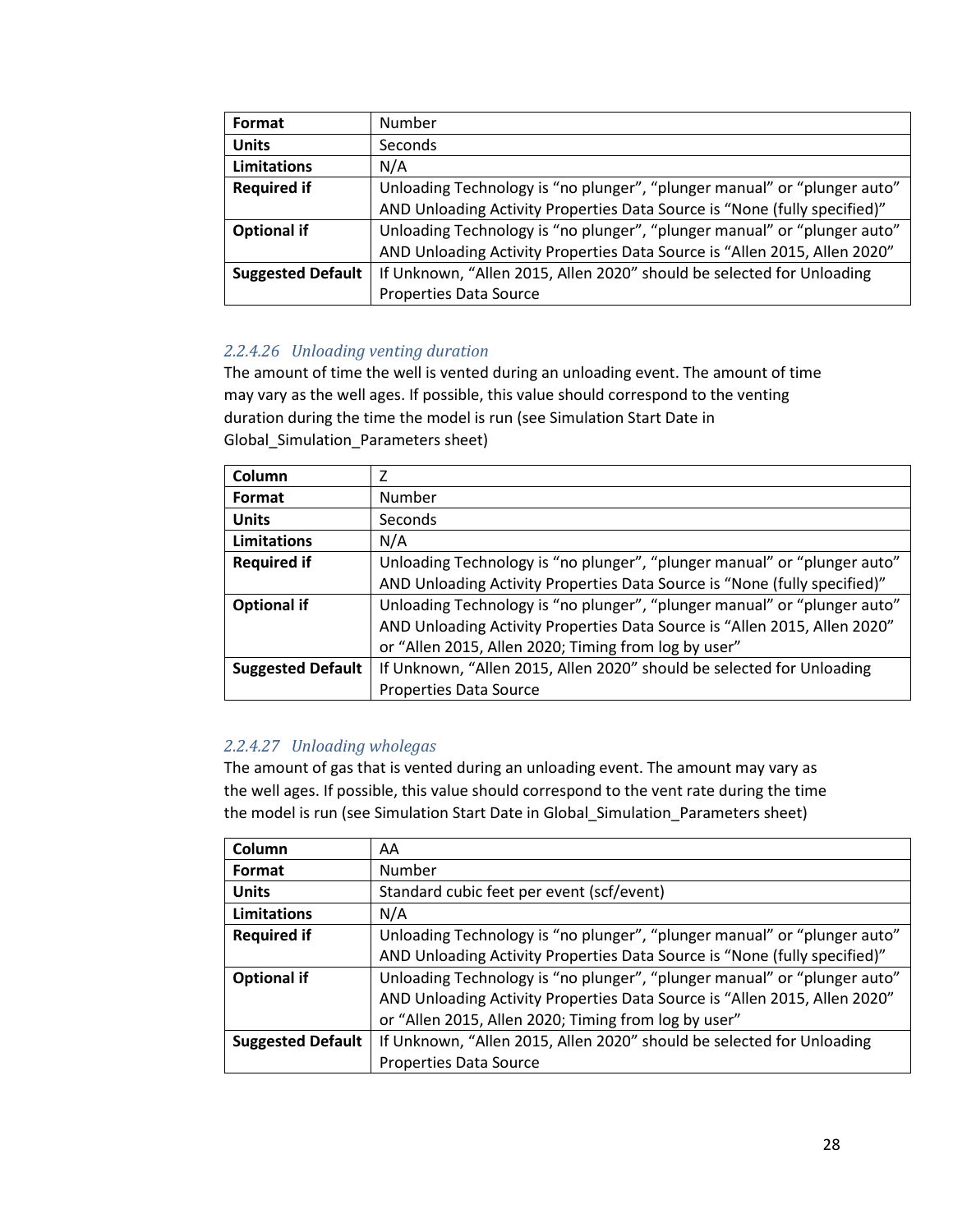| Format | Number |
|---|---|
| Units | Seconds |
| Limitations | N/A |
| Required if | Unloading Technology is “no plunger”, “plunger manual” or “plunger auto” AND Unloading Activity Properties Data Source is “None (fully specified)” |
| Optional if | Unloading Technology is “no plunger”, “plunger manual” or “plunger auto” AND Unloading Activity Properties Data Source is “Allen 2015, Allen 2020” |
| Suggested Default | If Unknown, “Allen 2015, Allen 2020” should be selected for Unloading Properties Data Source |

#### *2.2.4.26 Unloading venting duration*

The amount of time the well is vented during an unloading event. The amount of time may vary as the well ages. If possible, this value should correspond to the venting duration during the time the model is run (see Simulation Start Date in Global_Simulation_Parameters sheet)

| Column | Z |
|---|---|
| Format | Number |
| Units | Seconds |
| Limitations | N/A |
| Required if | Unloading Technology is “no plunger”, “plunger manual” or “plunger auto” AND Unloading Activity Properties Data Source is “None (fully specified)” |
| Optional if | Unloading Technology is “no plunger”, “plunger manual” or “plunger auto” AND Unloading Activity Properties Data Source is “Allen 2015, Allen 2020” or “Allen 2015, Allen 2020; Timing from log by user” |
| Suggested Default | If Unknown, “Allen 2015, Allen 2020” should be selected for Unloading Properties Data Source |

#### *2.2.4.27 Unloading wholegas*

The amount of gas that is vented during an unloading event. The amount may vary as the well ages. If possible, this value should correspond to the vent rate during the time the model is run (see Simulation Start Date in Global_Simulation_Parameters sheet)

| Column | AA |
|---|---|
| Format | Number |
| Units | Standard cubic feet per event (scf/event) |
| Limitations | N/A |
| Required if | Unloading Technology is “no plunger”, “plunger manual” or “plunger auto” AND Unloading Activity Properties Data Source is “None (fully specified)” |
| Optional if | Unloading Technology is “no plunger”, “plunger manual” or “plunger auto” AND Unloading Activity Properties Data Source is “Allen 2015, Allen 2020” or “Allen 2015, Allen 2020; Timing from log by user” |
| Suggested Default | If Unknown, “Allen 2015, Allen 2020” should be selected for Unloading Properties Data Source |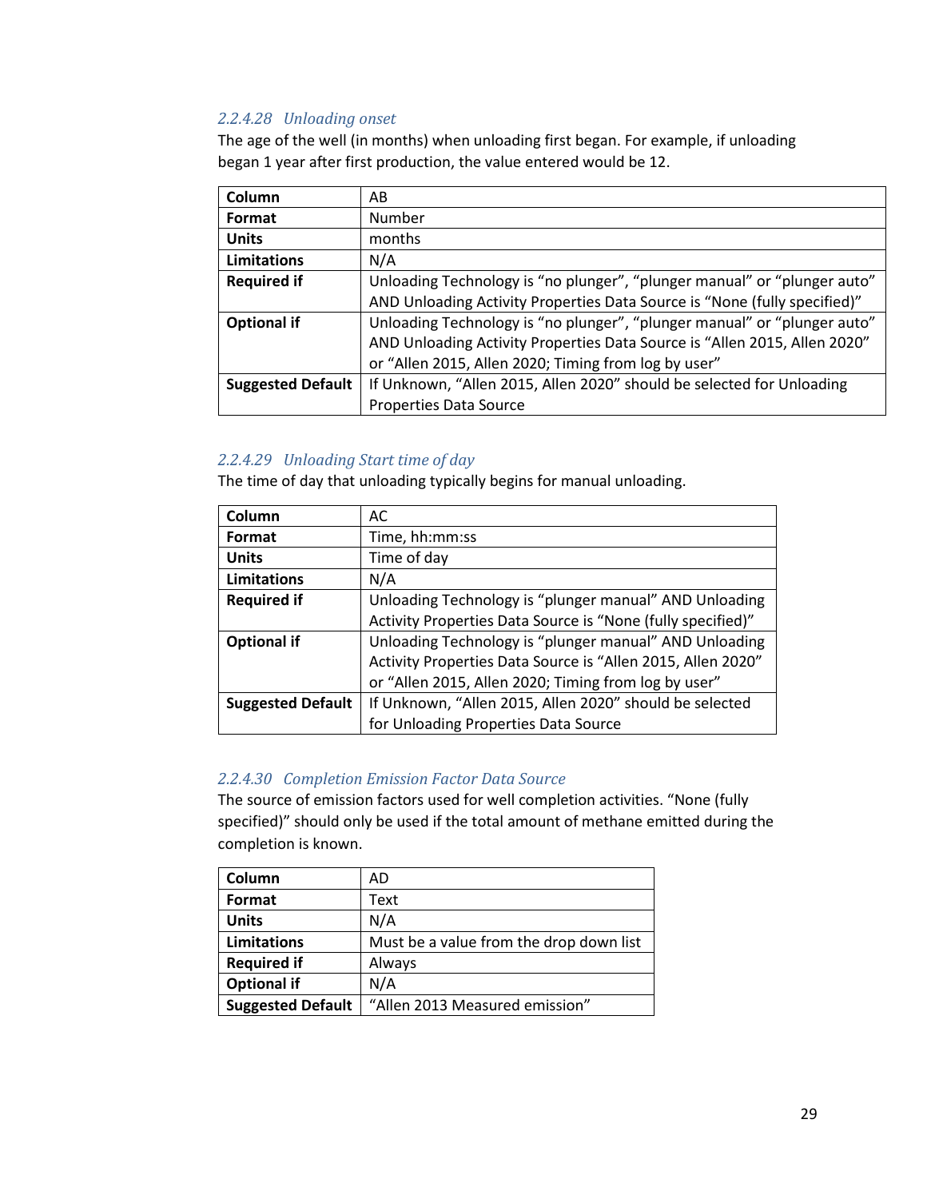#### *2.2.4.28 Unloading onset*

The age of the well (in months) when unloading first began. For example, if unloading began 1 year after first production, the value entered would be 12.

| | |
|---|---|
| **Column** | AB |
| **Format** | Number |
| **Units** | months |
| **Limitations** | N/A |
| **Required if** | Unloading Technology is “no plunger”, “plunger manual” or “plunger auto” AND Unloading Activity Properties Data Source is “None (fully specified)” |
| **Optional if** | Unloading Technology is “no plunger”, “plunger manual” or “plunger auto” AND Unloading Activity Properties Data Source is “Allen 2015, Allen 2020” or “Allen 2015, Allen 2020; Timing from log by user” |
| **Suggested Default** | If Unknown, “Allen 2015, Allen 2020” should be selected for Unloading Properties Data Source |

#### *2.2.4.29 Unloading Start time of day*

The time of day that unloading typically begins for manual unloading.

| | |
|---|---|
| **Column** | AC |
| **Format** | Time, hh:mm:ss |
| **Units** | Time of day |
| **Limitations** | N/A |
| **Required if** | Unloading Technology is “plunger manual” AND Unloading Activity Properties Data Source is “None (fully specified)” |
| **Optional if** | Unloading Technology is “plunger manual” AND Unloading Activity Properties Data Source is “Allen 2015, Allen 2020” or “Allen 2015, Allen 2020; Timing from log by user” |
| **Suggested Default** | If Unknown, “Allen 2015, Allen 2020” should be selected for Unloading Properties Data Source |

#### *2.2.4.30 Completion Emission Factor Data Source*

The source of emission factors used for well completion activities. “None (fully specified)” should only be used if the total amount of methane emitted during the completion is known.

| | |
|---|---|
| **Column** | AD |
| **Format** | Text |
| **Units** | N/A |
| **Limitations** | Must be a value from the drop down list |
| **Required if** | Always |
| **Optional if** | N/A |
| **Suggested Default** | “Allen 2013 Measured emission” |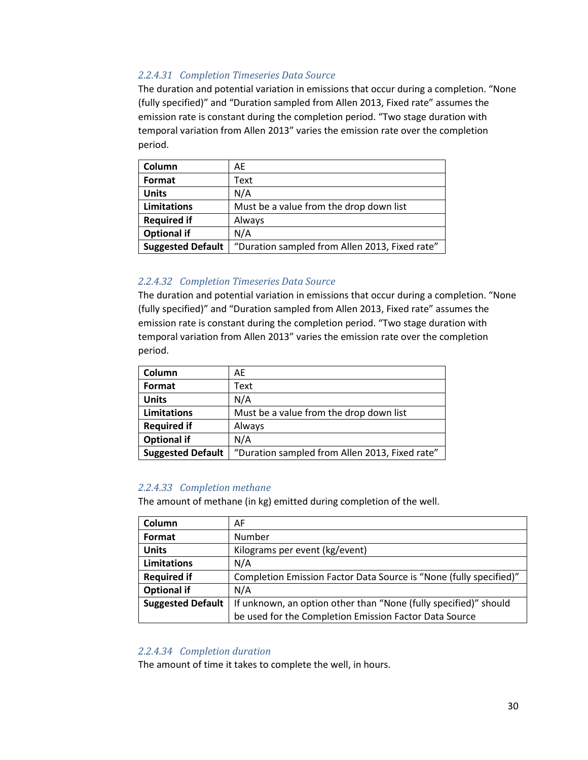#### 2.2.4.31 Completion Timeseries Data Source

The duration and potential variation in emissions that occur during a completion. “None (fully specified)” and “Duration sampled from Allen 2013, Fixed rate” assumes the emission rate is constant during the completion period. “Two stage duration with temporal variation from Allen 2013” varies the emission rate over the completion period.

| **Column** | AE |
|---|---|
| **Format** | Text |
| **Units** | N/A |
| **Limitations** | Must be a value from the drop down list |
| **Required if** | Always |
| **Optional if** | N/A |
| **Suggested Default** | “Duration sampled from Allen 2013, Fixed rate” |

#### 2.2.4.32 Completion Timeseries Data Source

The duration and potential variation in emissions that occur during a completion. “None (fully specified)” and “Duration sampled from Allen 2013, Fixed rate” assumes the emission rate is constant during the completion period. “Two stage duration with temporal variation from Allen 2013” varies the emission rate over the completion period.

| **Column** | AE |
|---|---|
| **Format** | Text |
| **Units** | N/A |
| **Limitations** | Must be a value from the drop down list |
| **Required if** | Always |
| **Optional if** | N/A |
| **Suggested Default** | “Duration sampled from Allen 2013, Fixed rate” |

#### 2.2.4.33 Completion methane

The amount of methane (in kg) emitted during completion of the well.

| **Column** | AF |
|---|---|
| **Format** | Number |
| **Units** | Kilograms per event (kg/event) |
| **Limitations** | N/A |
| **Required if** | Completion Emission Factor Data Source is “None (fully specified)” |
| **Optional if** | N/A |
| **Suggested Default** | If unknown, an option other than “None (fully specified)” should be used for the Completion Emission Factor Data Source |

#### 2.2.4.34 Completion duration

The amount of time it takes to complete the well, in hours.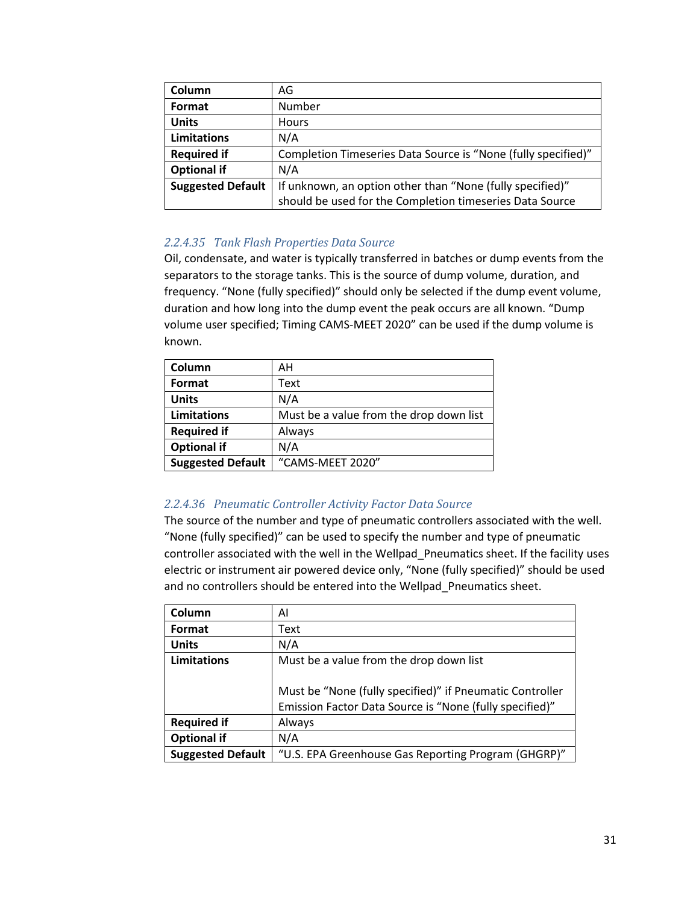| Column | AG |
|---|---|
| Format | Number |
| Units | Hours |
| Limitations | N/A |
| Required if | Completion Timeseries Data Source is “None (fully specified)” |
| Optional if | N/A |
| Suggested Default | If unknown, an option other than “None (fully specified)” should be used for the Completion timeseries Data Source |

### *2.2.4.35 Tank Flash Properties Data Source*

Oil, condensate, and water is typically transferred in batches or dump events from the separators to the storage tanks. This is the source of dump volume, duration, and frequency. “None (fully specified)” should only be selected if the dump event volume, duration and how long into the dump event the peak occurs are all known. “Dump volume user specified; Timing CAMS-MEET 2020” can be used if the dump volume is known.

| Column | AH |
|---|---|
| Format | Text |
| Units | N/A |
| Limitations | Must be a value from the drop down list |
| Required if | Always |
| Optional if | N/A |
| Suggested Default | “CAMS-MEET 2020” |

### *2.2.4.36 Pneumatic Controller Activity Factor Data Source*

The source of the number and type of pneumatic controllers associated with the well. “None (fully specified)” can be used to specify the number and type of pneumatic controller associated with the well in the Wellpad_Pneumatics sheet. If the facility uses electric or instrument air powered device only, “None (fully specified)” should be used and no controllers should be entered into the Wellpad_Pneumatics sheet.

| Column | AI |
|---|---|
| Format | Text |
| Units | N/A |
| Limitations | Must be a value from the drop down list<br><br>Must be “None (fully specified)” if Pneumatic Controller Emission Factor Data Source is “None (fully specified)” |
| Required if | Always |
| Optional if | N/A |
| Suggested Default | “U.S. EPA Greenhouse Gas Reporting Program (GHGRP)” |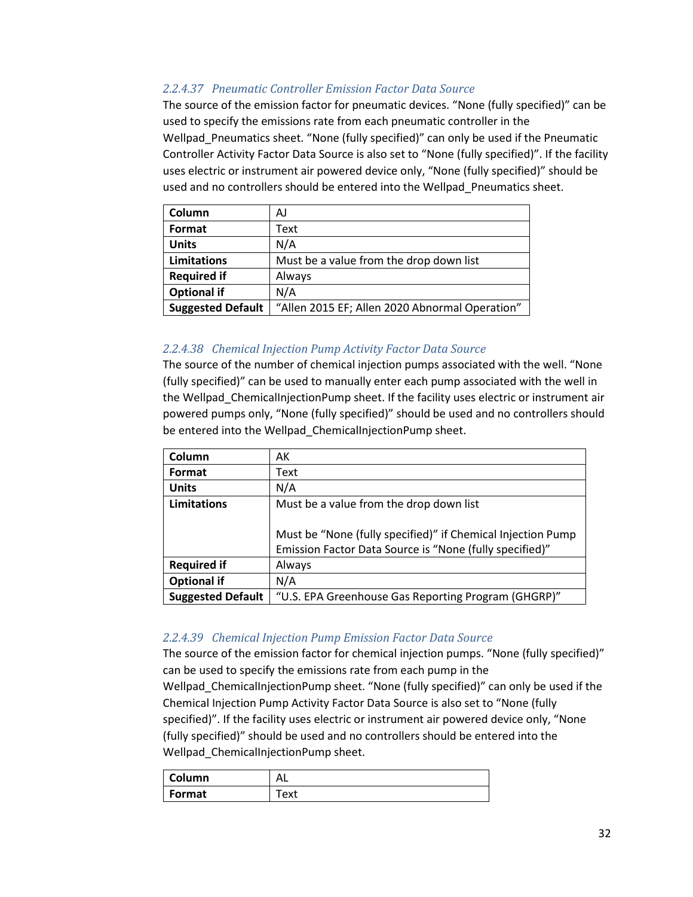#### 2.2.4.37 Pneumatic Controller Emission Factor Data Source

The source of the emission factor for pneumatic devices. “None (fully specified)” can be used to specify the emissions rate from each pneumatic controller in the Wellpad_Pneumatics sheet. “None (fully specified)” can only be used if the Pneumatic Controller Activity Factor Data Source is also set to “None (fully specified)”. If the facility uses electric or instrument air powered device only, “None (fully specified)” should be used and no controllers should be entered into the Wellpad_Pneumatics sheet.

| **Column** | AJ |
|---|---|
| **Format** | Text |
| **Units** | N/A |
| **Limitations** | Must be a value from the drop down list |
| **Required if** | Always |
| **Optional if** | N/A |
| **Suggested Default** | “Allen 2015 EF; Allen 2020 Abnormal Operation” |

#### 2.2.4.38 Chemical Injection Pump Activity Factor Data Source

The source of the number of chemical injection pumps associated with the well. “None (fully specified)” can be used to manually enter each pump associated with the well in the Wellpad_ChemicalInjectionPump sheet. If the facility uses electric or instrument air powered pumps only, “None (fully specified)” should be used and no controllers should be entered into the Wellpad_ChemicalInjectionPump sheet.

| **Column** | AK |
|---|---|
| **Format** | Text |
| **Units** | N/A |
| **Limitations** | Must be a value from the drop down list<br><br>Must be “None (fully specified)” if Chemical Injection Pump Emission Factor Data Source is “None (fully specified)” |
| **Required if** | Always |
| **Optional if** | N/A |
| **Suggested Default** | “U.S. EPA Greenhouse Gas Reporting Program (GHGRP)” |

#### 2.2.4.39 Chemical Injection Pump Emission Factor Data Source

The source of the emission factor for chemical injection pumps. “None (fully specified)” can be used to specify the emissions rate from each pump in the Wellpad_ChemicalInjectionPump sheet. “None (fully specified)” can only be used if the Chemical Injection Pump Activity Factor Data Source is also set to “None (fully specified)”. If the facility uses electric or instrument air powered device only, “None (fully specified)” should be used and no controllers should be entered into the Wellpad_ChemicalInjectionPump sheet.

| **Column** | AL |
|---|---|
| **Format** | Text |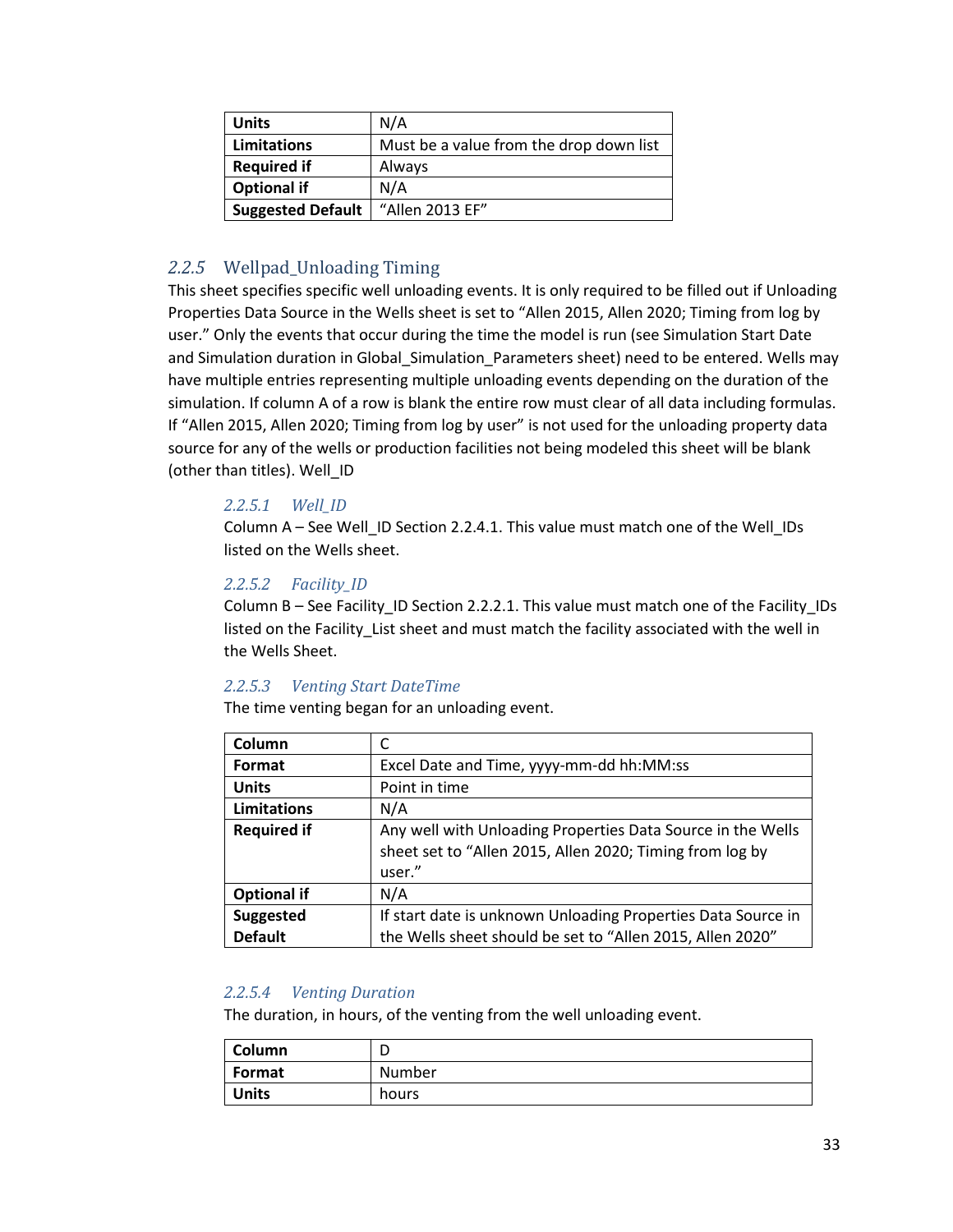| Units | N/A |
|---|---|
| Limitations | Must be a value from the drop down list |
| Required if | Always |
| Optional if | N/A |
| Suggested Default | "Allen 2013 EF" |

### 2.2.5 Wellpad_Unloading Timing

This sheet specifies specific well unloading events. It is only required to be filled out if Unloading Properties Data Source in the Wells sheet is set to "Allen 2015, Allen 2020; Timing from log by user." Only the events that occur during the time the model is run (see Simulation Start Date and Simulation duration in Global_Simulation_Parameters sheet) need to be entered. Wells may have multiple entries representing multiple unloading events depending on the duration of the simulation. If column A of a row is blank the entire row must clear of all data including formulas. If "Allen 2015, Allen 2020; Timing from log by user" is not used for the unloading property data source for any of the wells or production facilities not being modeled this sheet will be blank (other than titles). Well_ID

#### 2.2.5.1 Well_ID

Column A – See Well_ID Section 2.2.4.1. This value must match one of the Well_IDs listed on the Wells sheet.

#### 2.2.5.2 Facility_ID

Column B – See Facility_ID Section 2.2.2.1. This value must match one of the Facility_IDs listed on the Facility_List sheet and must match the facility associated with the well in the Wells Sheet.

#### 2.2.5.3 Venting Start DateTime

The time venting began for an unloading event.

| Column | C |
|---|---|
| Format | Excel Date and Time, yyyy-mm-dd hh:MM:ss |
| Units | Point in time |
| Limitations | N/A |
| Required if | Any well with Unloading Properties Data Source in the Wells sheet set to "Allen 2015, Allen 2020; Timing from log by user." |
| Optional if | N/A |
| Suggested Default | If start date is unknown Unloading Properties Data Source in the Wells sheet should be set to "Allen 2015, Allen 2020" |

#### 2.2.5.4 Venting Duration

The duration, in hours, of the venting from the well unloading event.

| Column | D |
|---|---|
| Format | Number |
| Units | hours |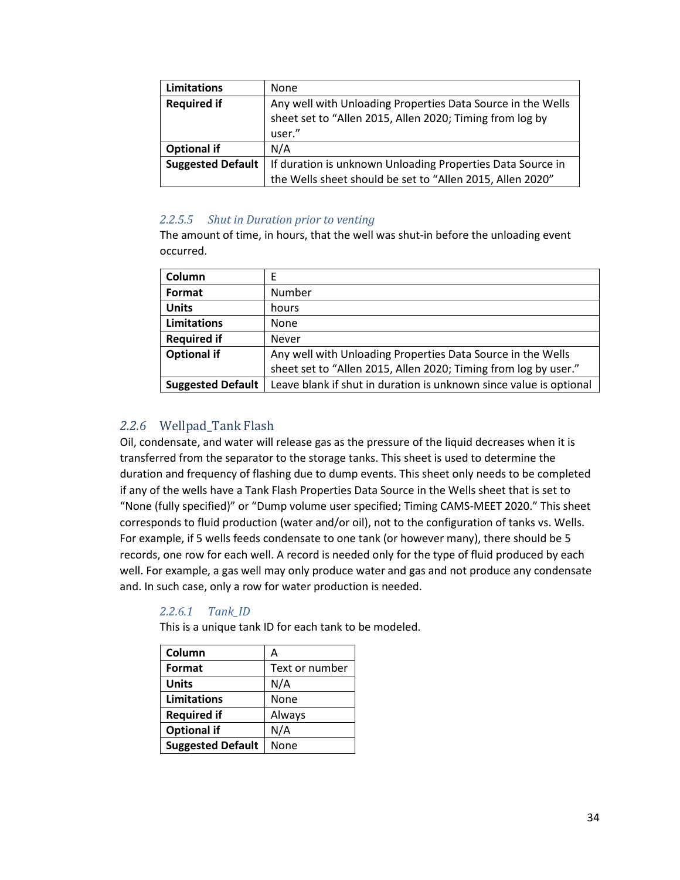| Limitations | None |
|---|---|
| **Required if** | Any well with Unloading Properties Data Source in the Wells sheet set to “Allen 2015, Allen 2020; Timing from log by user.” |
| **Optional if** | N/A |
| **Suggested Default** | If duration is unknown Unloading Properties Data Source in the Wells sheet should be set to “Allen 2015, Allen 2020” |

#### 2.2.5.5 Shut in Duration prior to venting

The amount of time, in hours, that the well was shut-in before the unloading event occurred.

| Column | E |
|---|---|
| **Format** | Number |
| **Units** | hours |
| **Limitations** | None |
| **Required if** | Never |
| **Optional if** | Any well with Unloading Properties Data Source in the Wells sheet set to “Allen 2015, Allen 2020; Timing from log by user.” |
| **Suggested Default** | Leave blank if shut in duration is unknown since value is optional |

### 2.2.6 Wellpad_Tank Flash

Oil, condensate, and water will release gas as the pressure of the liquid decreases when it is transferred from the separator to the storage tanks. This sheet is used to determine the duration and frequency of flashing due to dump events. This sheet only needs to be completed if any of the wells have a Tank Flash Properties Data Source in the Wells sheet that is set to “None (fully specified)” or “Dump volume user specified; Timing CAMS-MEET 2020.” This sheet corresponds to fluid production (water and/or oil), not to the configuration of tanks vs. Wells. For example, if 5 wells feeds condensate to one tank (or however many), there should be 5 records, one row for each well. A record is needed only for the type of fluid produced by each well. For example, a gas well may only produce water and gas and not produce any condensate and. In such case, only a row for water production is needed.

#### 2.2.6.1 Tank_ID

This is a unique tank ID for each tank to be modeled.

| Column | A |
|---|---|
| **Format** | Text or number |
| **Units** | N/A |
| **Limitations** | None |
| **Required if** | Always |
| **Optional if** | N/A |
| **Suggested Default** | None |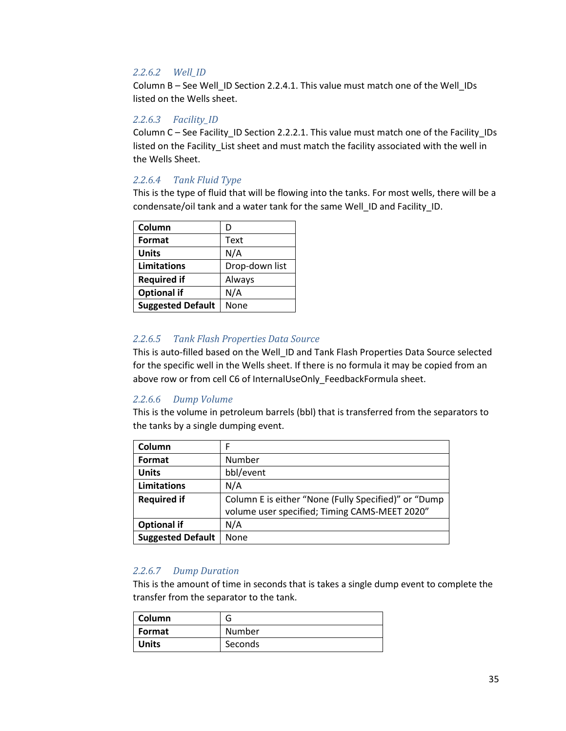#### 2.2.6.2 Well_ID

Column B – See Well_ID Section 2.2.4.1. This value must match one of the Well_IDs listed on the Wells sheet.

#### 2.2.6.3 Facility_ID

Column C – See Facility_ID Section 2.2.2.1. This value must match one of the Facility_IDs listed on the Facility_List sheet and must match the facility associated with the well in the Wells Sheet.

#### 2.2.6.4 Tank Fluid Type

This is the type of fluid that will be flowing into the tanks. For most wells, there will be a condensate/oil tank and a water tank for the same Well_ID and Facility_ID.

| **Column** | D |
|---|---|
| **Format** | Text |
| **Units** | N/A |
| **Limitations** | Drop-down list |
| **Required if** | Always |
| **Optional if** | N/A |
| **Suggested Default** | None |

#### 2.2.6.5 Tank Flash Properties Data Source

This is auto-filled based on the Well_ID and Tank Flash Properties Data Source selected for the specific well in the Wells sheet. If there is no formula it may be copied from an above row or from cell C6 of InternalUseOnly_FeedbackFormula sheet.

#### 2.2.6.6 Dump Volume

This is the volume in petroleum barrels (bbl) that is transferred from the separators to the tanks by a single dumping event.

| **Column** | F |
|---|---|
| **Format** | Number |
| **Units** | bbl/event |
| **Limitations** | N/A |
| **Required if** | Column E is either “None (Fully Specified)” or “Dump volume user specified; Timing CAMS-MEET 2020” |
| **Optional if** | N/A |
| **Suggested Default** | None |

#### 2.2.6.7 Dump Duration

This is the amount of time in seconds that is takes a single dump event to complete the transfer from the separator to the tank.

| **Column** | G |
|---|---|
| **Format** | Number |
| **Units** | Seconds |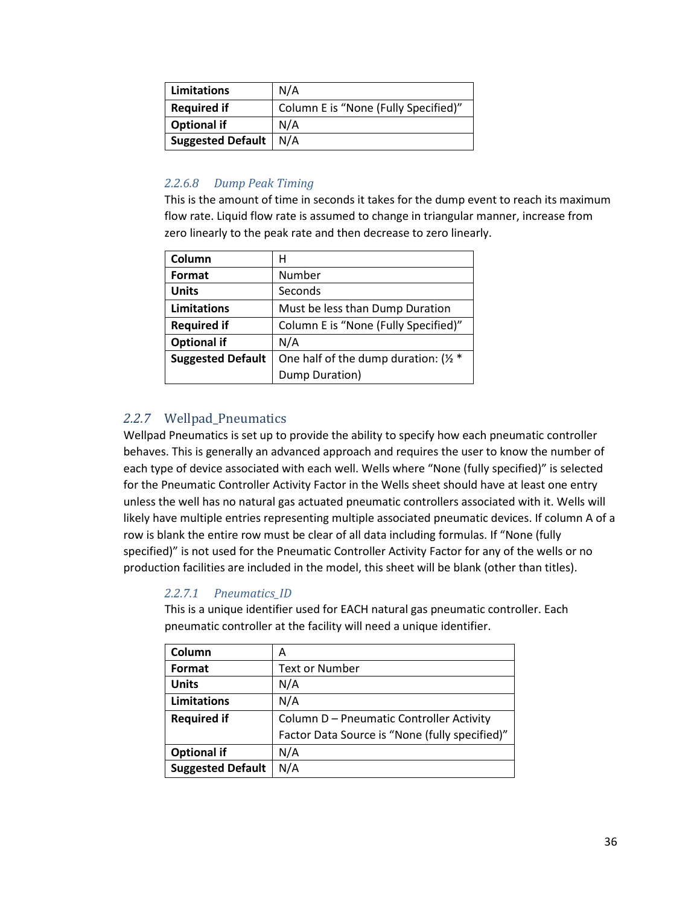| | |
|---|---|
| **Limitations** | N/A |
| **Required if** | Column E is "None (Fully Specified)" |
| **Optional if** | N/A |
| **Suggested Default** | N/A |

#### 2.2.6.8 Dump Peak Timing

This is the amount of time in seconds it takes for the dump event to reach its maximum flow rate. Liquid flow rate is assumed to change in triangular manner, increase from zero linearly to the peak rate and then decrease to zero linearly.

| | |
|---|---|
| **Column** | H |
| **Format** | Number |
| **Units** | Seconds |
| **Limitations** | Must be less than Dump Duration |
| **Required if** | Column E is "None (Fully Specified)" |
| **Optional if** | N/A |
| **Suggested Default** | One half of the dump duration: (½ * Dump Duration) |

### 2.2.7 Wellpad_Pneumatics

Wellpad Pneumatics is set up to provide the ability to specify how each pneumatic controller behaves. This is generally an advanced approach and requires the user to know the number of each type of device associated with each well. Wells where "None (fully specified)" is selected for the Pneumatic Controller Activity Factor in the Wells sheet should have at least one entry unless the well has no natural gas actuated pneumatic controllers associated with it. Wells will likely have multiple entries representing multiple associated pneumatic devices. If column A of a row is blank the entire row must be clear of all data including formulas. If "None (fully specified)" is not used for the Pneumatic Controller Activity Factor for any of the wells or no production facilities are included in the model, this sheet will be blank (other than titles).

#### 2.2.7.1 Pneumatics_ID

This is a unique identifier used for EACH natural gas pneumatic controller. Each pneumatic controller at the facility will need a unique identifier.

| | |
|---|---|
| **Column** | A |
| **Format** | Text or Number |
| **Units** | N/A |
| **Limitations** | N/A |
| **Required if** | Column D – Pneumatic Controller Activity Factor Data Source is "None (fully specified)" |
| **Optional if** | N/A |
| **Suggested Default** | N/A |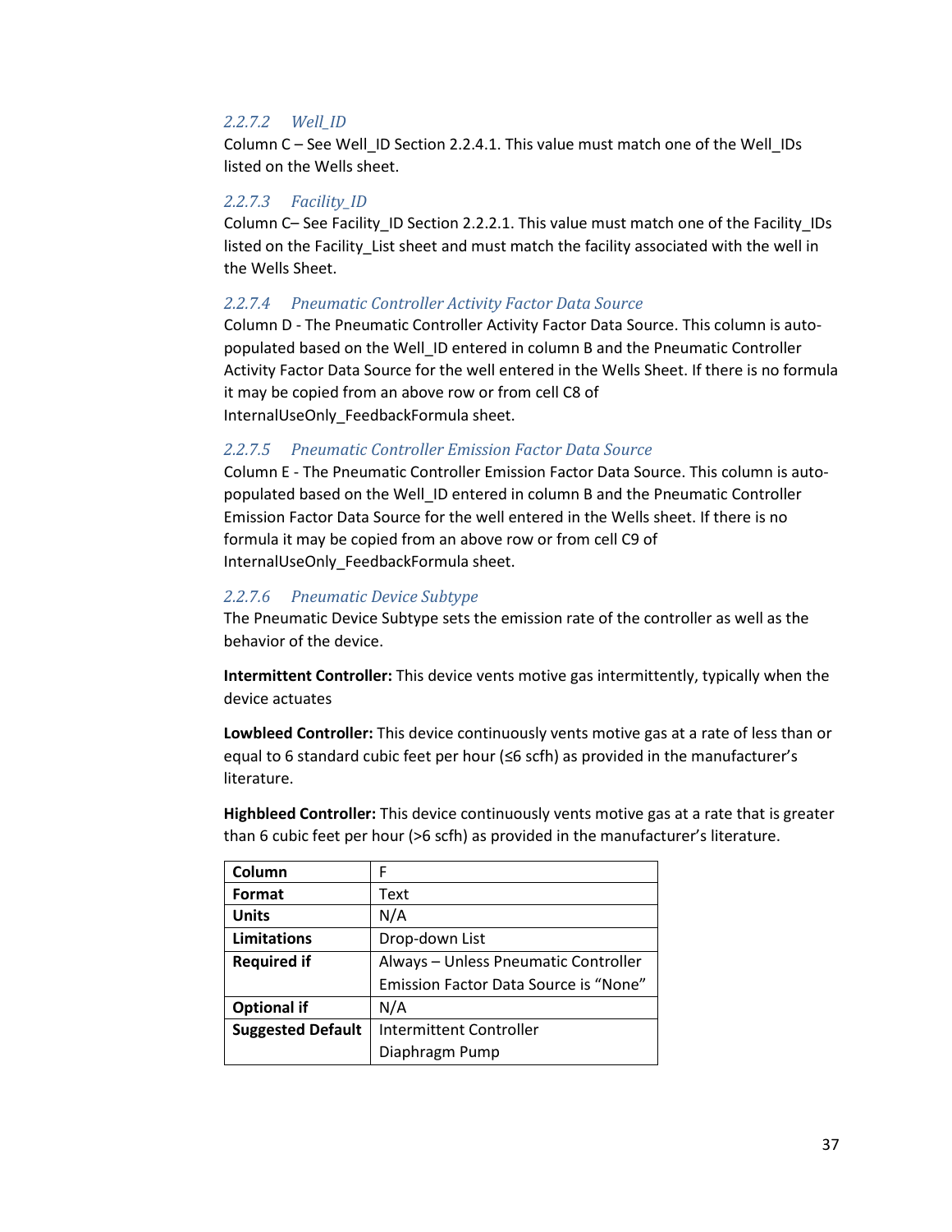#### *2.2.7.2 Well_ID*

Column C – See Well_ID Section 2.2.4.1. This value must match one of the Well_IDs listed on the Wells sheet.

#### *2.2.7.3 Facility_ID*

Column C– See Facility_ID Section 2.2.2.1. This value must match one of the Facility_IDs listed on the Facility_List sheet and must match the facility associated with the well in the Wells Sheet.

#### *2.2.7.4 Pneumatic Controller Activity Factor Data Source*

Column D - The Pneumatic Controller Activity Factor Data Source. This column is auto-populated based on the Well_ID entered in column B and the Pneumatic Controller Activity Factor Data Source for the well entered in the Wells Sheet. If there is no formula it may be copied from an above row or from cell C8 of InternalUseOnly_FeedbackFormula sheet.

#### *2.2.7.5 Pneumatic Controller Emission Factor Data Source*

Column E - The Pneumatic Controller Emission Factor Data Source. This column is auto-populated based on the Well_ID entered in column B and the Pneumatic Controller Emission Factor Data Source for the well entered in the Wells sheet. If there is no formula it may be copied from an above row or from cell C9 of InternalUseOnly_FeedbackFormula sheet.

#### *2.2.7.6 Pneumatic Device Subtype*

The Pneumatic Device Subtype sets the emission rate of the controller as well as the behavior of the device.

**Intermittent Controller:** This device vents motive gas intermittently, typically when the device actuates

**Lowbleed Controller:** This device continuously vents motive gas at a rate of less than or equal to 6 standard cubic feet per hour (≤6 scfh) as provided in the manufacturer's literature.

**Highbleed Controller:** This device continuously vents motive gas at a rate that is greater than 6 cubic feet per hour (>6 scfh) as provided in the manufacturer's literature.

| **Column** | F |
|---|---|
| **Format** | Text |
| **Units** | N/A |
| **Limitations** | Drop-down List |
| **Required if** | Always – Unless Pneumatic Controller Emission Factor Data Source is "None" |
| **Optional if** | N/A |
| **Suggested Default** | Intermittent Controller Diaphragm Pump |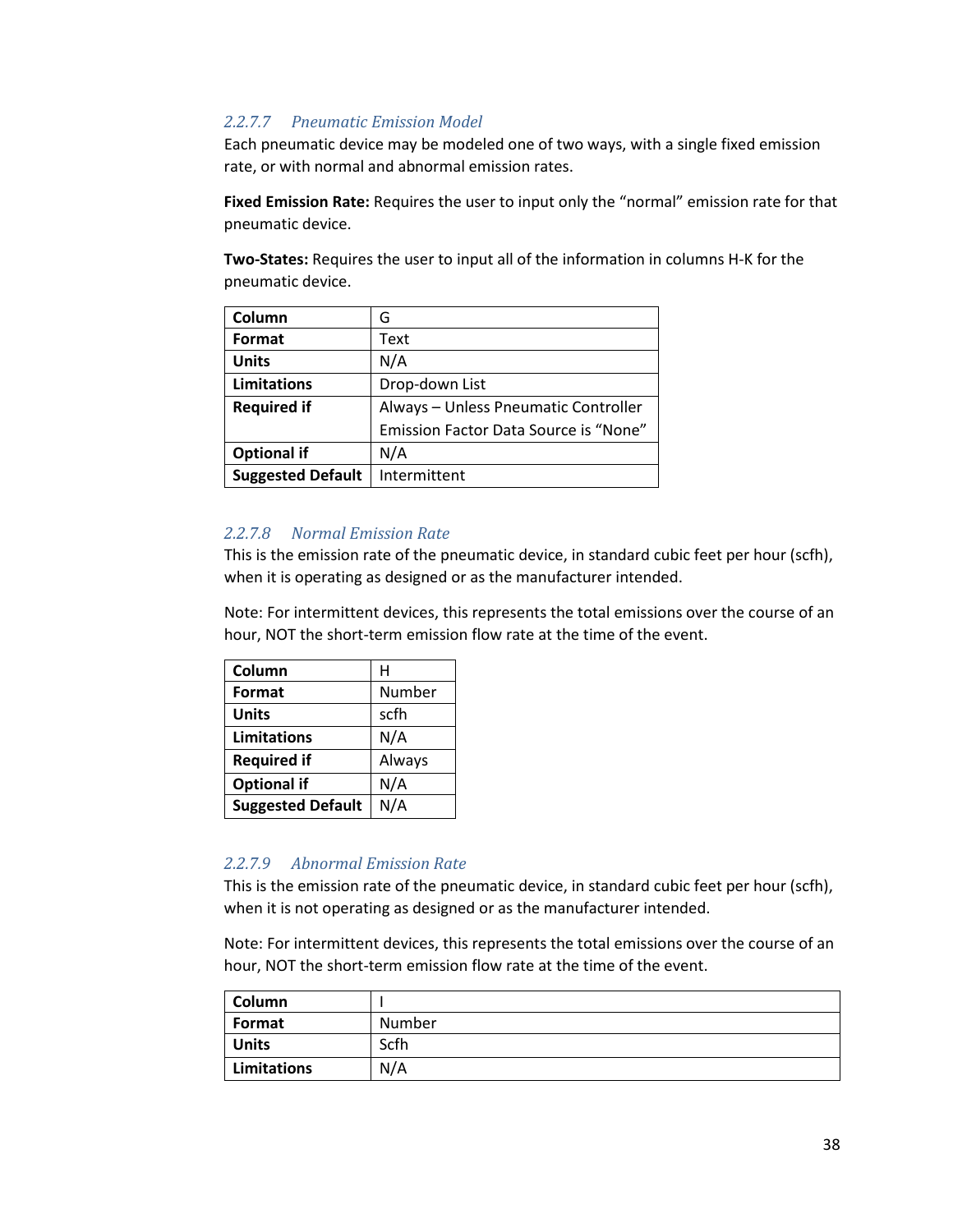#### 2.2.7.7 Pneumatic Emission Model

Each pneumatic device may be modeled one of two ways, with a single fixed emission rate, or with normal and abnormal emission rates.

**Fixed Emission Rate:** Requires the user to input only the “normal” emission rate for that pneumatic device.

**Two-States:** Requires the user to input all of the information in columns H-K for the pneumatic device.

| **Column** | G |
|---|---|
| **Format** | Text |
| **Units** | N/A |
| **Limitations** | Drop-down List |
| **Required if** | Always – Unless Pneumatic Controller Emission Factor Data Source is “None” |
| **Optional if** | N/A |
| **Suggested Default** | Intermittent |

#### 2.2.7.8 Normal Emission Rate

This is the emission rate of the pneumatic device, in standard cubic feet per hour (scfh), when it is operating as designed or as the manufacturer intended.

Note: For intermittent devices, this represents the total emissions over the course of an hour, NOT the short-term emission flow rate at the time of the event.

| **Column** | H |
|---|---|
| **Format** | Number |
| **Units** | scfh |
| **Limitations** | N/A |
| **Required if** | Always |
| **Optional if** | N/A |
| **Suggested Default** | N/A |

#### 2.2.7.9 Abnormal Emission Rate

This is the emission rate of the pneumatic device, in standard cubic feet per hour (scfh), when it is not operating as designed or as the manufacturer intended.

Note: For intermittent devices, this represents the total emissions over the course of an hour, NOT the short-term emission flow rate at the time of the event.

| **Column** | I |
|---|---|
| **Format** | Number |
| **Units** | Scfh |
| **Limitations** | N/A |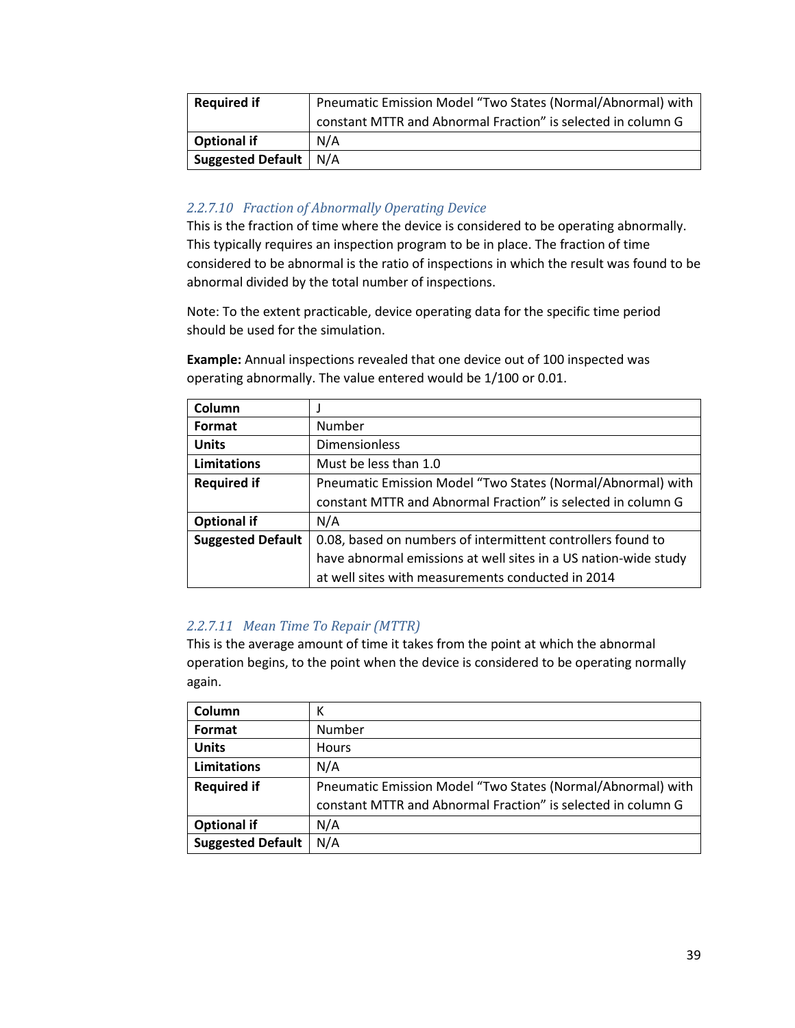| Required if | Pneumatic Emission Model “Two States (Normal/Abnormal) with constant MTTR and Abnormal Fraction” is selected in column G |
|---|---|
| Optional if | N/A |
| Suggested Default | N/A |

#### *2.2.7.10 Fraction of Abnormally Operating Device*

This is the fraction of time where the device is considered to be operating abnormally. This typically requires an inspection program to be in place. The fraction of time considered to be abnormal is the ratio of inspections in which the result was found to be abnormal divided by the total number of inspections.

Note: To the extent practicable, device operating data for the specific time period should be used for the simulation.

**Example:** Annual inspections revealed that one device out of 100 inspected was operating abnormally. The value entered would be 1/100 or 0.01.

| Column | J |
|---|---|
| Format | Number |
| Units | Dimensionless |
| Limitations | Must be less than 1.0 |
| Required if | Pneumatic Emission Model “Two States (Normal/Abnormal) with constant MTTR and Abnormal Fraction” is selected in column G |
| Optional if | N/A |
| Suggested Default | 0.08, based on numbers of intermittent controllers found to have abnormal emissions at well sites in a US nation-wide study at well sites with measurements conducted in 2014 |

#### *2.2.7.11 Mean Time To Repair (MTTR)*

This is the average amount of time it takes from the point at which the abnormal operation begins, to the point when the device is considered to be operating normally again.

| Column | K |
|---|---|
| Format | Number |
| Units | Hours |
| Limitations | N/A |
| Required if | Pneumatic Emission Model “Two States (Normal/Abnormal) with constant MTTR and Abnormal Fraction” is selected in column G |
| Optional if | N/A |
| Suggested Default | N/A |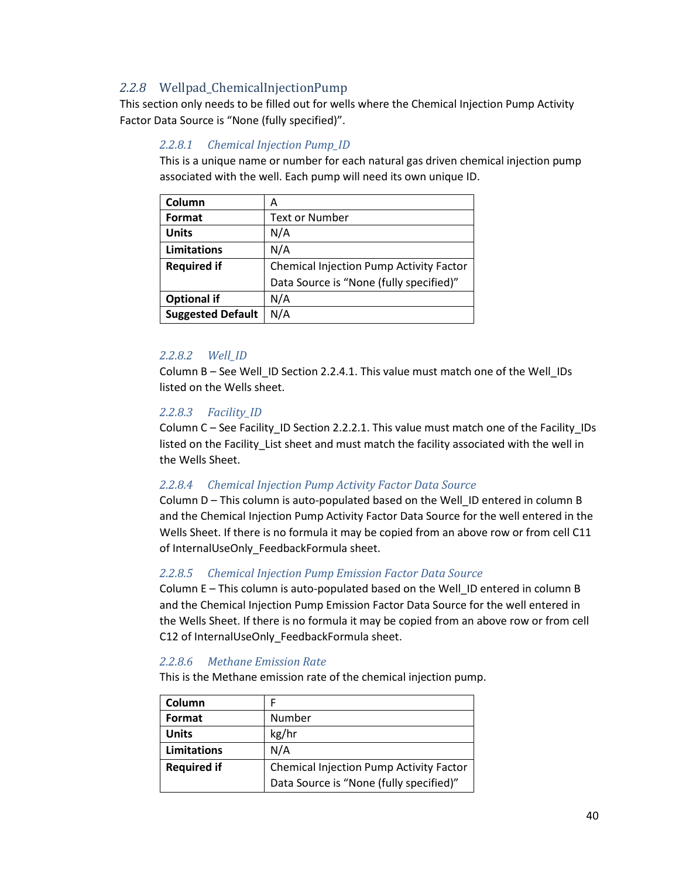### 2.2.8 Wellpad_ChemicalInjectionPump

This section only needs to be filled out for wells where the Chemical Injection Pump Activity Factor Data Source is "None (fully specified)".

#### *2.2.8.1 Chemical Injection Pump_ID*

This is a unique name or number for each natural gas driven chemical injection pump associated with the well. Each pump will need its own unique ID.

| **Column** | A |
|---|---|
| **Format** | Text or Number |
| **Units** | N/A |
| **Limitations** | N/A |
| **Required if** | Chemical Injection Pump Activity Factor Data Source is "None (fully specified)" |
| **Optional if** | N/A |
| **Suggested Default** | N/A |

#### *2.2.8.2 Well_ID*

Column B – See Well_ID Section 2.2.4.1. This value must match one of the Well_IDs listed on the Wells sheet.

#### *2.2.8.3 Facility_ID*

Column C – See Facility_ID Section 2.2.2.1. This value must match one of the Facility_IDs listed on the Facility_List sheet and must match the facility associated with the well in the Wells Sheet.

#### *2.2.8.4 Chemical Injection Pump Activity Factor Data Source*

Column D – This column is auto-populated based on the Well_ID entered in column B and the Chemical Injection Pump Activity Factor Data Source for the well entered in the Wells Sheet. If there is no formula it may be copied from an above row or from cell C11 of InternalUseOnly_FeedbackFormula sheet.

#### *2.2.8.5 Chemical Injection Pump Emission Factor Data Source*

Column E – This column is auto-populated based on the Well_ID entered in column B and the Chemical Injection Pump Emission Factor Data Source for the well entered in the Wells Sheet. If there is no formula it may be copied from an above row or from cell C12 of InternalUseOnly_FeedbackFormula sheet.

#### *2.2.8.6 Methane Emission Rate*

This is the Methane emission rate of the chemical injection pump.

| **Column** | F |
|---|---|
| **Format** | Number |
| **Units** | kg/hr |
| **Limitations** | N/A |
| **Required if** | Chemical Injection Pump Activity Factor Data Source is "None (fully specified)" |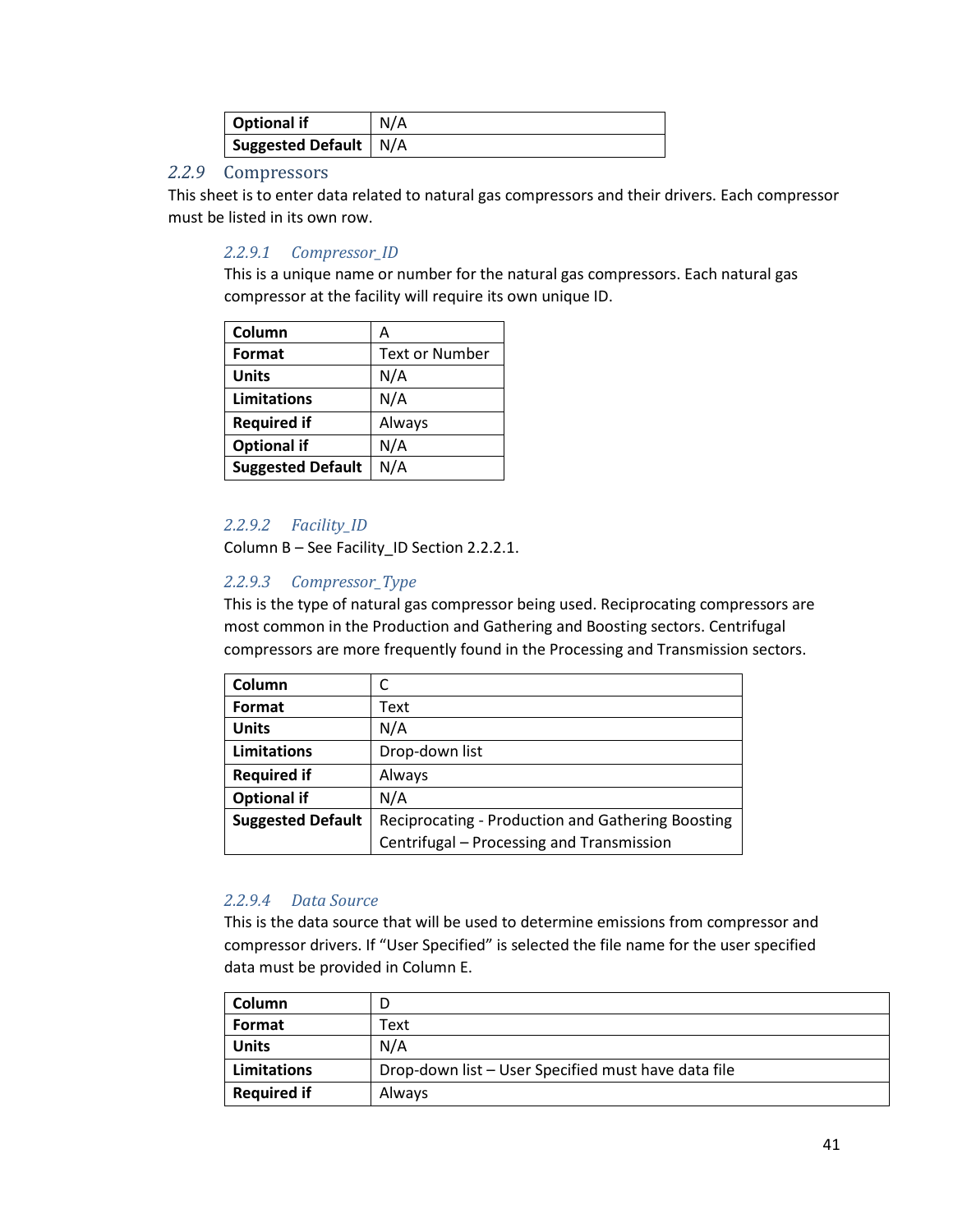| Optional if | N/A |
| --- | --- |
| Suggested Default | N/A |

## 2.2.9 Compressors

This sheet is to enter data related to natural gas compressors and their drivers. Each compressor must be listed in its own row.

### 2.2.9.1 Compressor_ID

This is a unique name or number for the natural gas compressors. Each natural gas compressor at the facility will require its own unique ID.

| Column | A |
| --- | --- |
| Format | Text or Number |
| Units | N/A |
| Limitations | N/A |
| Required if | Always |
| Optional if | N/A |
| Suggested Default | N/A |

### 2.2.9.2 Facility_ID

Column B – See Facility_ID Section 2.2.2.1.

### 2.2.9.3 Compressor_Type

This is the type of natural gas compressor being used. Reciprocating compressors are most common in the Production and Gathering and Boosting sectors. Centrifugal compressors are more frequently found in the Processing and Transmission sectors.

| Column | C |
| --- | --- |
| Format | Text |
| Units | N/A |
| Limitations | Drop-down list |
| Required if | Always |
| Optional if | N/A |
| Suggested Default | Reciprocating - Production and Gathering Boosting<br>Centrifugal – Processing and Transmission |

### 2.2.9.4 Data Source

This is the data source that will be used to determine emissions from compressor and compressor drivers. If "User Specified" is selected the file name for the user specified data must be provided in Column E.

| Column | D |
| --- | --- |
| Format | Text |
| Units | N/A |
| Limitations | Drop-down list – User Specified must have data file |
| Required if | Always |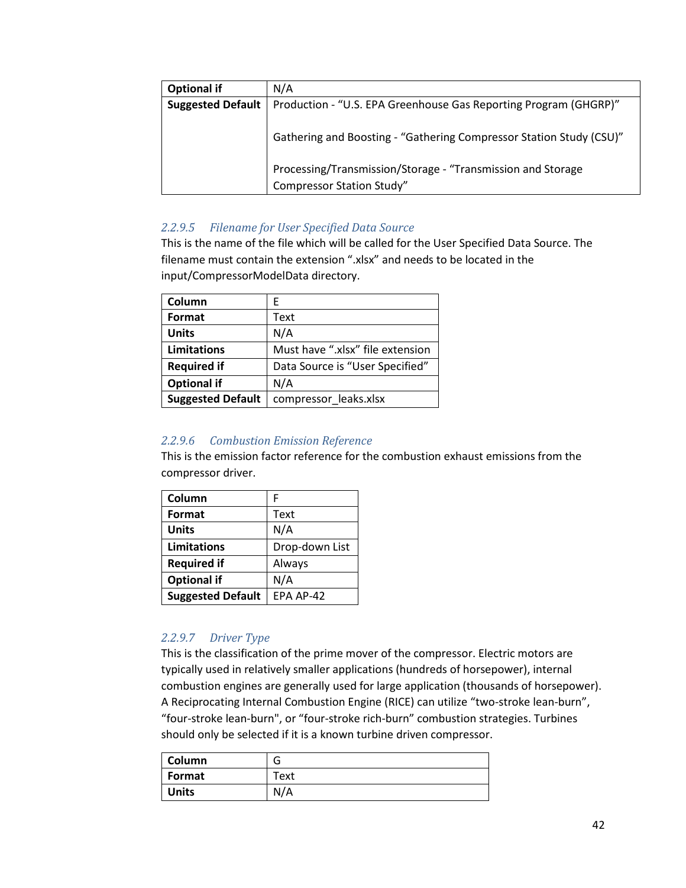| Optional if | N/A |
|---|---|
| Suggested Default | Production - "U.S. EPA Greenhouse Gas Reporting Program (GHGRP)"<br><br>Gathering and Boosting - "Gathering Compressor Station Study (CSU)"<br><br>Processing/Transmission/Storage - "Transmission and Storage Compressor Station Study" |

#### *2.2.9.5 Filename for User Specified Data Source*

This is the name of the file which will be called for the User Specified Data Source. The filename must contain the extension ".xlsx" and needs to be located in the input/CompressorModelData directory.

| Column | E |
|---|---|
| Format | Text |
| Units | N/A |
| Limitations | Must have ".xlsx" file extension |
| Required if | Data Source is "User Specified" |
| Optional if | N/A |
| Suggested Default | compressor_leaks.xlsx |

#### *2.2.9.6 Combustion Emission Reference*

This is the emission factor reference for the combustion exhaust emissions from the compressor driver.

| Column | F |
|---|---|
| Format | Text |
| Units | N/A |
| Limitations | Drop-down List |
| Required if | Always |
| Optional if | N/A |
| Suggested Default | EPA AP-42 |

#### *2.2.9.7 Driver Type*

This is the classification of the prime mover of the compressor. Electric motors are typically used in relatively smaller applications (hundreds of horsepower), internal combustion engines are generally used for large application (thousands of horsepower). A Reciprocating Internal Combustion Engine (RICE) can utilize "two-stroke lean-burn", "four-stroke lean-burn", or "four-stroke rich-burn" combustion strategies. Turbines should only be selected if it is a known turbine driven compressor.

| Column | G |
|---|---|
| Format | Text |
| Units | N/A |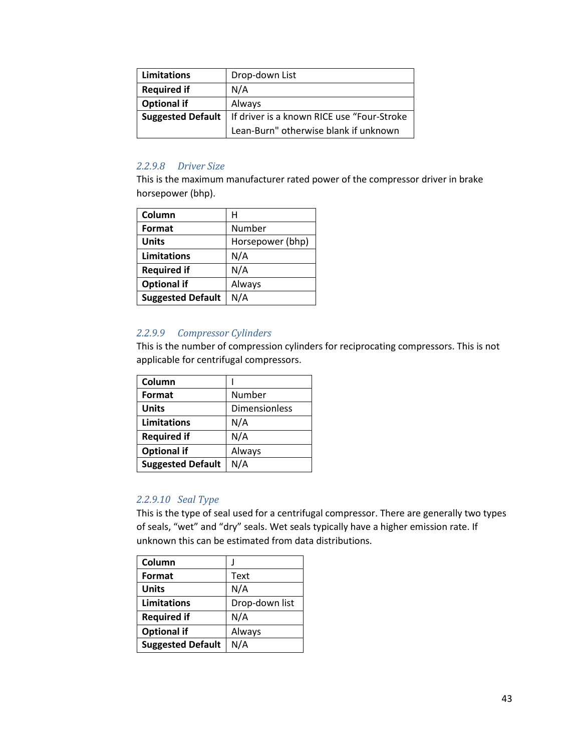| Limitations | Drop-down List |
|---|---|
| Required if | N/A |
| Optional if | Always |
| Suggested Default | If driver is a known RICE use "Four-Stroke Lean-Burn" otherwise blank if unknown |

#### *2.2.9.8 Driver Size*

This is the maximum manufacturer rated power of the compressor driver in brake horsepower (bhp).

| Column | H |
|---|---|
| Format | Number |
| Units | Horsepower (bhp) |
| Limitations | N/A |
| Required if | N/A |
| Optional if | Always |
| Suggested Default | N/A |

#### *2.2.9.9 Compressor Cylinders*

This is the number of compression cylinders for reciprocating compressors. This is not applicable for centrifugal compressors.

| Column | I |
|---|---|
| Format | Number |
| Units | Dimensionless |
| Limitations | N/A |
| Required if | N/A |
| Optional if | Always |
| Suggested Default | N/A |

#### *2.2.9.10 Seal Type*

This is the type of seal used for a centrifugal compressor. There are generally two types of seals, "wet" and "dry" seals. Wet seals typically have a higher emission rate. If unknown this can be estimated from data distributions.

| Column | J |
|---|---|
| Format | Text |
| Units | N/A |
| Limitations | Drop-down list |
| Required if | N/A |
| Optional if | Always |
| Suggested Default | N/A |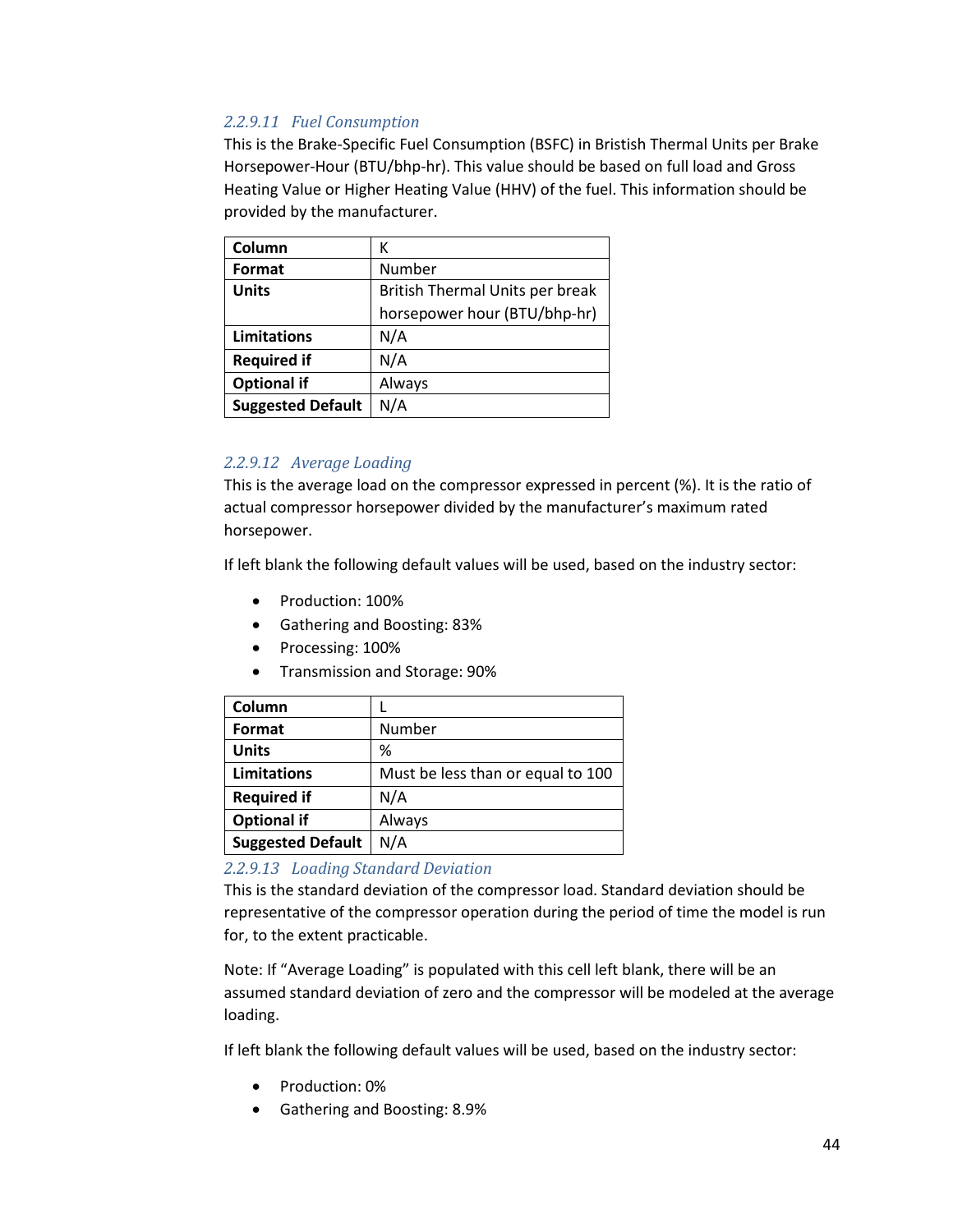#### 2.2.9.11 Fuel Consumption

This is the Brake-Specific Fuel Consumption (BSFC) in Bristish Thermal Units per Brake Horsepower-Hour (BTU/bhp-hr). This value should be based on full load and Gross Heating Value or Higher Heating Value (HHV) of the fuel. This information should be provided by the manufacturer.

| Column | K |
|---|---|
| Format | Number |
| Units | British Thermal Units per break horsepower hour (BTU/bhp-hr) |
| Limitations | N/A |
| Required if | N/A |
| Optional if | Always |
| Suggested Default | N/A |

#### 2.2.9.12 Average Loading

This is the average load on the compressor expressed in percent (%). It is the ratio of actual compressor horsepower divided by the manufacturer's maximum rated horsepower.

If left blank the following default values will be used, based on the industry sector:

- Production: 100%
- Gathering and Boosting: 83%
- Processing: 100%
- Transmission and Storage: 90%

| Column | L |
|---|---|
| Format | Number |
| Units | % |
| Limitations | Must be less than or equal to 100 |
| Required if | N/A |
| Optional if | Always |
| Suggested Default | N/A |

#### 2.2.9.13 Loading Standard Deviation

This is the standard deviation of the compressor load. Standard deviation should be representative of the compressor operation during the period of time the model is run for, to the extent practicable.

Note: If "Average Loading" is populated with this cell left blank, there will be an assumed standard deviation of zero and the compressor will be modeled at the average loading.

If left blank the following default values will be used, based on the industry sector:

- Production: 0%
- Gathering and Boosting: 8.9%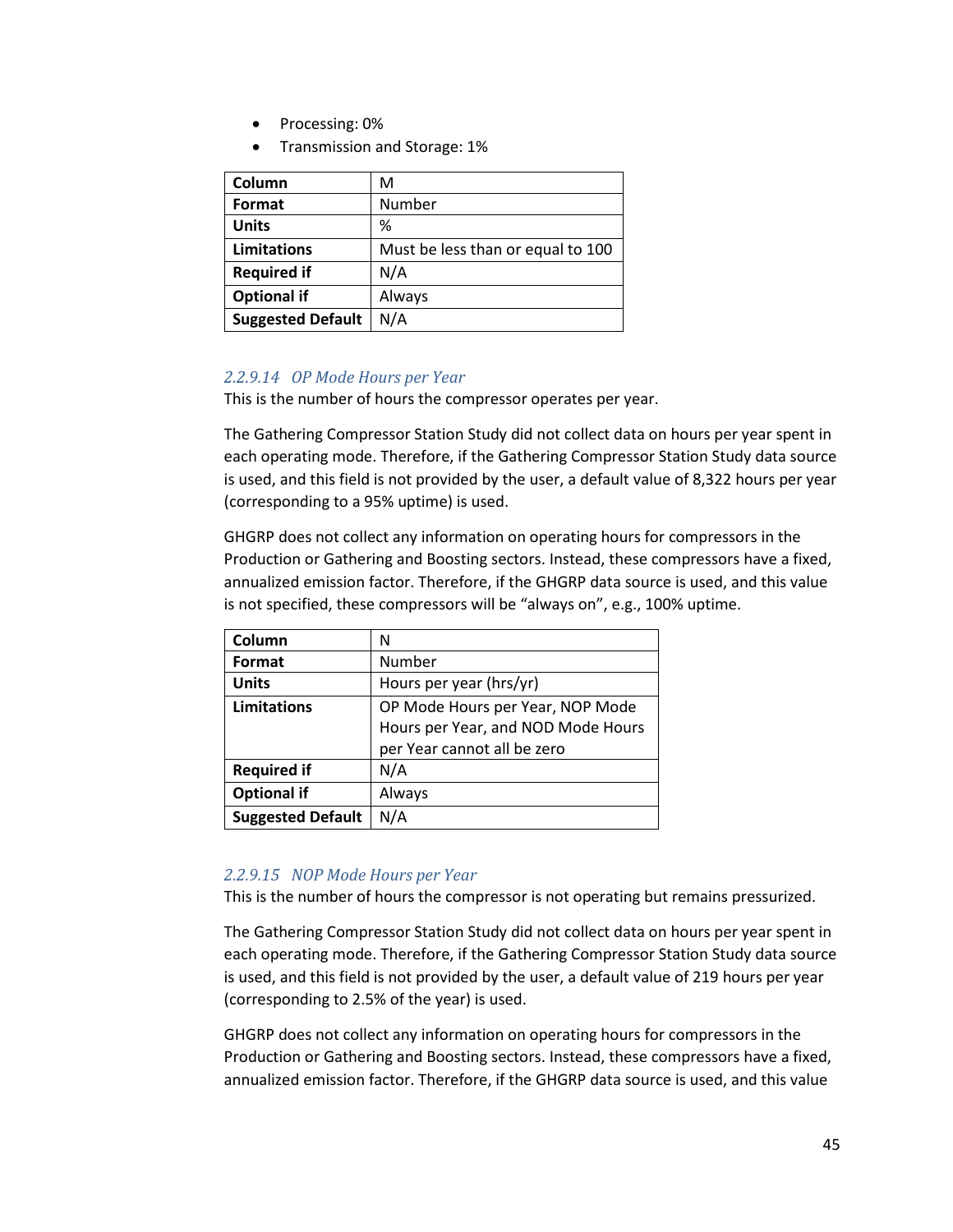- Processing: 0%
- Transmission and Storage: 1%

| Column | M |
|---|---|
| Format | Number |
| Units | % |
| Limitations | Must be less than or equal to 100 |
| Required if | N/A |
| Optional if | Always |
| Suggested Default | N/A |

#### *2.2.9.14 OP Mode Hours per Year*

This is the number of hours the compressor operates per year.

The Gathering Compressor Station Study did not collect data on hours per year spent in each operating mode. Therefore, if the Gathering Compressor Station Study data source is used, and this field is not provided by the user, a default value of 8,322 hours per year (corresponding to a 95% uptime) is used.

GHGRP does not collect any information on operating hours for compressors in the Production or Gathering and Boosting sectors. Instead, these compressors have a fixed, annualized emission factor. Therefore, if the GHGRP data source is used, and this value is not specified, these compressors will be "always on", e.g., 100% uptime.

| Column | N |
|---|---|
| Format | Number |
| Units | Hours per year (hrs/yr) |
| Limitations | OP Mode Hours per Year, NOP Mode Hours per Year, and NOD Mode Hours per Year cannot all be zero |
| Required if | N/A |
| Optional if | Always |
| Suggested Default | N/A |

#### *2.2.9.15 NOP Mode Hours per Year*

This is the number of hours the compressor is not operating but remains pressurized.

The Gathering Compressor Station Study did not collect data on hours per year spent in each operating mode. Therefore, if the Gathering Compressor Station Study data source is used, and this field is not provided by the user, a default value of 219 hours per year (corresponding to 2.5% of the year) is used.

GHGRP does not collect any information on operating hours for compressors in the Production or Gathering and Boosting sectors. Instead, these compressors have a fixed, annualized emission factor. Therefore, if the GHGRP data source is used, and this value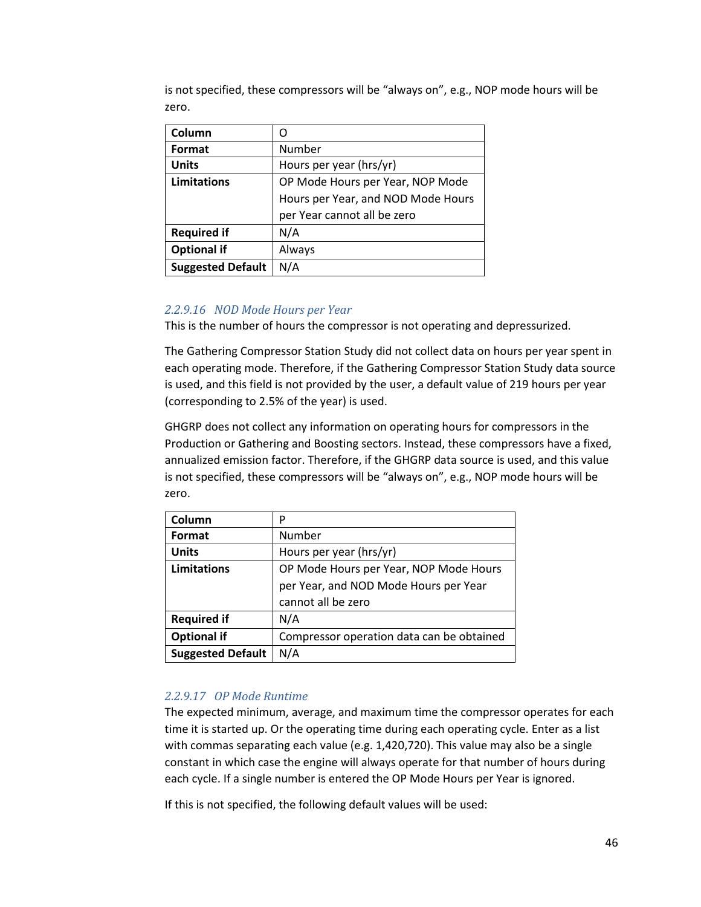is not specified, these compressors will be "always on", e.g., NOP mode hours will be zero.

| Column | O |
|---|---|
| Format | Number |
| Units | Hours per year (hrs/yr) |
| Limitations | OP Mode Hours per Year, NOP Mode Hours per Year, and NOD Mode Hours per Year cannot all be zero |
| Required if | N/A |
| Optional if | Always |
| Suggested Default | N/A |

### *2.2.9.16 NOD Mode Hours per Year*

This is the number of hours the compressor is not operating and depressurized.

The Gathering Compressor Station Study did not collect data on hours per year spent in each operating mode. Therefore, if the Gathering Compressor Station Study data source is used, and this field is not provided by the user, a default value of 219 hours per year (corresponding to 2.5% of the year) is used.

GHGRP does not collect any information on operating hours for compressors in the Production or Gathering and Boosting sectors. Instead, these compressors have a fixed, annualized emission factor. Therefore, if the GHGRP data source is used, and this value is not specified, these compressors will be "always on", e.g., NOP mode hours will be zero.

| Column | P |
|---|---|
| Format | Number |
| Units | Hours per year (hrs/yr) |
| Limitations | OP Mode Hours per Year, NOP Mode Hours per Year, and NOD Mode Hours per Year cannot all be zero |
| Required if | N/A |
| Optional if | Compressor operation data can be obtained |
| Suggested Default | N/A |

### *2.2.9.17 OP Mode Runtime*

The expected minimum, average, and maximum time the compressor operates for each time it is started up. Or the operating time during each operating cycle. Enter as a list with commas separating each value (e.g. 1,420,720). This value may also be a single constant in which case the engine will always operate for that number of hours during each cycle. If a single number is entered the OP Mode Hours per Year is ignored.

If this is not specified, the following default values will be used: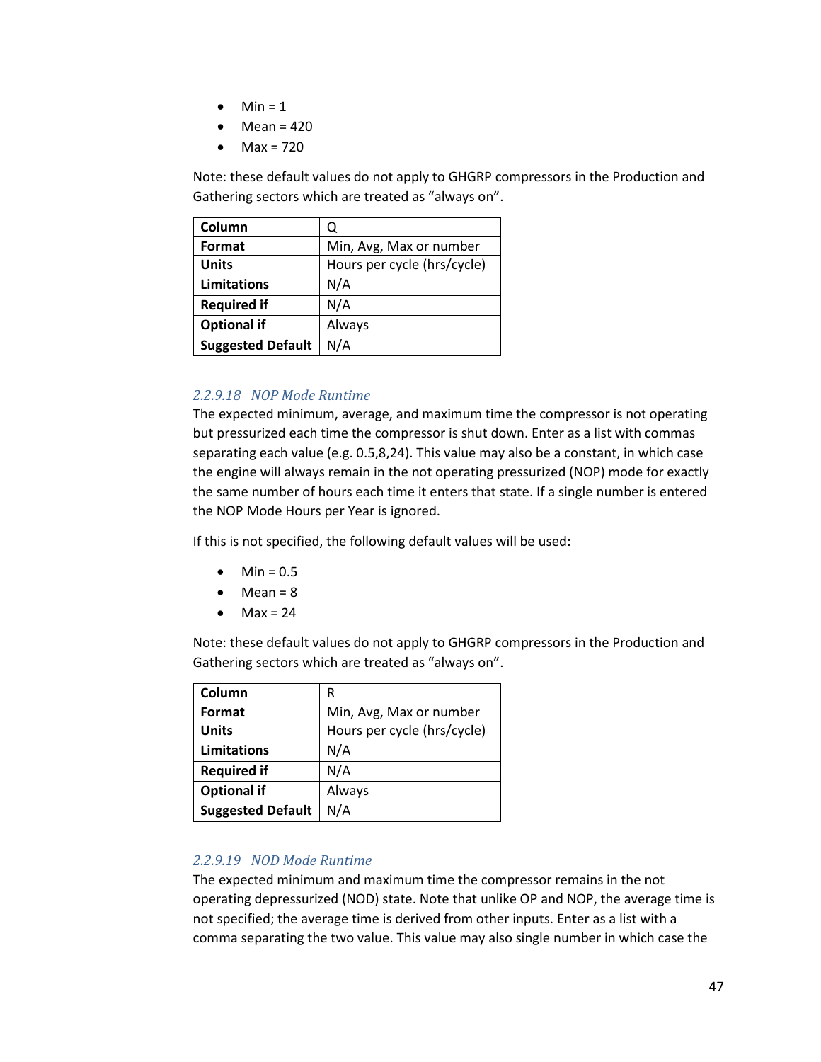- Min = 1
- Mean = 420
- Max = 720

Note: these default values do not apply to GHGRP compressors in the Production and Gathering sectors which are treated as "always on".

| Column | Q |
|---|---|
| **Format** | Min, Avg, Max or number |
| **Units** | Hours per cycle (hrs/cycle) |
| **Limitations** | N/A |
| **Required if** | N/A |
| **Optional if** | Always |
| **Suggested Default** | N/A |

#### *2.2.9.18 NOP Mode Runtime*

The expected minimum, average, and maximum time the compressor is not operating but pressurized each time the compressor is shut down. Enter as a list with commas separating each value (e.g. 0.5,8,24). This value may also be a constant, in which case the engine will always remain in the not operating pressurized (NOP) mode for exactly the same number of hours each time it enters that state. If a single number is entered the NOP Mode Hours per Year is ignored.

If this is not specified, the following default values will be used:

- Min = 0.5
- Mean = 8
- Max = 24

Note: these default values do not apply to GHGRP compressors in the Production and Gathering sectors which are treated as "always on".

| Column | R |
|---|---|
| **Format** | Min, Avg, Max or number |
| **Units** | Hours per cycle (hrs/cycle) |
| **Limitations** | N/A |
| **Required if** | N/A |
| **Optional if** | Always |
| **Suggested Default** | N/A |

#### *2.2.9.19 NOD Mode Runtime*

The expected minimum and maximum time the compressor remains in the not operating depressurized (NOD) state. Note that unlike OP and NOP, the average time is not specified; the average time is derived from other inputs. Enter as a list with a comma separating the two value. This value may also single number in which case the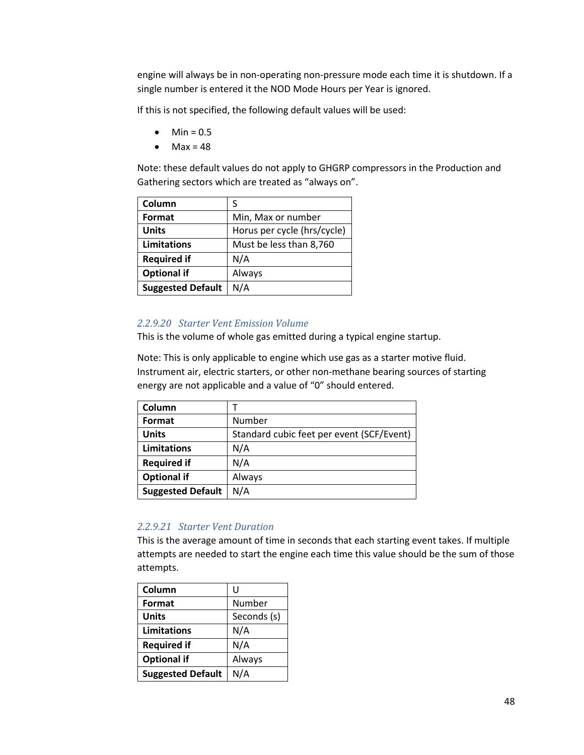engine will always be in non-operating non-pressure mode each time it is shutdown. If a single number is entered it the NOD Mode Hours per Year is ignored.

If this is not specified, the following default values will be used:

- Min = 0.5
- Max = 48

Note: these default values do not apply to GHGRP compressors in the Production and Gathering sectors which are treated as "always on".

| **Column** | S |
|---|---|
| **Format** | Min, Max or number |
| **Units** | Horus per cycle (hrs/cycle) |
| **Limitations** | Must be less than 8,760 |
| **Required if** | N/A |
| **Optional if** | Always |
| **Suggested Default** | N/A |

### *2.2.9.20 Starter Vent Emission Volume*

This is the volume of whole gas emitted during a typical engine startup.

Note: This is only applicable to engine which use gas as a starter motive fluid. Instrument air, electric starters, or other non-methane bearing sources of starting energy are not applicable and a value of "0" should entered.

| **Column** | T |
|---|---|
| **Format** | Number |
| **Units** | Standard cubic feet per event (SCF/Event) |
| **Limitations** | N/A |
| **Required if** | N/A |
| **Optional if** | Always |
| **Suggested Default** | N/A |

### *2.2.9.21 Starter Vent Duration*

This is the average amount of time in seconds that each starting event takes. If multiple attempts are needed to start the engine each time this value should be the sum of those attempts.

| **Column** | U |
|---|---|
| **Format** | Number |
| **Units** | Seconds (s) |
| **Limitations** | N/A |
| **Required if** | N/A |
| **Optional if** | Always |
| **Suggested Default** | N/A |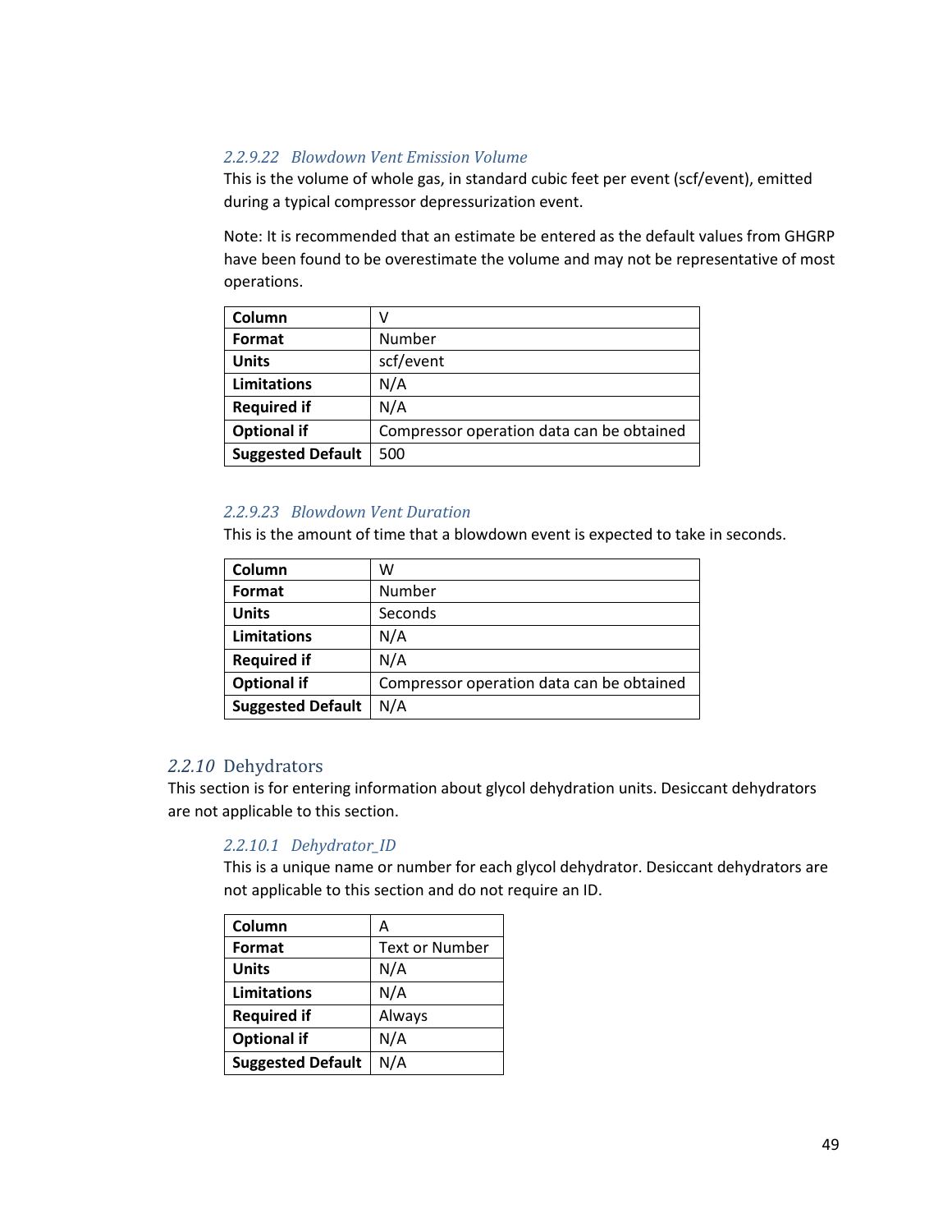#### 2.2.9.22 Blowdown Vent Emission Volume

This is the volume of whole gas, in standard cubic feet per event (scf/event), emitted during a typical compressor depressurization event.

Note: It is recommended that an estimate be entered as the default values from GHGRP have been found to be overestimate the volume and may not be representative of most operations.

| **Column** | V |
|---|---|
| **Format** | Number |
| **Units** | scf/event |
| **Limitations** | N/A |
| **Required if** | N/A |
| **Optional if** | Compressor operation data can be obtained |
| **Suggested Default** | 500 |

#### 2.2.9.23 Blowdown Vent Duration

This is the amount of time that a blowdown event is expected to take in seconds.

| **Column** | W |
|---|---|
| **Format** | Number |
| **Units** | Seconds |
| **Limitations** | N/A |
| **Required if** | N/A |
| **Optional if** | Compressor operation data can be obtained |
| **Suggested Default** | N/A |

### 2.2.10 Dehydrators

This section is for entering information about glycol dehydration units. Desiccant dehydrators are not applicable to this section.

#### 2.2.10.1 Dehydrator_ID

This is a unique name or number for each glycol dehydrator. Desiccant dehydrators are not applicable to this section and do not require an ID.

| **Column** | A |
|---|---|
| **Format** | Text or Number |
| **Units** | N/A |
| **Limitations** | N/A |
| **Required if** | Always |
| **Optional if** | N/A |
| **Suggested Default** | N/A |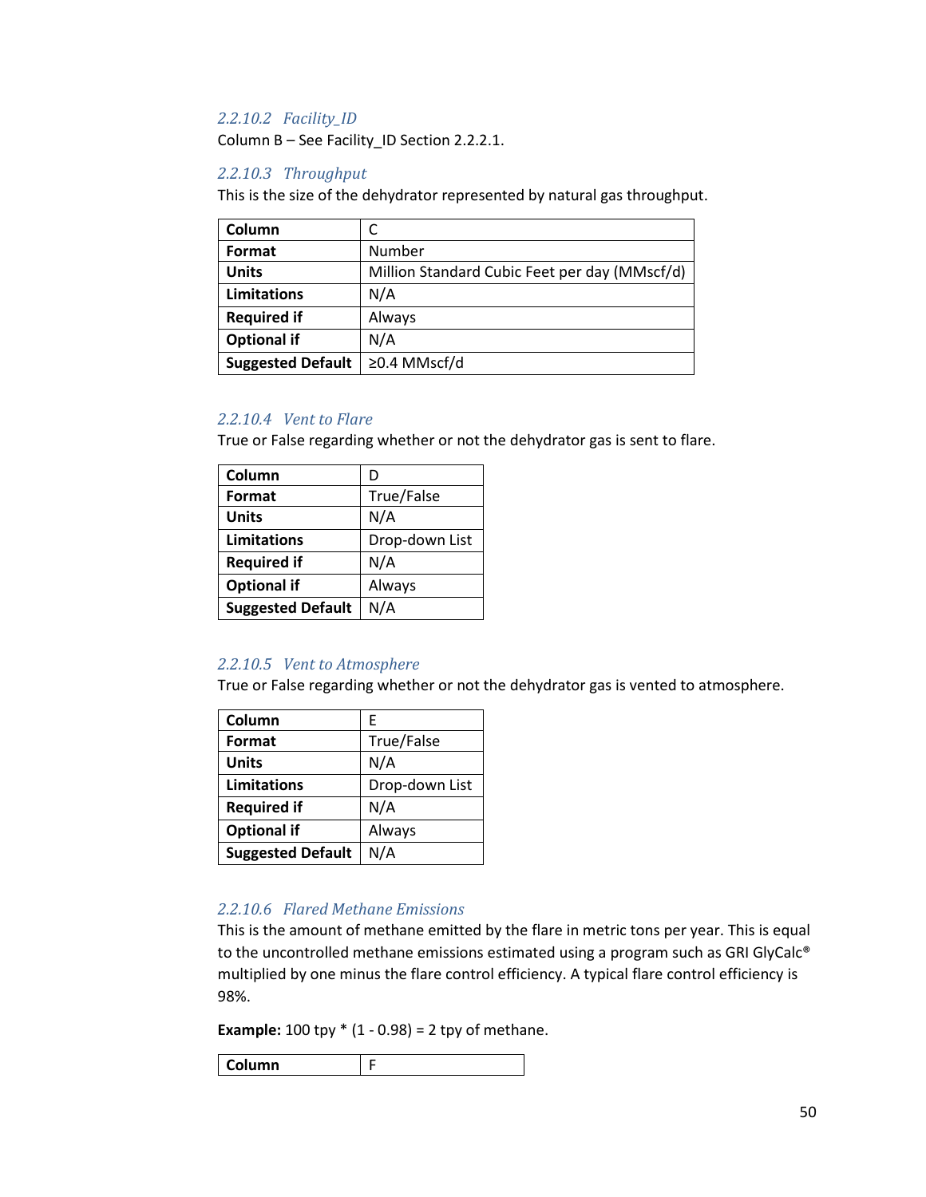#### 2.2.10.2 Facility_ID

Column B – See Facility_ID Section 2.2.2.1.

#### 2.2.10.3 Throughput

This is the size of the dehydrator represented by natural gas throughput.

| **Column** | C |
|---|---|
| **Format** | Number |
| **Units** | Million Standard Cubic Feet per day (MMscf/d) |
| **Limitations** | N/A |
| **Required if** | Always |
| **Optional if** | N/A |
| **Suggested Default** | ≥0.4 MMscf/d |

#### 2.2.10.4 Vent to Flare

True or False regarding whether or not the dehydrator gas is sent to flare.

| **Column** | D |
|---|---|
| **Format** | True/False |
| **Units** | N/A |
| **Limitations** | Drop-down List |
| **Required if** | N/A |
| **Optional if** | Always |
| **Suggested Default** | N/A |

#### 2.2.10.5 Vent to Atmosphere

True or False regarding whether or not the dehydrator gas is vented to atmosphere.

| **Column** | E |
|---|---|
| **Format** | True/False |
| **Units** | N/A |
| **Limitations** | Drop-down List |
| **Required if** | N/A |
| **Optional if** | Always |
| **Suggested Default** | N/A |

#### 2.2.10.6 Flared Methane Emissions

This is the amount of methane emitted by the flare in metric tons per year. This is equal to the uncontrolled methane emissions estimated using a program such as GRI GlyCalc® multiplied by one minus the flare control efficiency. A typical flare control efficiency is 98%.

**Example:** 100 tpy * (1 - 0.98) = 2 tpy of methane.

| **Column** | F |
|---|---|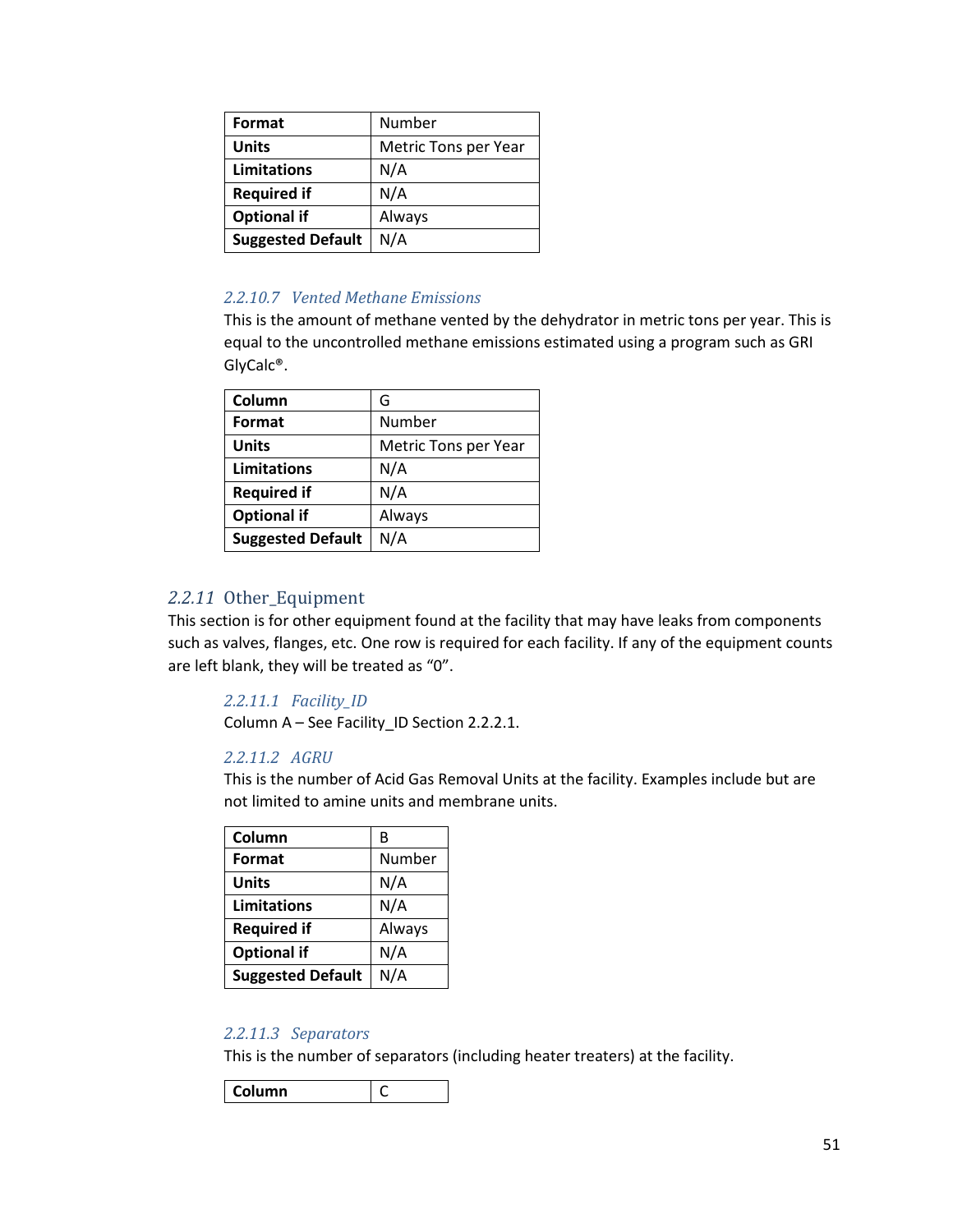| Format | Number |
|---|---|
| Units | Metric Tons per Year |
| Limitations | N/A |
| Required if | N/A |
| Optional if | Always |
| Suggested Default | N/A |

#### *2.2.10.7 Vented Methane Emissions*

This is the amount of methane vented by the dehydrator in metric tons per year. This is equal to the uncontrolled methane emissions estimated using a program such as GRI GlyCalc®.

| Column | G |
|---|---|
| Format | Number |
| Units | Metric Tons per Year |
| Limitations | N/A |
| Required if | N/A |
| Optional if | Always |
| Suggested Default | N/A |

### *2.2.11* Other_Equipment

This section is for other equipment found at the facility that may have leaks from components such as valves, flanges, etc. One row is required for each facility. If any of the equipment counts are left blank, they will be treated as "0".

#### *2.2.11.1 Facility_ID*

Column A – See Facility_ID Section 2.2.2.1.

#### *2.2.11.2 AGRU*

This is the number of Acid Gas Removal Units at the facility. Examples include but are not limited to amine units and membrane units.

| Column | B |
|---|---|
| Format | Number |
| Units | N/A |
| Limitations | N/A |
| Required if | Always |
| Optional if | N/A |
| Suggested Default | N/A |

#### *2.2.11.3 Separators*

This is the number of separators (including heater treaters) at the facility.

| Column | C |
|---|---|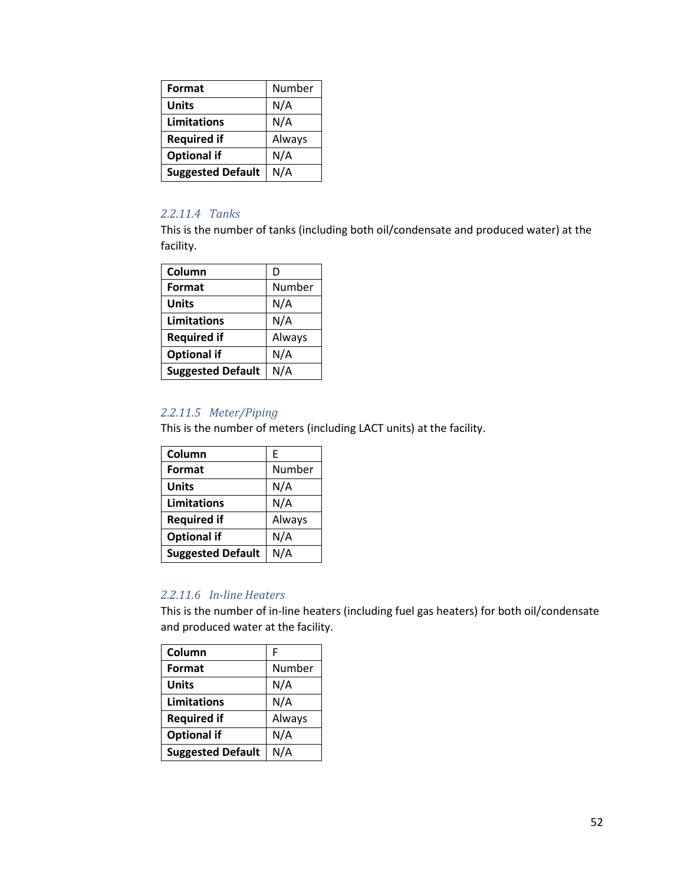| Format | Number |
|---|---|
| **Units** | N/A |
| **Limitations** | N/A |
| **Required if** | Always |
| **Optional if** | N/A |
| **Suggested Default** | N/A |

#### *2.2.11.4 Tanks*

This is the number of tanks (including both oil/condensate and produced water) at the facility.

| Column | D |
|---|---|
| **Format** | Number |
| **Units** | N/A |
| **Limitations** | N/A |
| **Required if** | Always |
| **Optional if** | N/A |
| **Suggested Default** | N/A |

#### *2.2.11.5 Meter/Piping*

This is the number of meters (including LACT units) at the facility.

| Column | E |
|---|---|
| **Format** | Number |
| **Units** | N/A |
| **Limitations** | N/A |
| **Required if** | Always |
| **Optional if** | N/A |
| **Suggested Default** | N/A |

#### *2.2.11.6 In-line Heaters*

This is the number of in-line heaters (including fuel gas heaters) for both oil/condensate and produced water at the facility.

| Column | F |
|---|---|
| **Format** | Number |
| **Units** | N/A |
| **Limitations** | N/A |
| **Required if** | Always |
| **Optional if** | N/A |
| **Suggested Default** | N/A |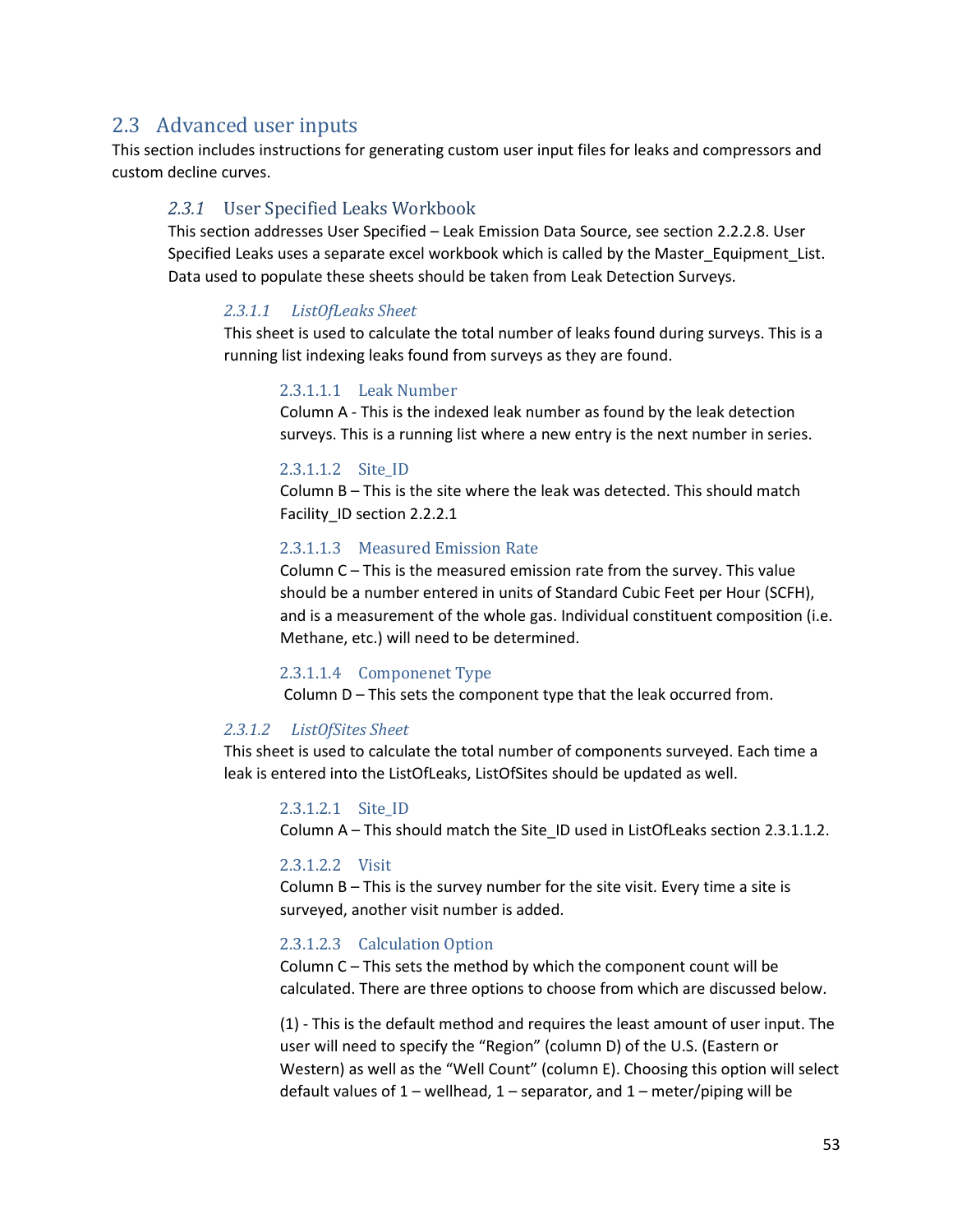## 2.3 Advanced user inputs

This section includes instructions for generating custom user input files for leaks and compressors and custom decline curves.

### 2.3.1 User Specified Leaks Workbook

This section addresses User Specified – Leak Emission Data Source, see section 2.2.2.8. User Specified Leaks uses a separate excel workbook which is called by the Master_Equipment_List. Data used to populate these sheets should be taken from Leak Detection Surveys.

#### *2.3.1.1 ListOfLeaks Sheet*

This sheet is used to calculate the total number of leaks found during surveys. This is a running list indexing leaks found from surveys as they are found.

##### 2.3.1.1.1 Leak Number

Column A - This is the indexed leak number as found by the leak detection surveys. This is a running list where a new entry is the next number in series.

##### 2.3.1.1.2 Site_ID

Column B – This is the site where the leak was detected. This should match Facility_ID section 2.2.2.1

##### 2.3.1.1.3 Measured Emission Rate

Column C – This is the measured emission rate from the survey. This value should be a number entered in units of Standard Cubic Feet per Hour (SCFH), and is a measurement of the whole gas. Individual constituent composition (i.e. Methane, etc.) will need to be determined.

##### 2.3.1.1.4 Componenet Type

Column D – This sets the component type that the leak occurred from.

#### *2.3.1.2 ListOfSites Sheet*

This sheet is used to calculate the total number of components surveyed. Each time a leak is entered into the ListOfLeaks, ListOfSites should be updated as well.

##### 2.3.1.2.1 Site_ID

Column A – This should match the Site_ID used in ListOfLeaks section 2.3.1.1.2.

##### 2.3.1.2.2 Visit

Column B – This is the survey number for the site visit. Every time a site is surveyed, another visit number is added.

##### 2.3.1.2.3 Calculation Option

Column C – This sets the method by which the component count will be calculated. There are three options to choose from which are discussed below.

(1) - This is the default method and requires the least amount of user input. The user will need to specify the "Region" (column D) of the U.S. (Eastern or Western) as well as the "Well Count" (column E). Choosing this option will select default values of 1 – wellhead, 1 – separator, and 1 – meter/piping will be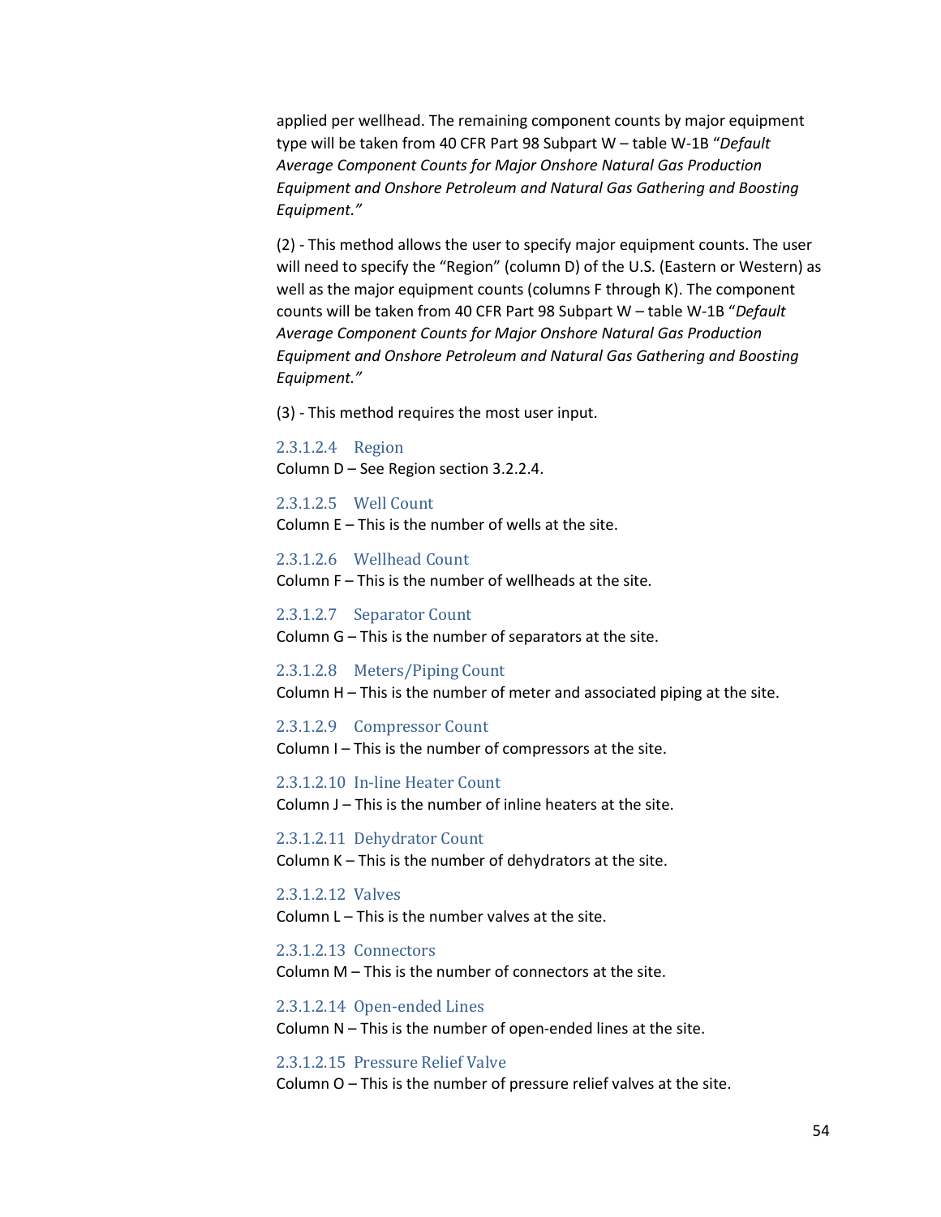applied per wellhead. The remaining component counts by major equipment type will be taken from 40 CFR Part 98 Subpart W – table W-1B "*Default Average Component Counts for Major Onshore Natural Gas Production Equipment and Onshore Petroleum and Natural Gas Gathering and Boosting Equipment.*"

(2) - This method allows the user to specify major equipment counts. The user will need to specify the "Region" (column D) of the U.S. (Eastern or Western) as well as the major equipment counts (columns F through K). The component counts will be taken from 40 CFR Part 98 Subpart W – table W-1B "*Default Average Component Counts for Major Onshore Natural Gas Production Equipment and Onshore Petroleum and Natural Gas Gathering and Boosting Equipment.*"

(3) - This method requires the most user input.

##### 2.3.1.2.4 Region

Column D – See Region section 3.2.2.4.

##### 2.3.1.2.5 Well Count

Column E – This is the number of wells at the site.

##### 2.3.1.2.6 Wellhead Count

Column F – This is the number of wellheads at the site.

##### 2.3.1.2.7 Separator Count

Column G – This is the number of separators at the site.

##### 2.3.1.2.8 Meters/Piping Count

Column H – This is the number of meter and associated piping at the site.

##### 2.3.1.2.9 Compressor Count

Column I – This is the number of compressors at the site.

##### 2.3.1.2.10 In-line Heater Count

Column J – This is the number of inline heaters at the site.

##### 2.3.1.2.11 Dehydrator Count

Column K – This is the number of dehydrators at the site.

##### 2.3.1.2.12 Valves

Column L – This is the number valves at the site.

##### 2.3.1.2.13 Connectors

Column M – This is the number of connectors at the site.

##### 2.3.1.2.14 Open-ended Lines

Column N – This is the number of open-ended lines at the site.

##### 2.3.1.2.15 Pressure Relief Valve

Column O – This is the number of pressure relief valves at the site.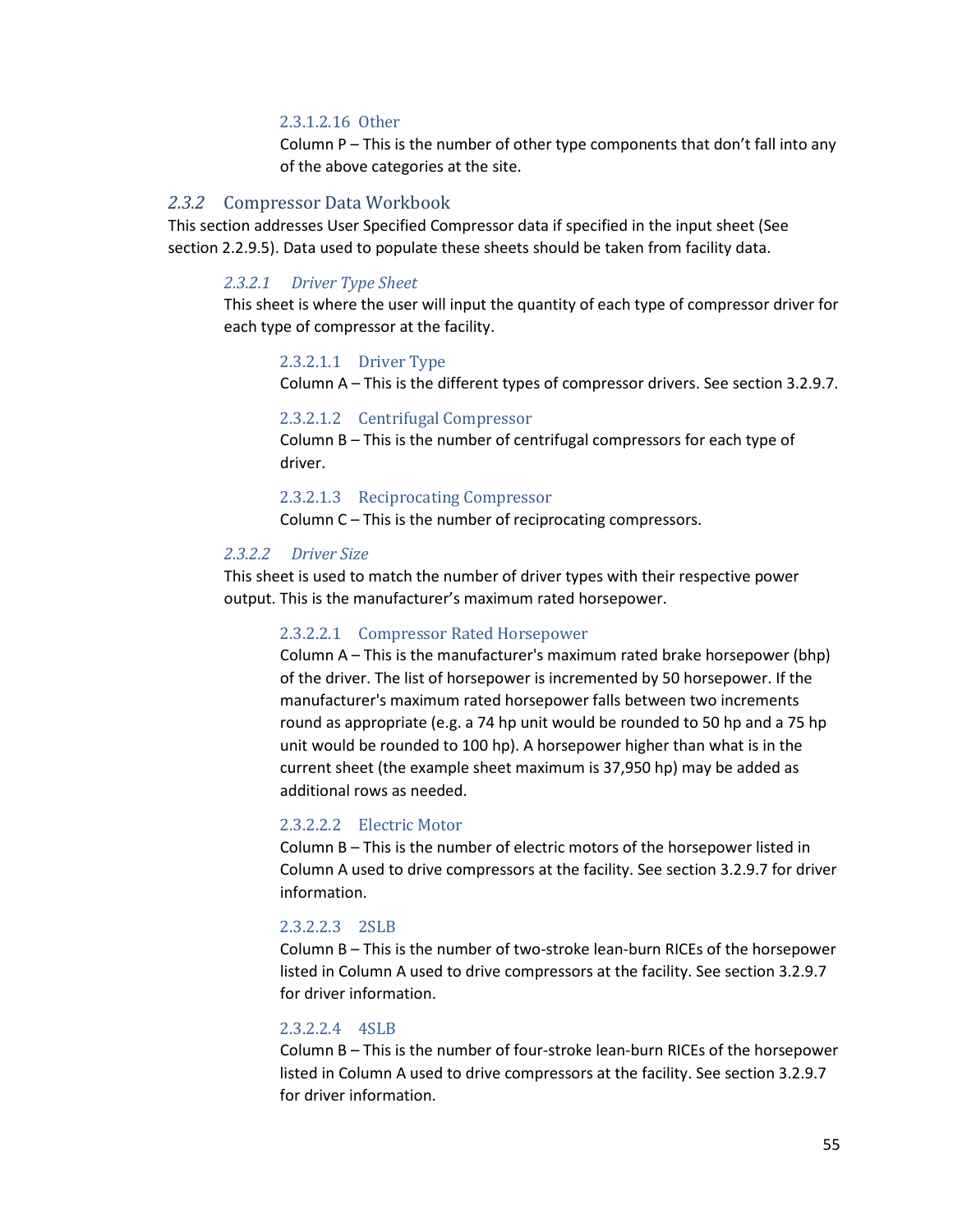##### 2.3.1.2.16 Other

Column P – This is the number of other type components that don't fall into any of the above categories at the site.

### 2.3.2 Compressor Data Workbook

This section addresses User Specified Compressor data if specified in the input sheet (See section 2.2.9.5). Data used to populate these sheets should be taken from facility data.

#### 2.3.2.1 Driver Type Sheet

This sheet is where the user will input the quantity of each type of compressor driver for each type of compressor at the facility.

##### 2.3.2.1.1 Driver Type

Column A – This is the different types of compressor drivers. See section 3.2.9.7.

##### 2.3.2.1.2 Centrifugal Compressor

Column B – This is the number of centrifugal compressors for each type of driver.

##### 2.3.2.1.3 Reciprocating Compressor

Column C – This is the number of reciprocating compressors.

#### 2.3.2.2 Driver Size

This sheet is used to match the number of driver types with their respective power output. This is the manufacturer's maximum rated horsepower.

##### 2.3.2.2.1 Compressor Rated Horsepower

Column A – This is the manufacturer's maximum rated brake horsepower (bhp) of the driver. The list of horsepower is incremented by 50 horsepower. If the manufacturer's maximum rated horsepower falls between two increments round as appropriate (e.g. a 74 hp unit would be rounded to 50 hp and a 75 hp unit would be rounded to 100 hp). A horsepower higher than what is in the current sheet (the example sheet maximum is 37,950 hp) may be added as additional rows as needed.

##### 2.3.2.2.2 Electric Motor

Column B – This is the number of electric motors of the horsepower listed in Column A used to drive compressors at the facility. See section 3.2.9.7 for driver information.

##### 2.3.2.2.3 2SLB

Column B – This is the number of two-stroke lean-burn RICEs of the horsepower listed in Column A used to drive compressors at the facility. See section 3.2.9.7 for driver information.

##### 2.3.2.2.4 4SLB

Column B – This is the number of four-stroke lean-burn RICEs of the horsepower listed in Column A used to drive compressors at the facility. See section 3.2.9.7 for driver information.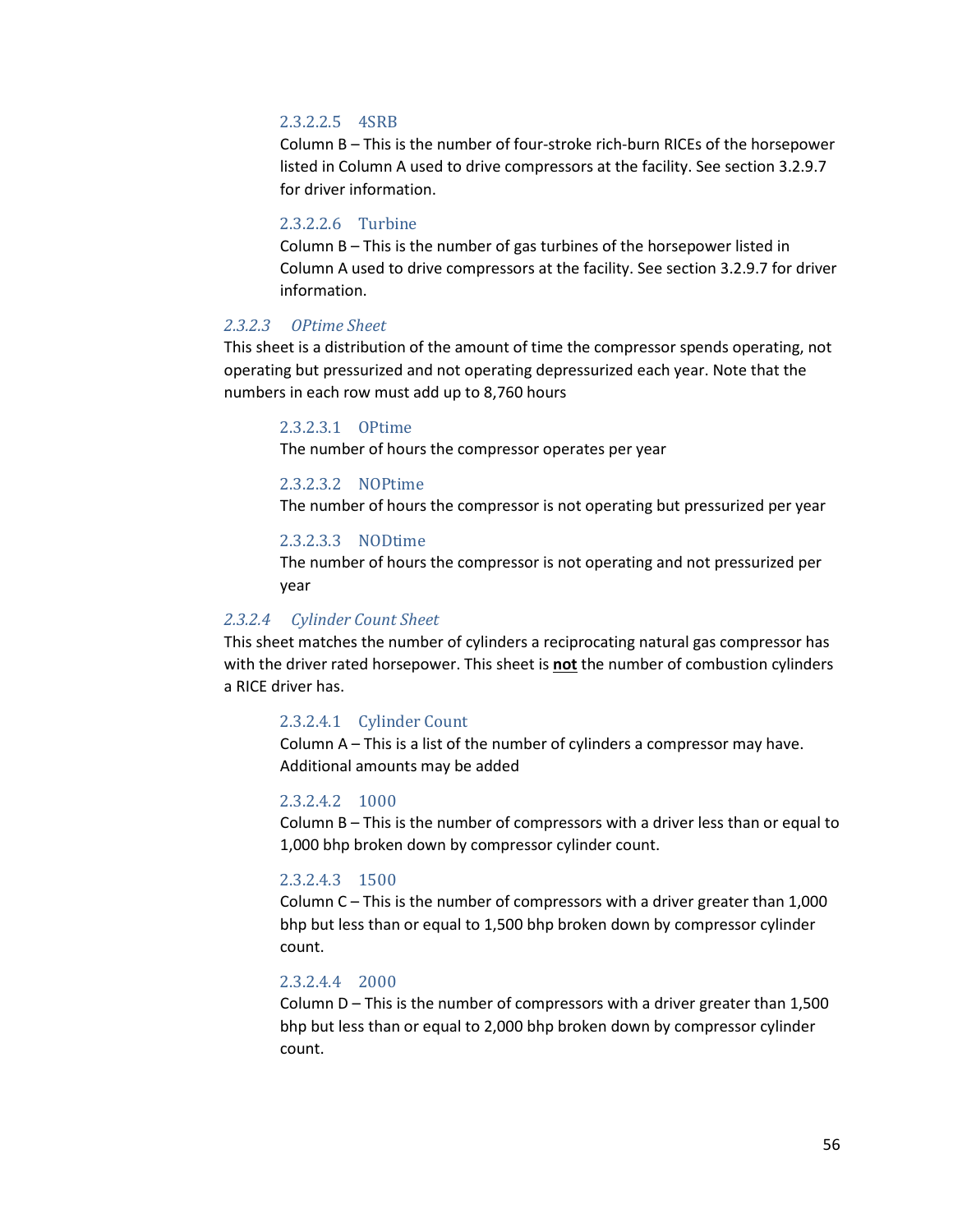##### 2.3.2.2.5 4SRB

Column B – This is the number of four-stroke rich-burn RICEs of the horsepower listed in Column A used to drive compressors at the facility. See section 3.2.9.7 for driver information.

##### 2.3.2.2.6 Turbine

Column B – This is the number of gas turbines of the horsepower listed in Column A used to drive compressors at the facility. See section 3.2.9.7 for driver information.

#### *2.3.2.3 OPtime Sheet*

This sheet is a distribution of the amount of time the compressor spends operating, not operating but pressurized and not operating depressurized each year. Note that the numbers in each row must add up to 8,760 hours

##### 2.3.2.3.1 OPtime

The number of hours the compressor operates per year

##### 2.3.2.3.2 NOPtime

The number of hours the compressor is not operating but pressurized per year

##### 2.3.2.3.3 NODtime

The number of hours the compressor is not operating and not pressurized per year

#### *2.3.2.4 Cylinder Count Sheet*

This sheet matches the number of cylinders a reciprocating natural gas compressor has with the driver rated horsepower. This sheet is **not** the number of combustion cylinders a RICE driver has.

##### 2.3.2.4.1 Cylinder Count

Column A – This is a list of the number of cylinders a compressor may have. Additional amounts may be added

##### 2.3.2.4.2 1000

Column B – This is the number of compressors with a driver less than or equal to 1,000 bhp broken down by compressor cylinder count.

##### 2.3.2.4.3 1500

Column C – This is the number of compressors with a driver greater than 1,000 bhp but less than or equal to 1,500 bhp broken down by compressor cylinder count.

##### 2.3.2.4.4 2000

Column D – This is the number of compressors with a driver greater than 1,500 bhp but less than or equal to 2,000 bhp broken down by compressor cylinder count.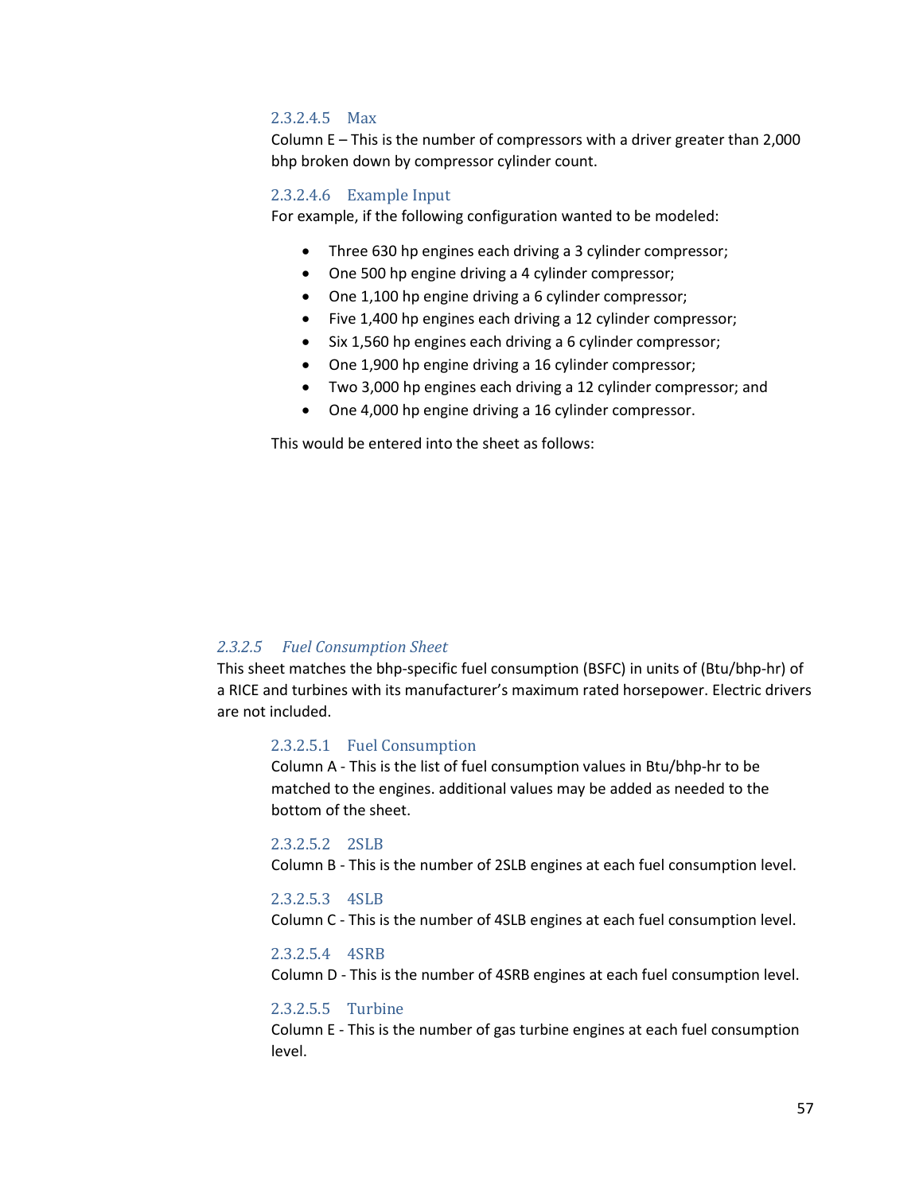##### 2.3.2.4.5 Max

Column E – This is the number of compressors with a driver greater than 2,000 bhp broken down by compressor cylinder count.

##### 2.3.2.4.6 Example Input

For example, if the following configuration wanted to be modeled:

- Three 630 hp engines each driving a 3 cylinder compressor;
- One 500 hp engine driving a 4 cylinder compressor;
- One 1,100 hp engine driving a 6 cylinder compressor;
- Five 1,400 hp engines each driving a 12 cylinder compressor;
- Six 1,560 hp engines each driving a 6 cylinder compressor;
- One 1,900 hp engine driving a 16 cylinder compressor;
- Two 3,000 hp engines each driving a 12 cylinder compressor; and
- One 4,000 hp engine driving a 16 cylinder compressor.

This would be entered into the sheet as follows:

#### *2.3.2.5 Fuel Consumption Sheet*

This sheet matches the bhp-specific fuel consumption (BSFC) in units of (Btu/bhp-hr) of a RICE and turbines with its manufacturer's maximum rated horsepower. Electric drivers are not included.

##### 2.3.2.5.1 Fuel Consumption

Column A - This is the list of fuel consumption values in Btu/bhp-hr to be matched to the engines. additional values may be added as needed to the bottom of the sheet.

##### 2.3.2.5.2 2SLB

Column B - This is the number of 2SLB engines at each fuel consumption level.

##### 2.3.2.5.3 4SLB

Column C - This is the number of 4SLB engines at each fuel consumption level.

##### 2.3.2.5.4 4SRB

Column D - This is the number of 4SRB engines at each fuel consumption level.

##### 2.3.2.5.5 Turbine

Column E - This is the number of gas turbine engines at each fuel consumption level.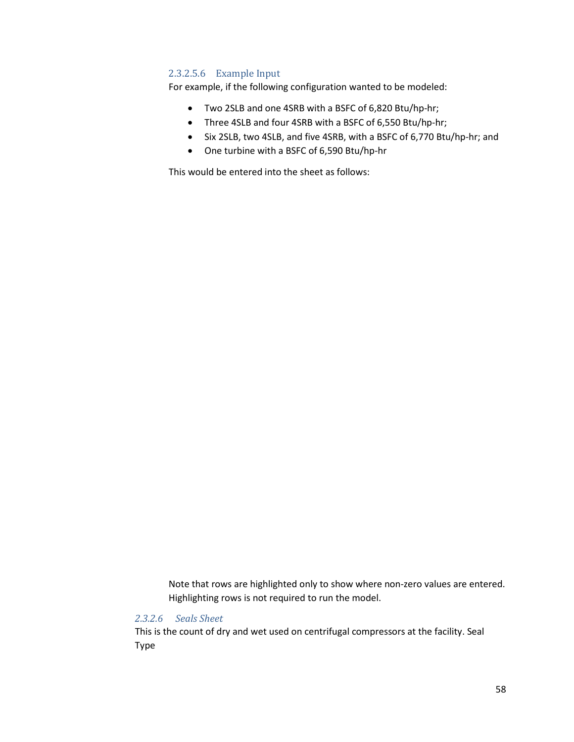#### 2.3.2.5.6 Example Input

For example, if the following configuration wanted to be modeled:

- Two 2SLB and one 4SRB with a BSFC of 6,820 Btu/hp-hr;
- Three 4SLB and four 4SRB with a BSFC of 6,550 Btu/hp-hr;
- Six 2SLB, two 4SLB, and five 4SRB, with a BSFC of 6,770 Btu/hp-hr; and
- One turbine with a BSFC of 6,590 Btu/hp-hr

This would be entered into the sheet as follows:

Note that rows are highlighted only to show where non-zero values are entered. Highlighting rows is not required to run the model.

### *2.3.2.6 Seals Sheet*

This is the count of dry and wet used on centrifugal compressors at the facility. Seal Type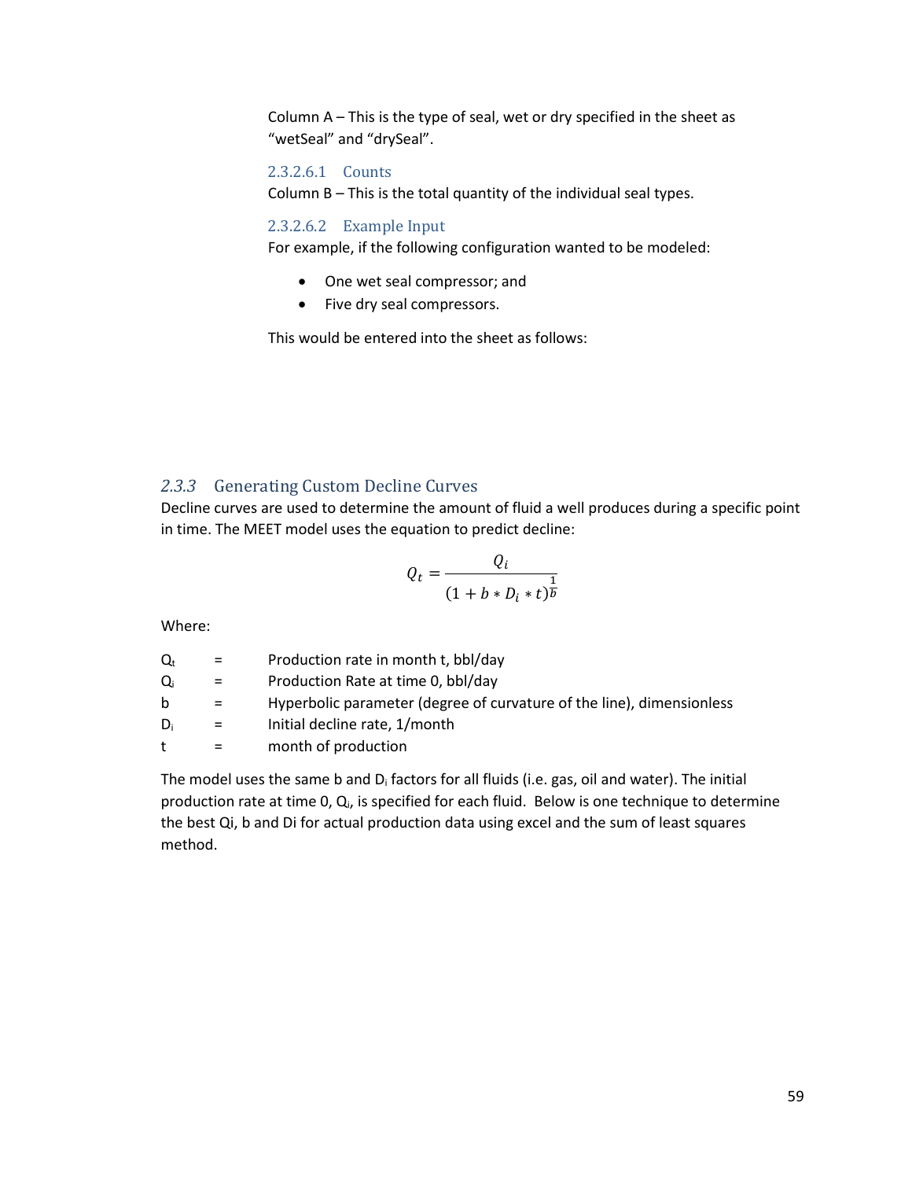Column A – This is the type of seal, wet or dry specified in the sheet as “wetSeal” and “drySeal”.

##### 2.3.2.6.1 Counts

Column B – This is the total quantity of the individual seal types.

##### 2.3.2.6.2 Example Input

For example, if the following configuration wanted to be modeled:

- One wet seal compressor; and
- Five dry seal compressors.

This would be entered into the sheet as follows:

### *2.3.3* Generating Custom Decline Curves

Decline curves are used to determine the amount of fluid a well produces during a specific point in time. The MEET model uses the equation to predict decline:

$$Q_t = \frac{Q_i}{(1 + b * D_i * t)^{\frac{1}{b}}}$$

Where:

| | | |
|---|---|---|
| $Q_t$ | = | Production rate in month t, bbl/day |
| $Q_i$ | = | Production Rate at time 0, bbl/day |
| b | = | Hyperbolic parameter (degree of curvature of the line), dimensionless |
| $D_i$ | = | Initial decline rate, 1/month |
| t | = | month of production |

The model uses the same b and $D_i$ factors for all fluids (i.e. gas, oil and water). The initial production rate at time 0, $Q_i$, is specified for each fluid. Below is one technique to determine the best Qi, b and Di for actual production data using excel and the sum of least squares method.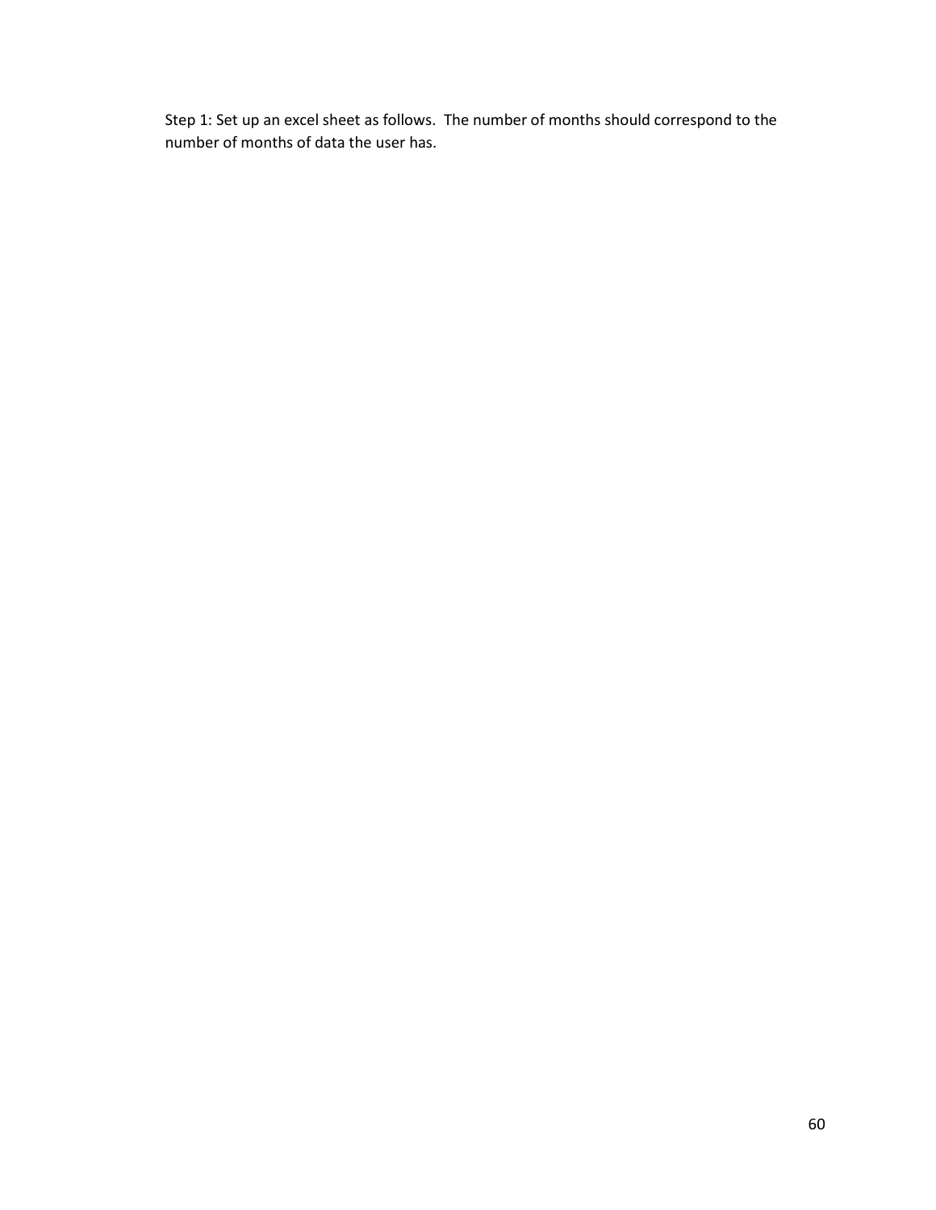Step 1: Set up an excel sheet as follows. The number of months should correspond to the number of months of data the user has.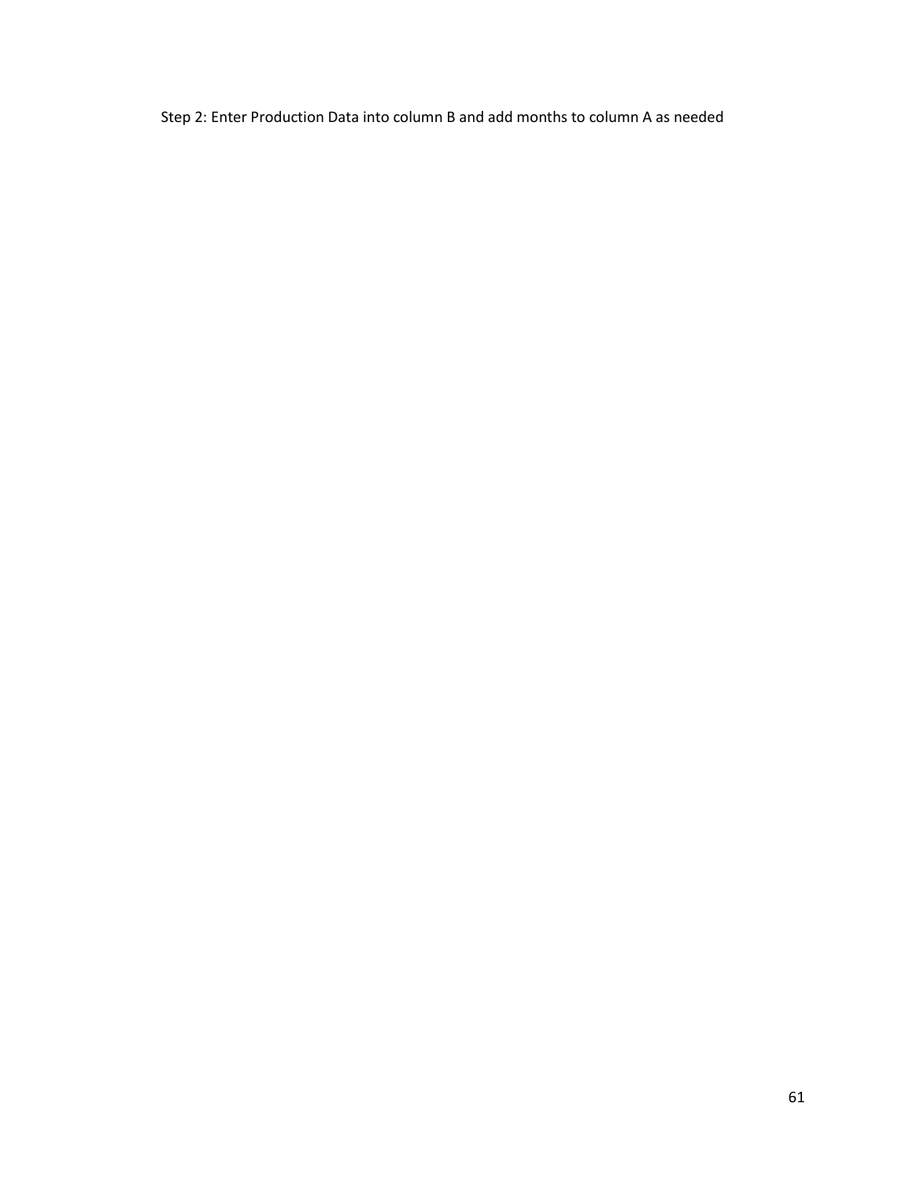Step 2: Enter Production Data into column B and add months to column A as needed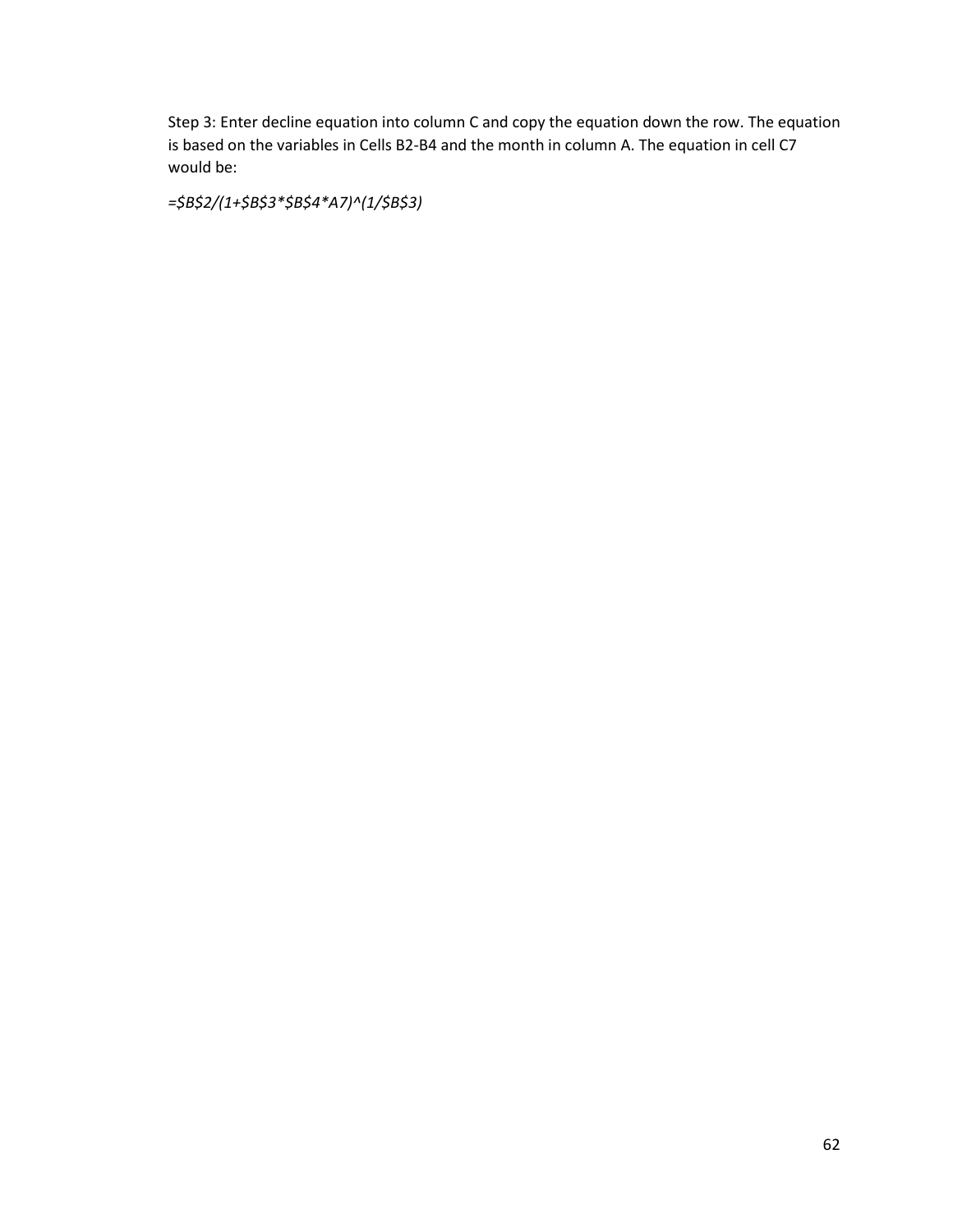Step 3: Enter decline equation into column C and copy the equation down the row. The equation is based on the variables in Cells B2-B4 and the month in column A. The equation in cell C7 would be:

*=$B$2/(1+$B$3*$B$4*A7)^(1/$B$3)*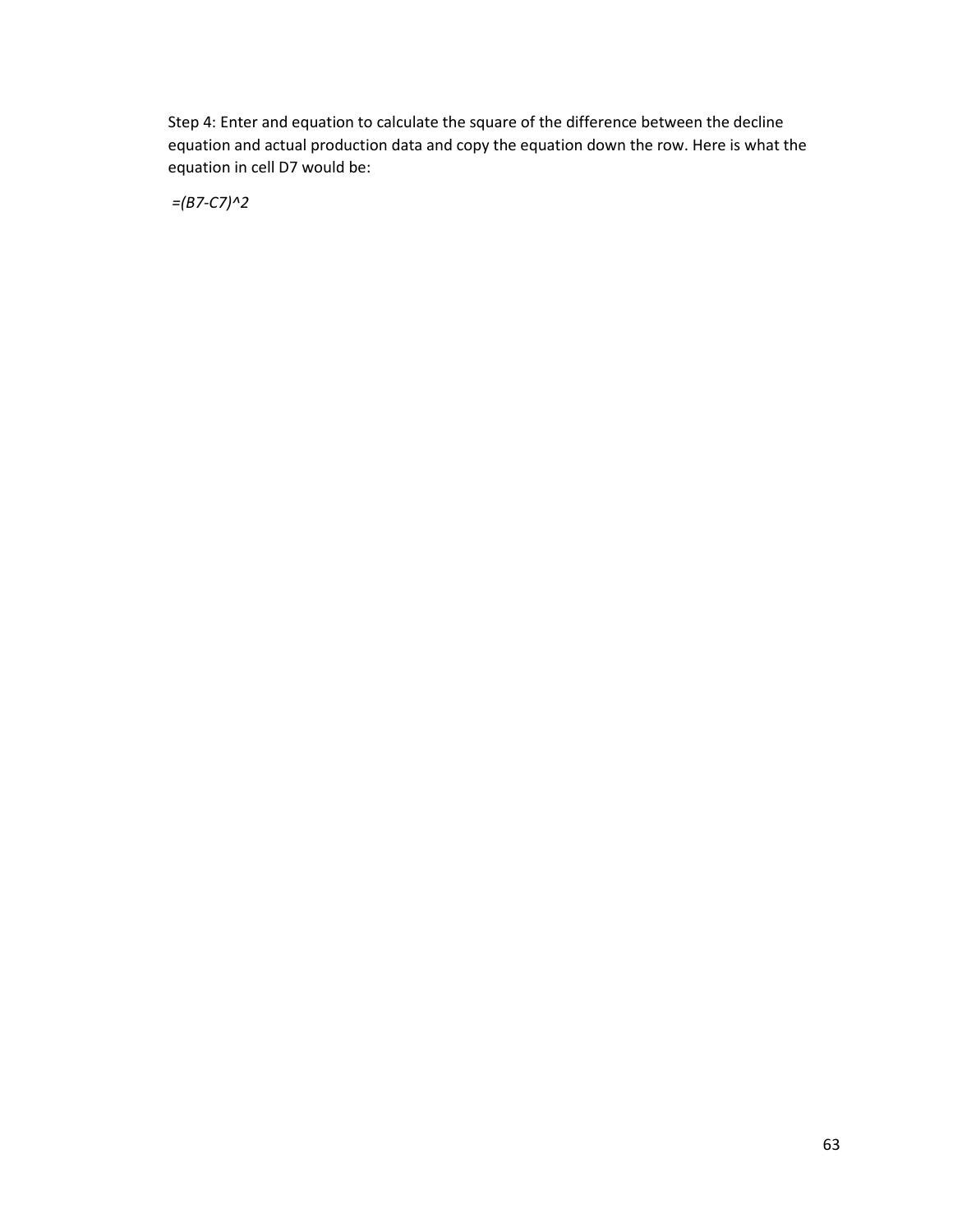Step 4: Enter and equation to calculate the square of the difference between the decline equation and actual production data and copy the equation down the row. Here is what the equation in cell D7 would be:

*=(B7-C7)^2*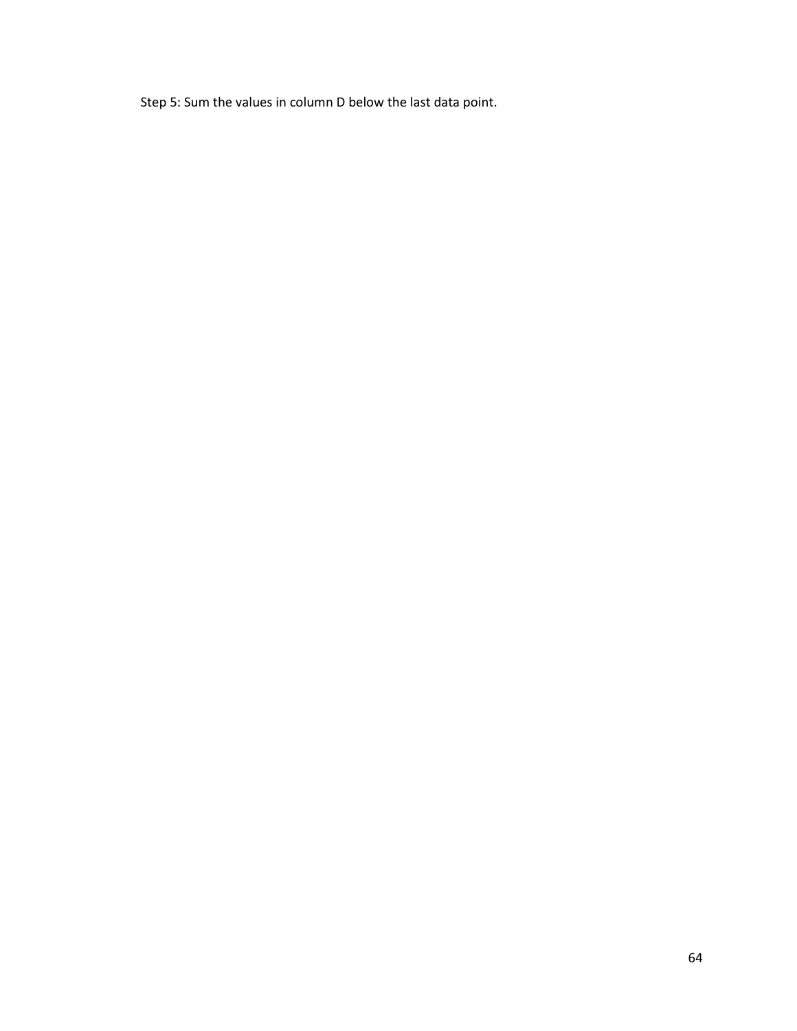Step 5: Sum the values in column D below the last data point.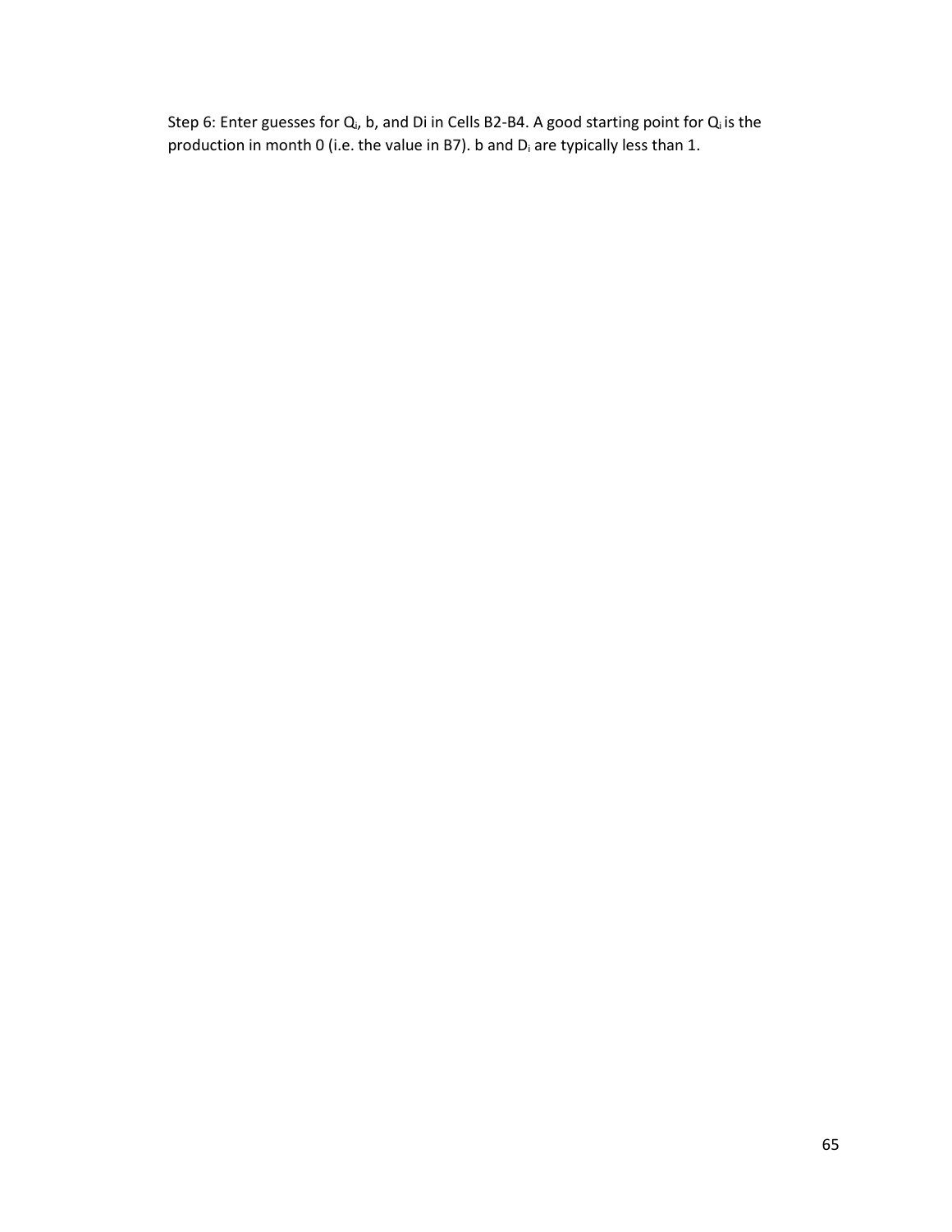Step 6: Enter guesses for $Q_i$, b, and Di in Cells B2-B4. A good starting point for $Q_i$ is the production in month 0 (i.e. the value in B7). b and $D_i$ are typically less than 1.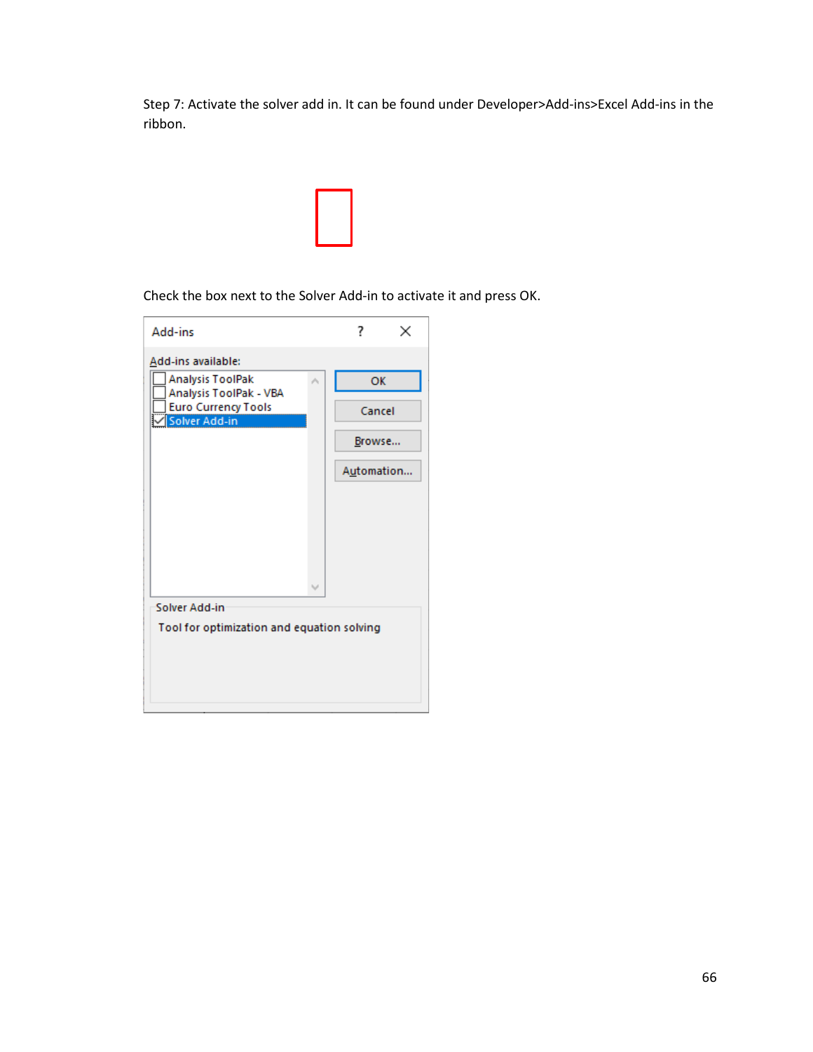Step 7: Activate the solver add in. It can be found under Developer>Add-ins>Excel Add-ins in the ribbon.

Check the box next to the Solver Add-in to activate it and press OK.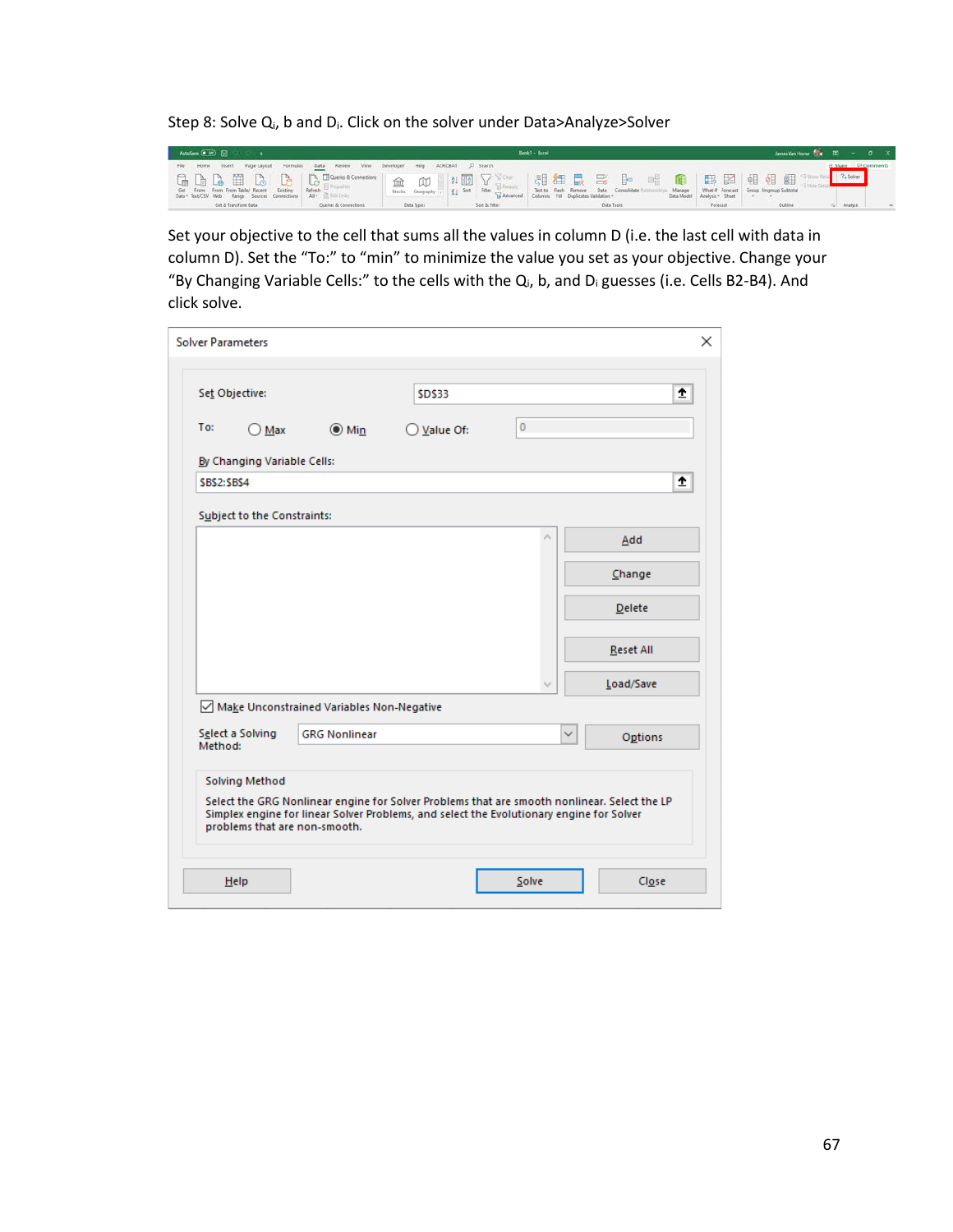Step 8: Solve $Q_i$, b and $D_i$. Click on the solver under Data>Analyze>Solver

Set your objective to the cell that sums all the values in column D (i.e. the last cell with data in column D). Set the "To:" to "min" to minimize the value you set as your objective. Change your "By Changing Variable Cells:" to the cells with the $Q_i$, b, and $D_i$ guesses (i.e. Cells B2-B4). And click solve.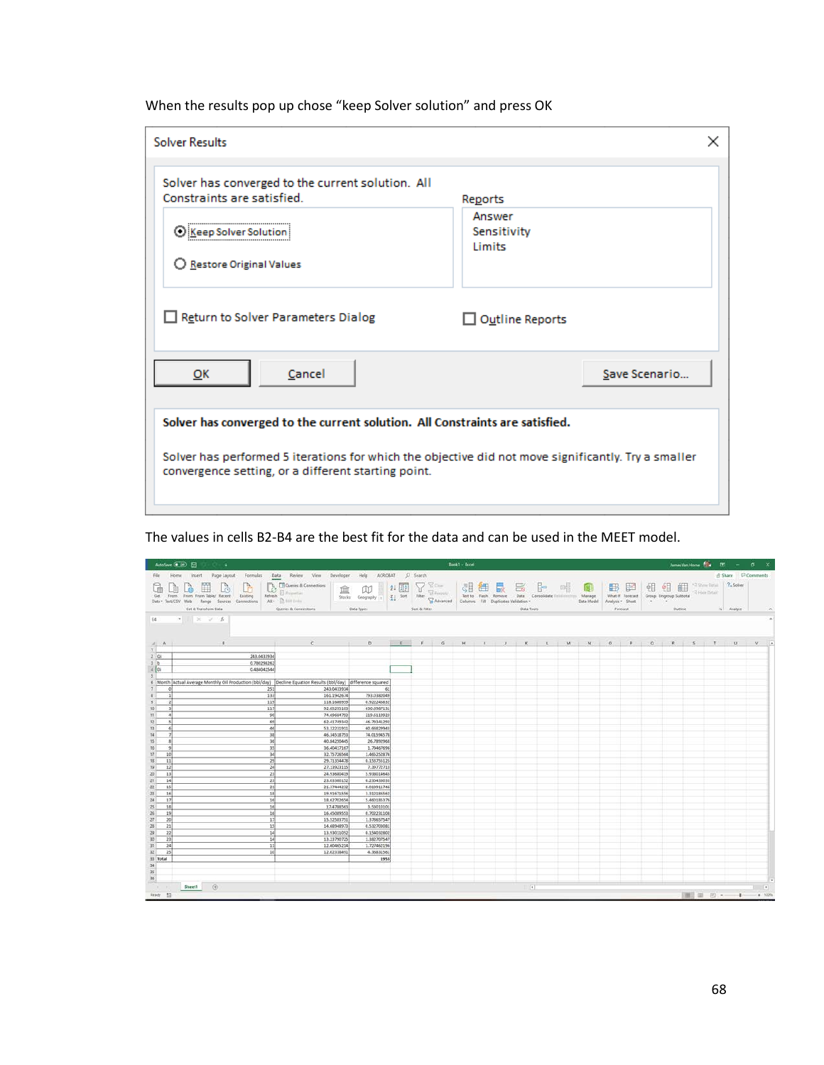When the results pop up chose "keep Solver solution" and press OK

The values in cells B2-B4 are the best fit for the data and can be used in the MEET model.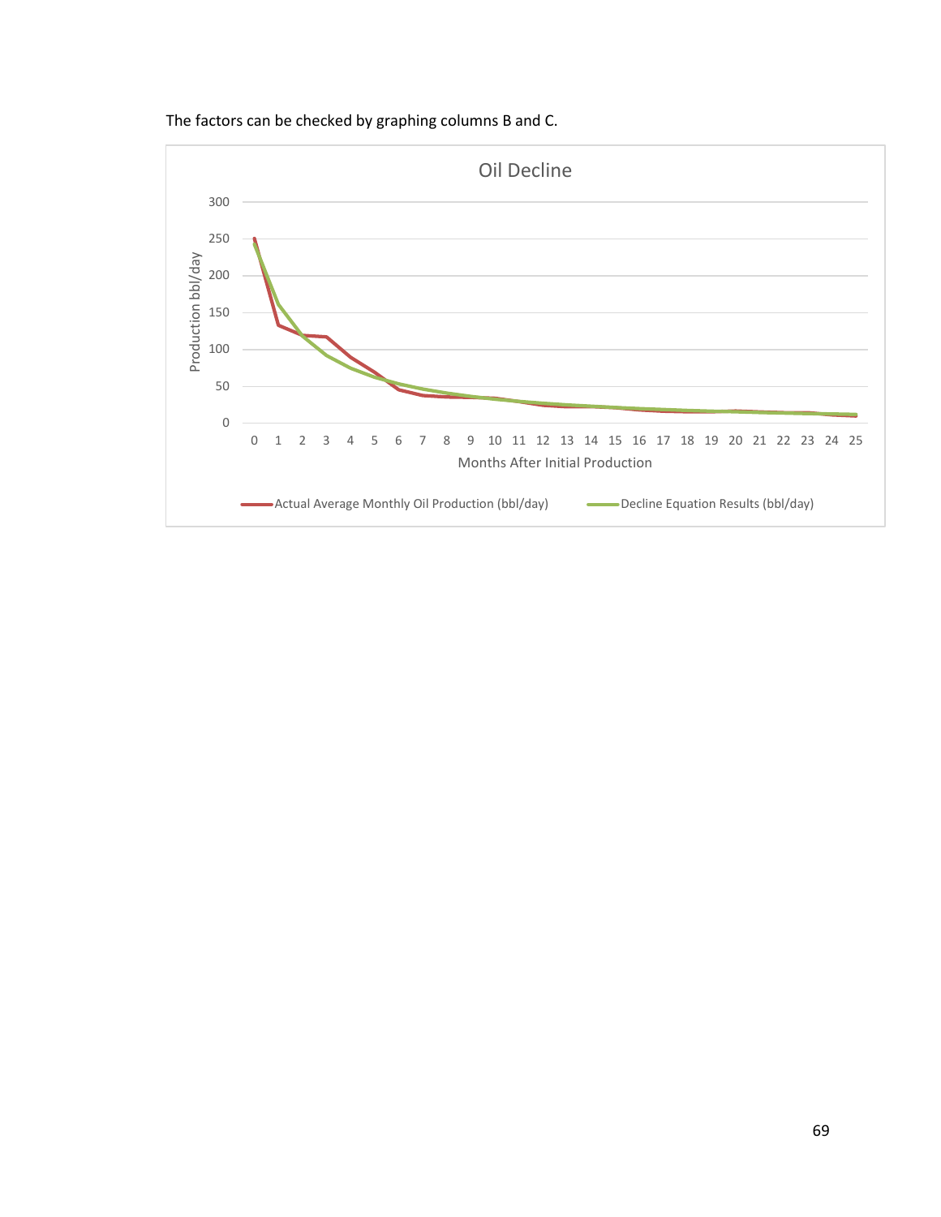The factors can be checked by graphing columns B and C.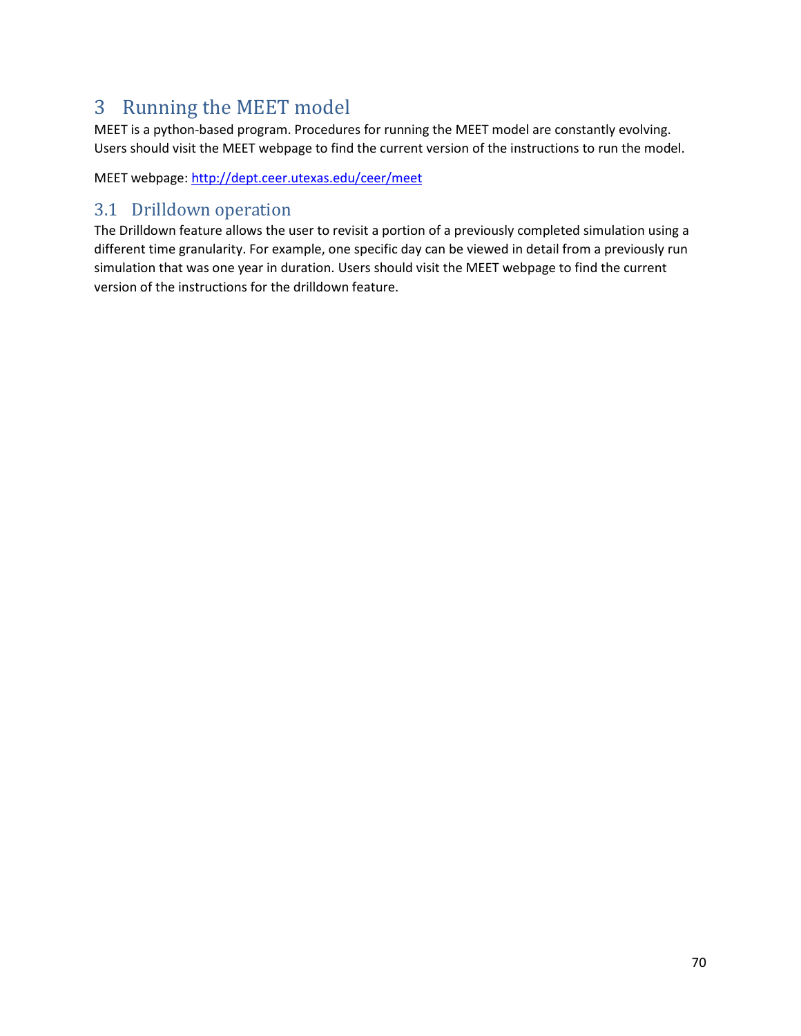# 3 Running the MEET model

MEET is a python-based program. Procedures for running the MEET model are constantly evolving. Users should visit the MEET webpage to find the current version of the instructions to run the model.

MEET webpage: [http://dept.ceer.utexas.edu/ceer/meet](http://dept.ceer.utexas.edu/ceer/meet)

## 3.1 Drilldown operation

The Drilldown feature allows the user to revisit a portion of a previously completed simulation using a different time granularity. For example, one specific day can be viewed in detail from a previously run simulation that was one year in duration. Users should visit the MEET webpage to find the current version of the instructions for the drilldown feature.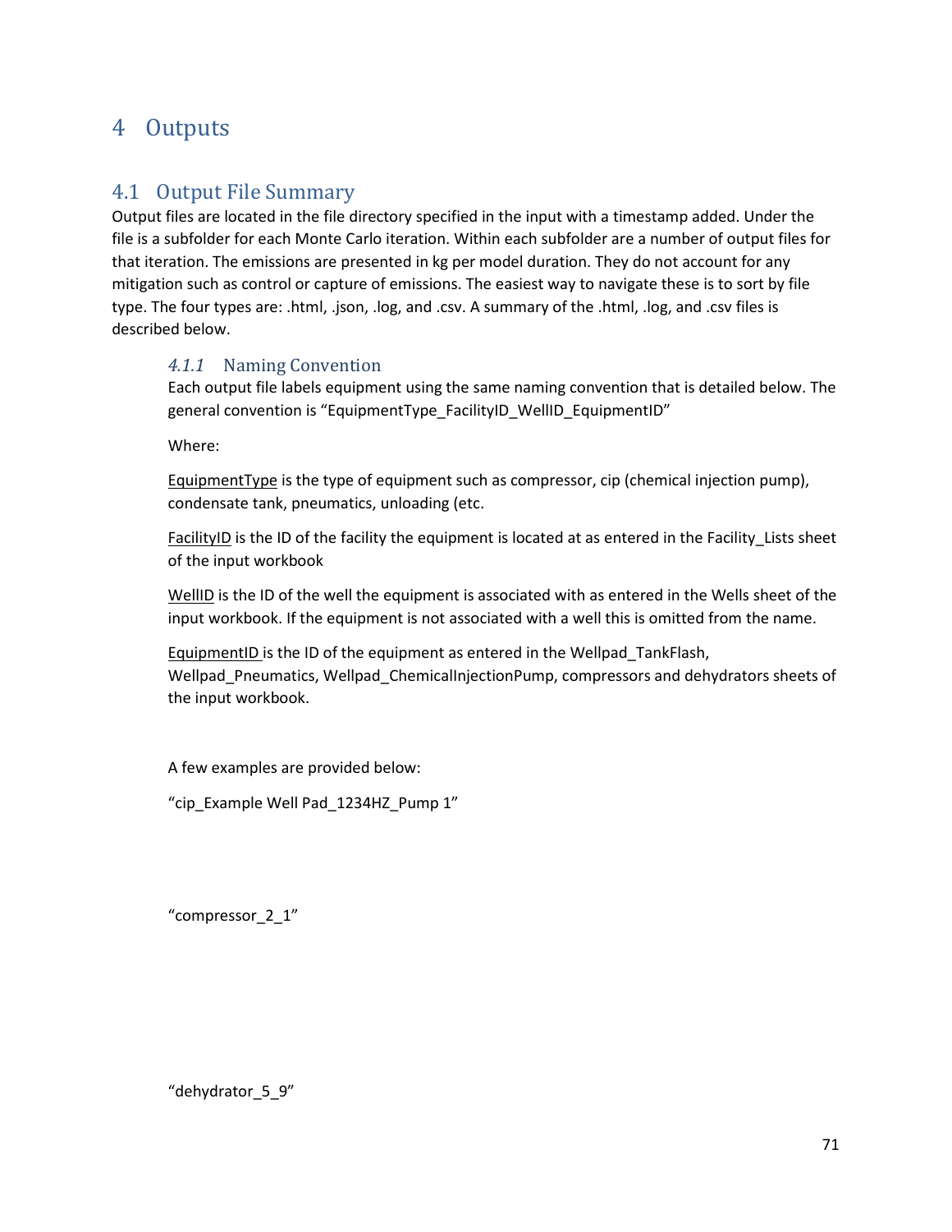# 4 Outputs

## 4.1 Output File Summary

Output files are located in the file directory specified in the input with a timestamp added. Under the file is a subfolder for each Monte Carlo iteration. Within each subfolder are a number of output files for that iteration. The emissions are presented in kg per model duration. They do not account for any mitigation such as control or capture of emissions. The easiest way to navigate these is to sort by file type. The four types are: .html, .json, .log, and .csv. A summary of the .html, .log, and .csv files is described below.

### *4.1.1* Naming Convention

Each output file labels equipment using the same naming convention that is detailed below. The general convention is "EquipmentType_FacilityID_WellID_EquipmentID"

Where:

EquipmentType is the type of equipment such as compressor, cip (chemical injection pump), condensate tank, pneumatics, unloading (etc.

FacilityID is the ID of the facility the equipment is located at as entered in the Facility_Lists sheet of the input workbook

WellID is the ID of the well the equipment is associated with as entered in the Wells sheet of the input workbook. If the equipment is not associated with a well this is omitted from the name.

EquipmentID is the ID of the equipment as entered in the Wellpad_TankFlash, Wellpad_Pneumatics, Wellpad_ChemicalInjectionPump, compressors and dehydrators sheets of the input workbook.

A few examples are provided below:

"cip_Example Well Pad_1234HZ_Pump 1"

"compressor_2_1"

"dehydrator_5_9"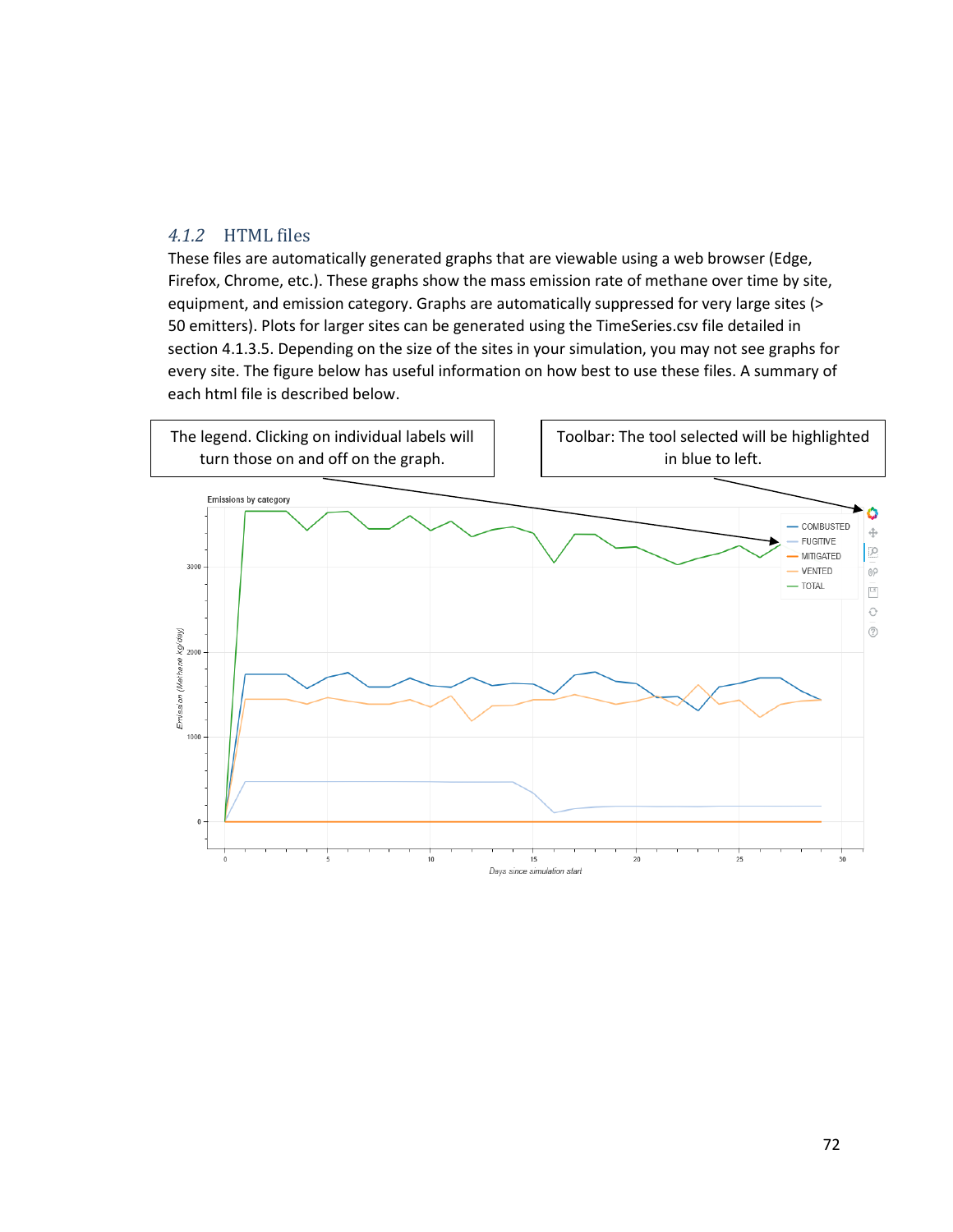### 4.1.2 HTML files

These files are automatically generated graphs that are viewable using a web browser (Edge, Firefox, Chrome, etc.). These graphs show the mass emission rate of methane over time by site, equipment, and emission category. Graphs are automatically suppressed for very large sites (> 50 emitters). Plots for larger sites can be generated using the TimeSeries.csv file detailed in section 4.1.3.5. Depending on the size of the sites in your simulation, you may not see graphs for every site. The figure below has useful information on how best to use these files. A summary of each html file is described below.

The legend. Clicking on individual labels will turn those on and off on the graph.

Toolbar: The tool selected will be highlighted in blue to left.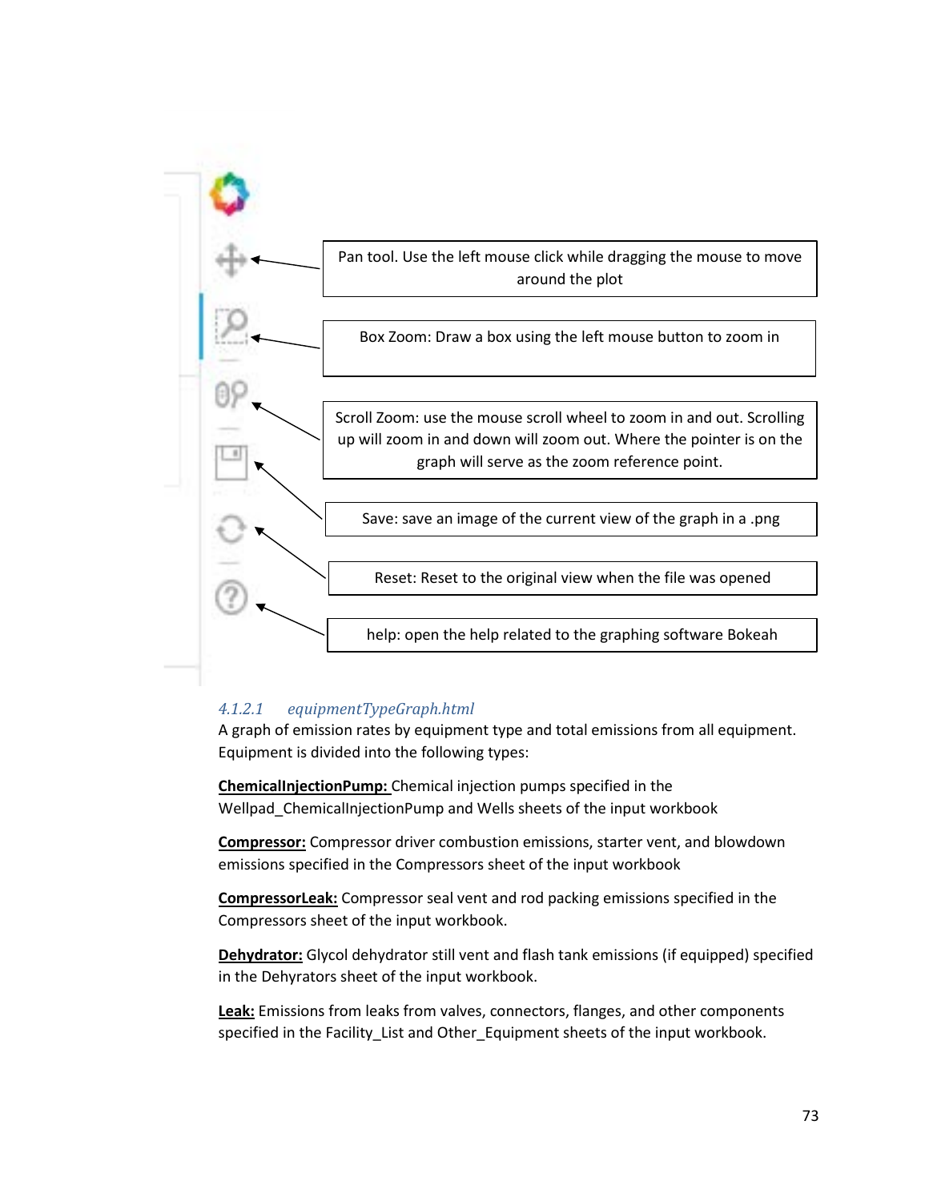Pan tool. Use the left mouse click while dragging the mouse to move around the plot

Box Zoom: Draw a box using the left mouse button to zoom in

Scroll Zoom: use the mouse scroll wheel to zoom in and out. Scrolling up will zoom in and down will zoom out. Where the pointer is on the graph will serve as the zoom reference point.

Save: save an image of the current view of the graph in a .png

Reset: Reset to the original view when the file was opened

help: open the help related to the graphing software Bokeah

#### 4.1.2.1 *equipmentTypeGraph.html*

A graph of emission rates by equipment type and total emissions from all equipment. Equipment is divided into the following types:

**ChemicalInjectionPump:** Chemical injection pumps specified in the Wellpad_ChemicalInjectionPump and Wells sheets of the input workbook

**Compressor:** Compressor driver combustion emissions, starter vent, and blowdown emissions specified in the Compressors sheet of the input workbook

**CompressorLeak:** Compressor seal vent and rod packing emissions specified in the Compressors sheet of the input workbook.

**Dehydrator:** Glycol dehydrator still vent and flash tank emissions (if equipped) specified in the Dehyrators sheet of the input workbook.

**Leak:** Emissions from leaks from valves, connectors, flanges, and other components specified in the Facility_List and Other_Equipment sheets of the input workbook.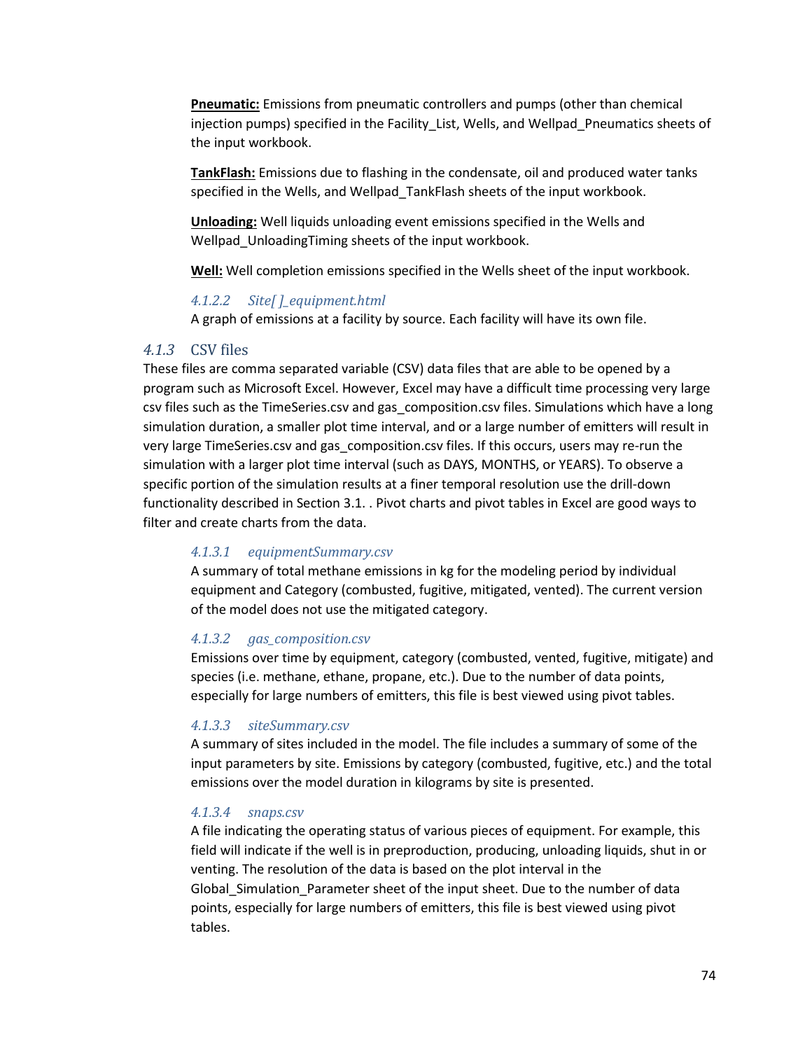**Pneumatic:** Emissions from pneumatic controllers and pumps (other than chemical injection pumps) specified in the Facility_List, Wells, and Wellpad_Pneumatics sheets of the input workbook.

**TankFlash:** Emissions due to flashing in the condensate, oil and produced water tanks specified in the Wells, and Wellpad_TankFlash sheets of the input workbook.

**Unloading:** Well liquids unloading event emissions specified in the Wells and Wellpad_UnloadingTiming sheets of the input workbook.

**Well:** Well completion emissions specified in the Wells sheet of the input workbook.

##### *4.1.2.2 Site[ ]_equipment.html*

A graph of emissions at a facility by source. Each facility will have its own file.

### *4.1.3* CSV files

These files are comma separated variable (CSV) data files that are able to be opened by a program such as Microsoft Excel. However, Excel may have a difficult time processing very large csv files such as the TimeSeries.csv and gas_composition.csv files. Simulations which have a long simulation duration, a smaller plot time interval, and or a large number of emitters will result in very large TimeSeries.csv and gas_composition.csv files. If this occurs, users may re-run the simulation with a larger plot time interval (such as DAYS, MONTHS, or YEARS). To observe a specific portion of the simulation results at a finer temporal resolution use the drill-down functionality described in Section 3.1. . Pivot charts and pivot tables in Excel are good ways to filter and create charts from the data.

##### *4.1.3.1 equipmentSummary.csv*

A summary of total methane emissions in kg for the modeling period by individual equipment and Category (combusted, fugitive, mitigated, vented). The current version of the model does not use the mitigated category.

##### *4.1.3.2 gas_composition.csv*

Emissions over time by equipment, category (combusted, vented, fugitive, mitigate) and species (i.e. methane, ethane, propane, etc.). Due to the number of data points, especially for large numbers of emitters, this file is best viewed using pivot tables.

##### *4.1.3.3 siteSummary.csv*

A summary of sites included in the model. The file includes a summary of some of the input parameters by site. Emissions by category (combusted, fugitive, etc.) and the total emissions over the model duration in kilograms by site is presented.

##### *4.1.3.4 snaps.csv*

A file indicating the operating status of various pieces of equipment. For example, this field will indicate if the well is in preproduction, producing, unloading liquids, shut in or venting. The resolution of the data is based on the plot interval in the Global_Simulation_Parameter sheet of the input sheet. Due to the number of data points, especially for large numbers of emitters, this file is best viewed using pivot tables.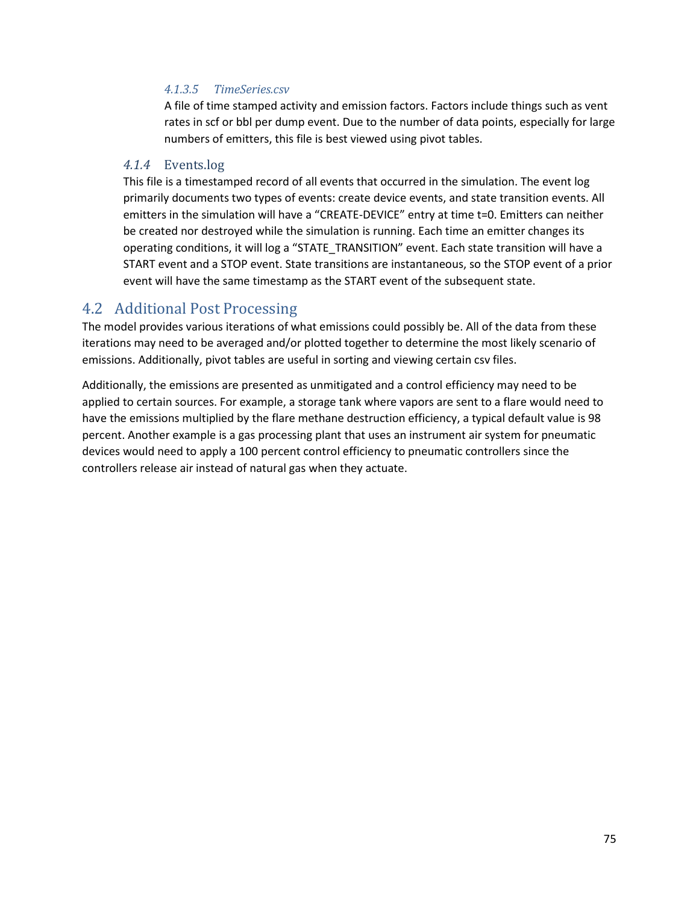##### *4.1.3.5 TimeSeries.csv*

A file of time stamped activity and emission factors. Factors include things such as vent rates in scf or bbl per dump event. Due to the number of data points, especially for large numbers of emitters, this file is best viewed using pivot tables.

#### *4.1.4* Events.log

This file is a timestamped record of all events that occurred in the simulation. The event log primarily documents two types of events: create device events, and state transition events. All emitters in the simulation will have a "CREATE-DEVICE" entry at time t=0. Emitters can neither be created nor destroyed while the simulation is running. Each time an emitter changes its operating conditions, it will log a "STATE_TRANSITION" event. Each state transition will have a START event and a STOP event. State transitions are instantaneous, so the STOP event of a prior event will have the same timestamp as the START event of the subsequent state.

## 4.2 Additional Post Processing

The model provides various iterations of what emissions could possibly be. All of the data from these iterations may need to be averaged and/or plotted together to determine the most likely scenario of emissions. Additionally, pivot tables are useful in sorting and viewing certain csv files.

Additionally, the emissions are presented as unmitigated and a control efficiency may need to be applied to certain sources. For example, a storage tank where vapors are sent to a flare would need to have the emissions multiplied by the flare methane destruction efficiency, a typical default value is 98 percent. Another example is a gas processing plant that uses an instrument air system for pneumatic devices would need to apply a 100 percent control efficiency to pneumatic controllers since the controllers release air instead of natural gas when they actuate.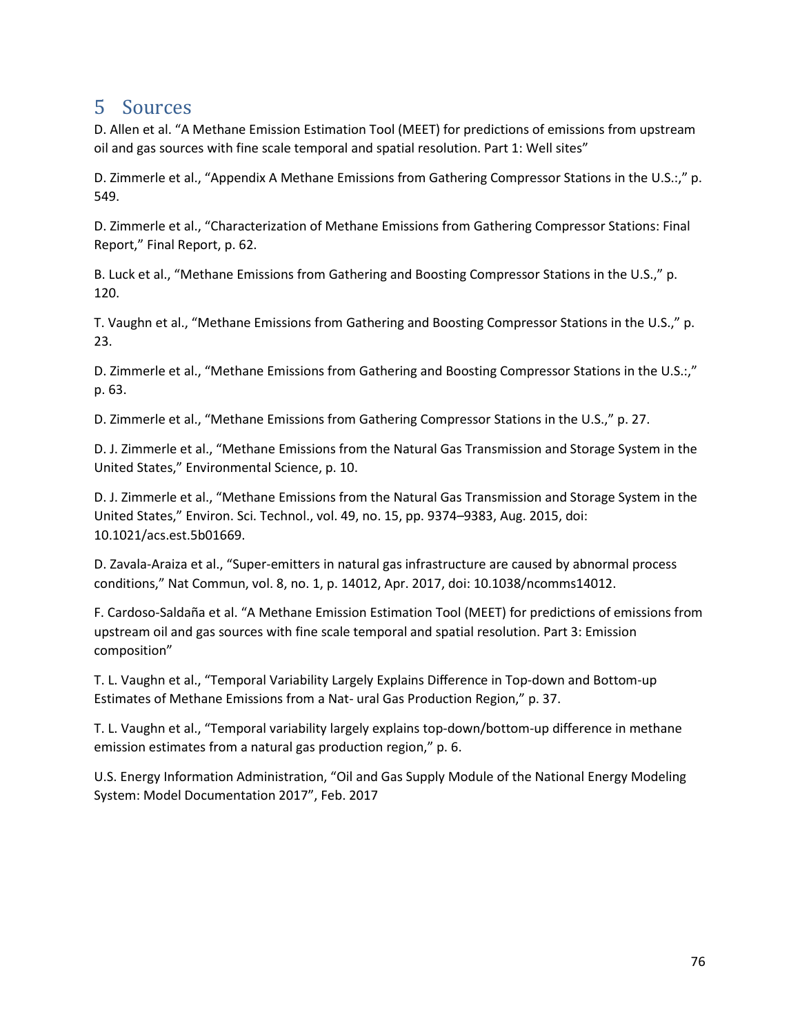# 5 Sources

D. Allen et al. "A Methane Emission Estimation Tool (MEET) for predictions of emissions from upstream oil and gas sources with fine scale temporal and spatial resolution. Part 1: Well sites"

D. Zimmerle et al., "Appendix A Methane Emissions from Gathering Compressor Stations in the U.S.:," p. 549.

D. Zimmerle et al., "Characterization of Methane Emissions from Gathering Compressor Stations: Final Report," Final Report, p. 62.

B. Luck et al., "Methane Emissions from Gathering and Boosting Compressor Stations in the U.S.," p. 120.

T. Vaughn et al., "Methane Emissions from Gathering and Boosting Compressor Stations in the U.S.," p. 23.

D. Zimmerle et al., "Methane Emissions from Gathering and Boosting Compressor Stations in the U.S.:," p. 63.

D. Zimmerle et al., "Methane Emissions from Gathering Compressor Stations in the U.S.," p. 27.

D. J. Zimmerle et al., "Methane Emissions from the Natural Gas Transmission and Storage System in the United States," Environmental Science, p. 10.

D. J. Zimmerle et al., "Methane Emissions from the Natural Gas Transmission and Storage System in the United States," Environ. Sci. Technol., vol. 49, no. 15, pp. 9374–9383, Aug. 2015, doi: 10.1021/acs.est.5b01669.

D. Zavala-Araiza et al., "Super-emitters in natural gas infrastructure are caused by abnormal process conditions," Nat Commun, vol. 8, no. 1, p. 14012, Apr. 2017, doi: 10.1038/ncomms14012.

F. Cardoso-Saldaña et al. "A Methane Emission Estimation Tool (MEET) for predictions of emissions from upstream oil and gas sources with fine scale temporal and spatial resolution. Part 3: Emission composition"

T. L. Vaughn et al., "Temporal Variability Largely Explains Difference in Top-down and Bottom-up Estimates of Methane Emissions from a Nat- ural Gas Production Region," p. 37.

T. L. Vaughn et al., "Temporal variability largely explains top-down/bottom-up difference in methane emission estimates from a natural gas production region," p. 6.

U.S. Energy Information Administration, "Oil and Gas Supply Module of the National Energy Modeling System: Model Documentation 2017", Feb. 2017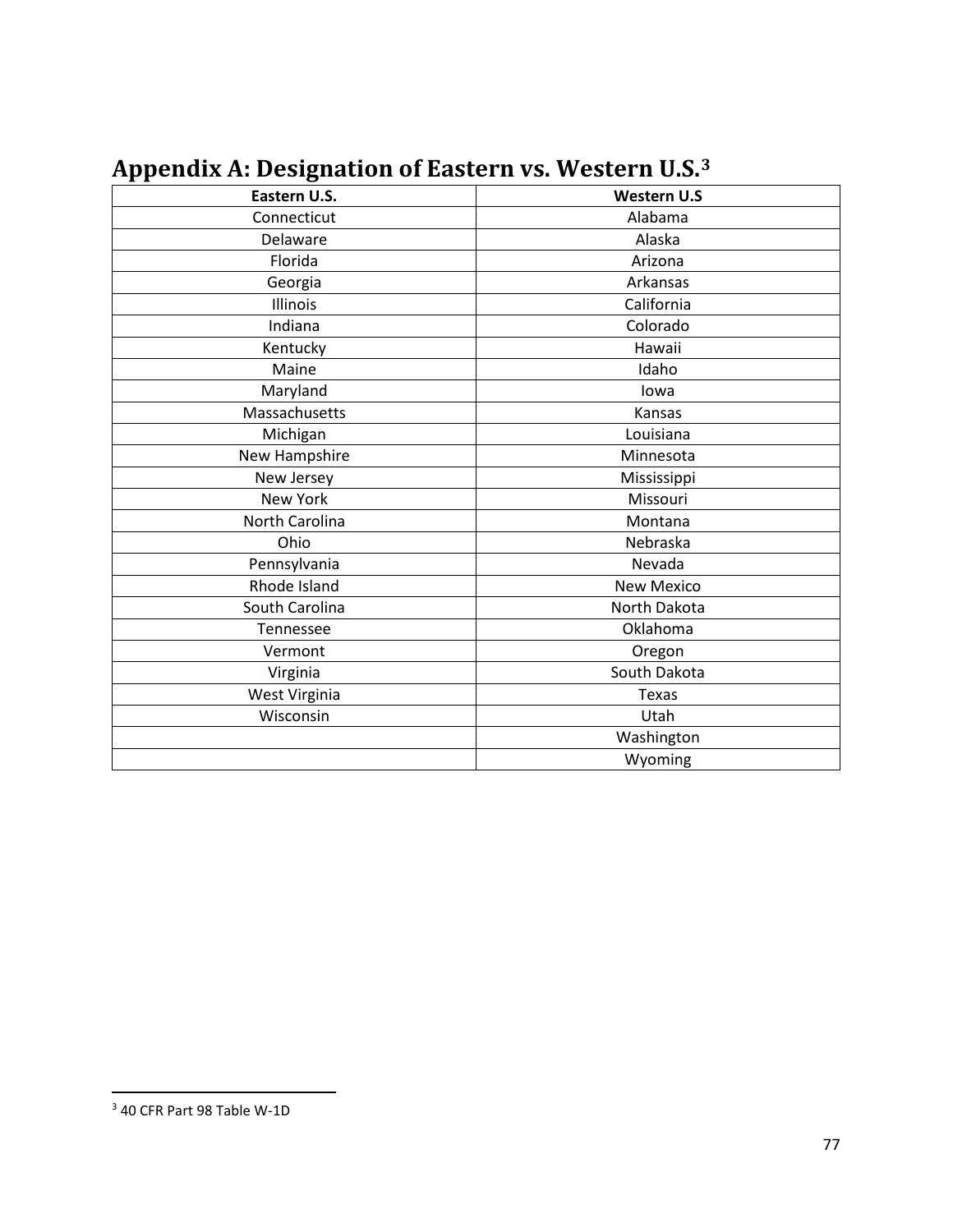# Appendix A: Designation of Eastern vs. Western U.S.[3]

| Eastern U.S. | Western U.S |
|---|---|
| Connecticut | Alabama |
| Delaware | Alaska |
| Florida | Arizona |
| Georgia | Arkansas |
| Illinois | California |
| Indiana | Colorado |
| Kentucky | Hawaii |
| Maine | Idaho |
| Maryland | Iowa |
| Massachusetts | Kansas |
| Michigan | Louisiana |
| New Hampshire | Minnesota |
| New Jersey | Mississippi |
| New York | Missouri |
| North Carolina | Montana |
| Ohio | Nebraska |
| Pennsylvania | Nevada |
| Rhode Island | New Mexico |
| South Carolina | North Dakota |
| Tennessee | Oklahoma |
| Vermont | Oregon |
| Virginia | South Dakota |
| West Virginia | Texas |
| Wisconsin | Utah |
| | Washington |
| | Wyoming |

[3] 40 CFR Part 98 Table W-1D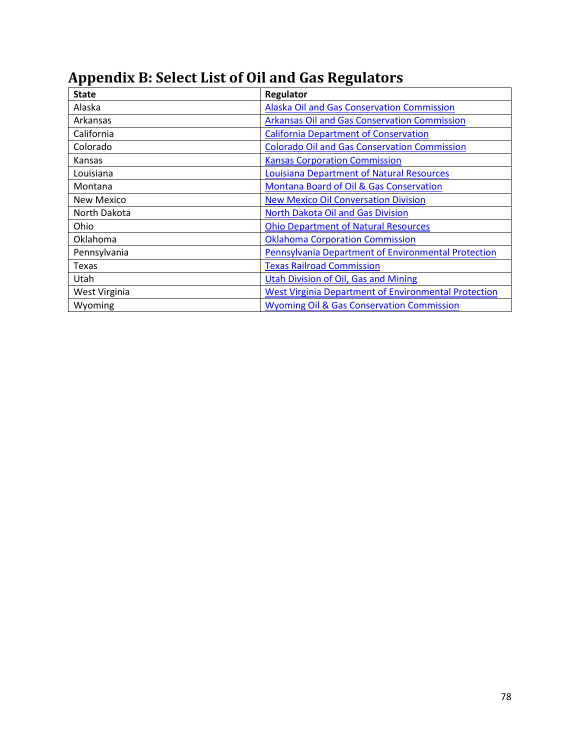# Appendix B: Select List of Oil and Gas Regulators

| State | Regulator |
|---|---|
| Alaska | Alaska Oil and Gas Conservation Commission |
| Arkansas | Arkansas Oil and Gas Conservation Commission |
| California | California Department of Conservation |
| Colorado | Colorado Oil and Gas Conservation Commission |
| Kansas | Kansas Corporation Commission |
| Louisiana | Louisiana Department of Natural Resources |
| Montana | Montana Board of Oil & Gas Conservation |
| New Mexico | New Mexico Oil Conversation Division |
| North Dakota | North Dakota Oil and Gas Division |
| Ohio | Ohio Department of Natural Resources |
| Oklahoma | Oklahoma Corporation Commission |
| Pennsylvania | Pennsylvania Department of Environmental Protection |
| Texas | Texas Railroad Commission |
| Utah | Utah Division of Oil, Gas and Mining |
| West Virginia | West Virginia Department of Environmental Protection |
| Wyoming | Wyoming Oil & Gas Conservation Commission |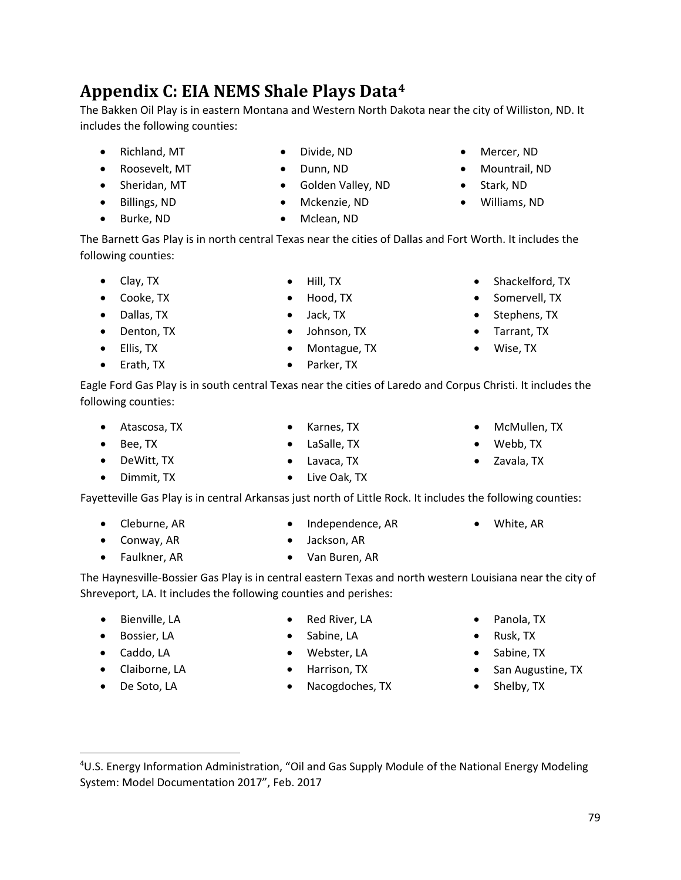# Appendix C: EIA NEMS Shale Plays Data[4]

The Bakken Oil Play is in eastern Montana and Western North Dakota near the city of Williston, ND. It includes the following counties:

- Richland, MT
- Roosevelt, MT
- Sheridan, MT
- Billings, ND
- Burke, ND
- Divide, ND
- Dunn, ND
- Golden Valley, ND
- Mckenzie, ND
- Mclean, ND
- Mercer, ND
- Mountrail, ND
- Stark, ND
- Williams, ND

The Barnett Gas Play is in north central Texas near the cities of Dallas and Fort Worth. It includes the following counties:

- Clay, TX
- Cooke, TX
- Dallas, TX
- Denton, TX
- Ellis, TX
- Erath, TX
- Hill, TX
- Hood, TX
- Jack, TX
- Johnson, TX
- Montague, TX
- Parker, TX
- Shackelford, TX
- Somervell, TX
- Stephens, TX
- Tarrant, TX
- Wise, TX

Eagle Ford Gas Play is in south central Texas near the cities of Laredo and Corpus Christi. It includes the following counties:

- Atascosa, TX
- Bee, TX
- DeWitt, TX
- Dimmit, TX
- Karnes, TX
- LaSalle, TX
- Lavaca, TX
- Live Oak, TX
- McMullen, TX
- Webb, TX
- Zavala, TX

Fayetteville Gas Play is in central Arkansas just north of Little Rock. It includes the following counties:

- Cleburne, AR
- Conway, AR
- Faulkner, AR
- Independence, AR
- Jackson, AR
- Van Buren, AR
- White, AR

The Haynesville-Bossier Gas Play is in central eastern Texas and north western Louisiana near the city of Shreveport, LA. It includes the following counties and perishes:

- Bienville, LA
- Bossier, LA
- Caddo, LA
- Claiborne, LA
- De Soto, LA
- Red River, LA
- Sabine, LA
- Webster, LA
- Harrison, TX
- Nacogdoches, TX
- Panola, TX
- Rusk, TX
- Sabine, TX
- San Augustine, TX
- Shelby, TX

---

[4]U.S. Energy Information Administration, "Oil and Gas Supply Module of the National Energy Modeling System: Model Documentation 2017", Feb. 2017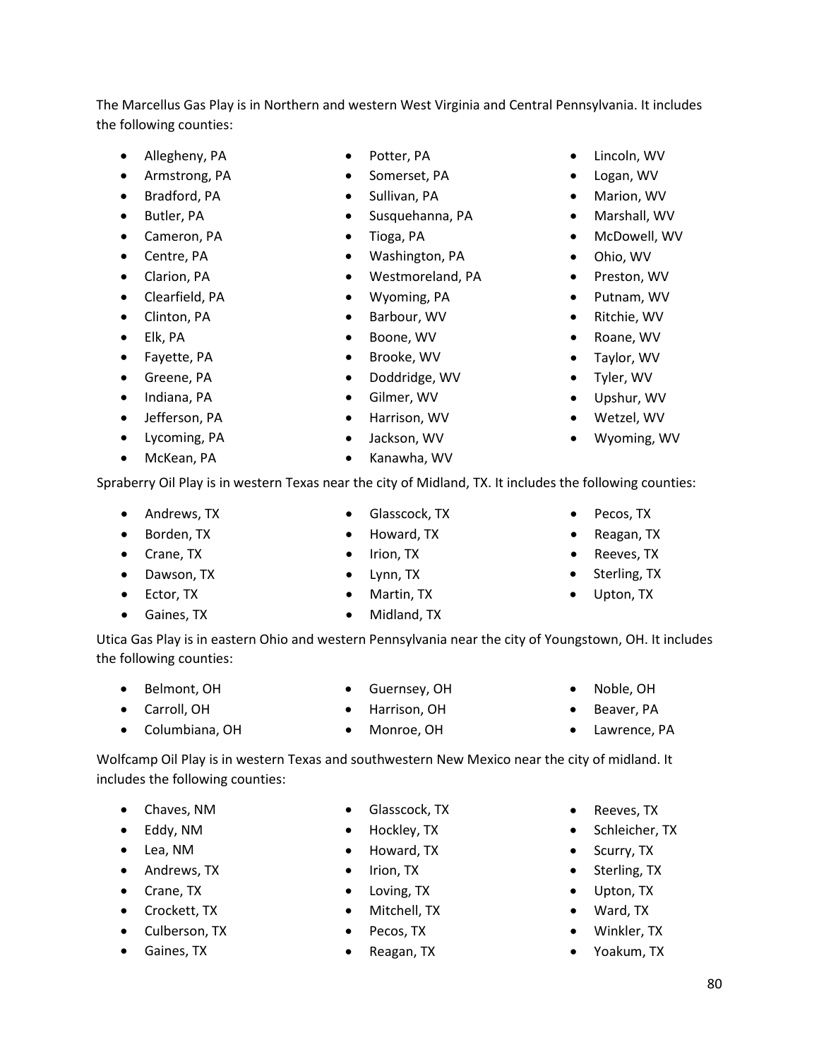The Marcellus Gas Play is in Northern and western West Virginia and Central Pennsylvania. It includes the following counties:

- Allegheny, PA
- Armstrong, PA
- Bradford, PA
- Butler, PA
- Cameron, PA
- Centre, PA
- Clarion, PA
- Clearfield, PA
- Clinton, PA
- Elk, PA
- Fayette, PA
- Greene, PA
- Indiana, PA
- Jefferson, PA
- Lycoming, PA
- McKean, PA
- Potter, PA
- Somerset, PA
- Sullivan, PA
- Susquehanna, PA
- Tioga, PA
- Washington, PA
- Westmoreland, PA
- Wyoming, PA
- Barbour, WV
- Boone, WV
- Brooke, WV
- Doddridge, WV
- Gilmer, WV
- Harrison, WV
- Jackson, WV
- Kanawha, WV
- Lincoln, WV
- Logan, WV
- Marion, WV
- Marshall, WV
- McDowell, WV
- Ohio, WV
- Preston, WV
- Putnam, WV
- Ritchie, WV
- Roane, WV
- Taylor, WV
- Tyler, WV
- Upshur, WV
- Wetzel, WV
- Wyoming, WV

Spraberry Oil Play is in western Texas near the city of Midland, TX. It includes the following counties:

- Andrews, TX
- Borden, TX
- Crane, TX
- Dawson, TX
- Ector, TX
- Gaines, TX
- Glasscock, TX
- Howard, TX
- Irion, TX
- Lynn, TX
- Martin, TX
- Midland, TX
- Pecos, TX
- Reagan, TX
- Reeves, TX
- Sterling, TX
- Upton, TX

Utica Gas Play is in eastern Ohio and western Pennsylvania near the city of Youngstown, OH. It includes the following counties:

- Belmont, OH
- Carroll, OH
- Columbiana, OH
- Guernsey, OH
- Harrison, OH
- Monroe, OH
- Noble, OH
- Beaver, PA
- Lawrence, PA

Wolfcamp Oil Play is in western Texas and southwestern New Mexico near the city of midland. It includes the following counties:

- Chaves, NM
- Eddy, NM
- Lea, NM
- Andrews, TX
- Crane, TX
- Crockett, TX
- Culberson, TX
- Gaines, TX
- Glasscock, TX
- Hockley, TX
- Howard, TX
- Irion, TX
- Loving, TX
- Mitchell, TX
- Pecos, TX
- Reagan, TX
- Reeves, TX
- Schleicher, TX
- Scurry, TX
- Sterling, TX
- Upton, TX
- Ward, TX
- Winkler, TX
- Yoakum, TX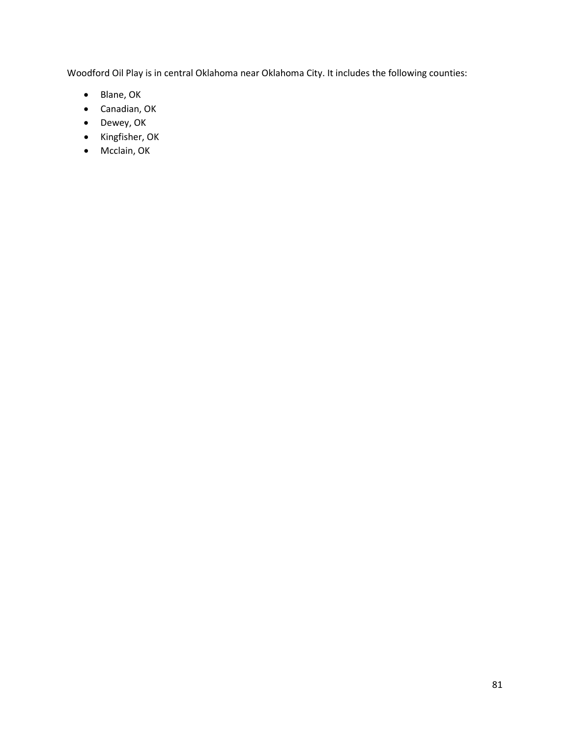Woodford Oil Play is in central Oklahoma near Oklahoma City. It includes the following counties:

- Blane, OK
- Canadian, OK
- Dewey, OK
- Kingfisher, OK
- Mcclain, OK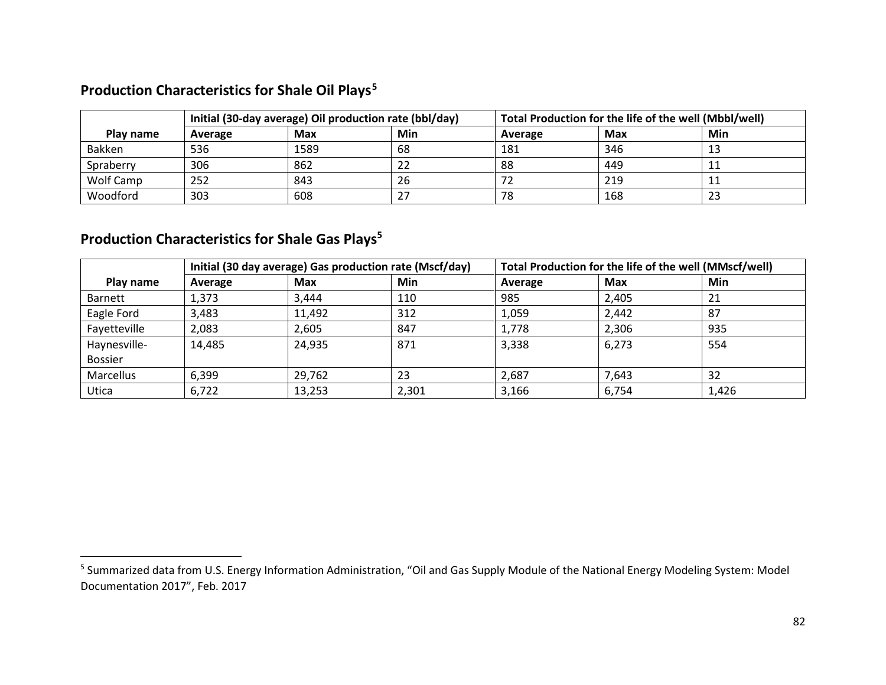## Production Characteristics for Shale Oil Plays[5]

| | Initial (30-day average) Oil production rate (bbl/day) | | | Total Production for the life of the well (Mbbl/well) | | |
|---|---|---|---|---|---|---|
| Play name | Average | Max | Min | Average | Max | Min |
| Bakken | 536 | 1589 | 68 | 181 | 346 | 13 |
| Spraberry | 306 | 862 | 22 | 88 | 449 | 11 |
| Wolf Camp | 252 | 843 | 26 | 72 | 219 | 11 |
| Woodford | 303 | 608 | 27 | 78 | 168 | 23 |

## Production Characteristics for Shale Gas Plays[5]

| | Initial (30 day average) Gas production rate (Mscf/day) | | | Total Production for the life of the well (MMscf/well) | | |
|---|---|---|---|---|---|---|
| Play name | Average | Max | Min | Average | Max | Min |
| Barnett | 1,373 | 3,444 | 110 | 985 | 2,405 | 21 |
| Eagle Ford | 3,483 | 11,492 | 312 | 1,059 | 2,442 | 87 |
| Fayetteville | 2,083 | 2,605 | 847 | 1,778 | 2,306 | 935 |
| Haynesville-Bossier | 14,485 | 24,935 | 871 | 3,338 | 6,273 | 554 |
| Marcellus | 6,399 | 29,762 | 23 | 2,687 | 7,643 | 32 |
| Utica | 6,722 | 13,253 | 2,301 | 3,166 | 6,754 | 1,426 |

[5] Summarized data from U.S. Energy Information Administration, "Oil and Gas Supply Module of the National Energy Modeling System: Model Documentation 2017", Feb. 2017